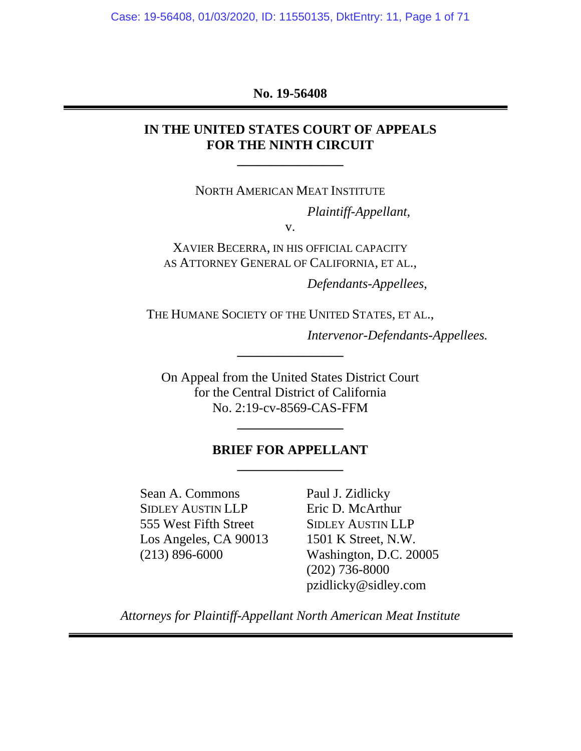**No. 19-56408**

---

**IN THE UNITED STATES COURT OF APPEALS**
**FOR THE NINTH CIRCUIT**

---

NORTH AMERICAN MEAT INSTITUTE

*Plaintiff-Appellant*,

v.

XAVIER BECERRA, IN HIS OFFICIAL CAPACITY AS ATTORNEY GENERAL OF CALIFORNIA, ET AL.,

*Defendants-Appellees*,

THE HUMANE SOCIETY OF THE UNITED STATES, ET AL.,

*Intervenor-Defendants-Appellees.*

---

On Appeal from the United States District Court
for the Central District of California
No. 2:19-cv-8569-CAS-FFM

---

**BRIEF FOR APPELLANT**

---

Sean A. Commons
SIDLEY AUSTIN LLP
555 West Fifth Street
Los Angeles, CA 90013
(213) 896-6000

Paul J. Zidlicky
Eric D. McArthur
SIDLEY AUSTIN LLP
1501 K Street, N.W.
Washington, D.C. 20005
(202) 736-8000
pzidlicky@sidley.com

*Attorneys for Plaintiff-Appellant North American Meat Institute*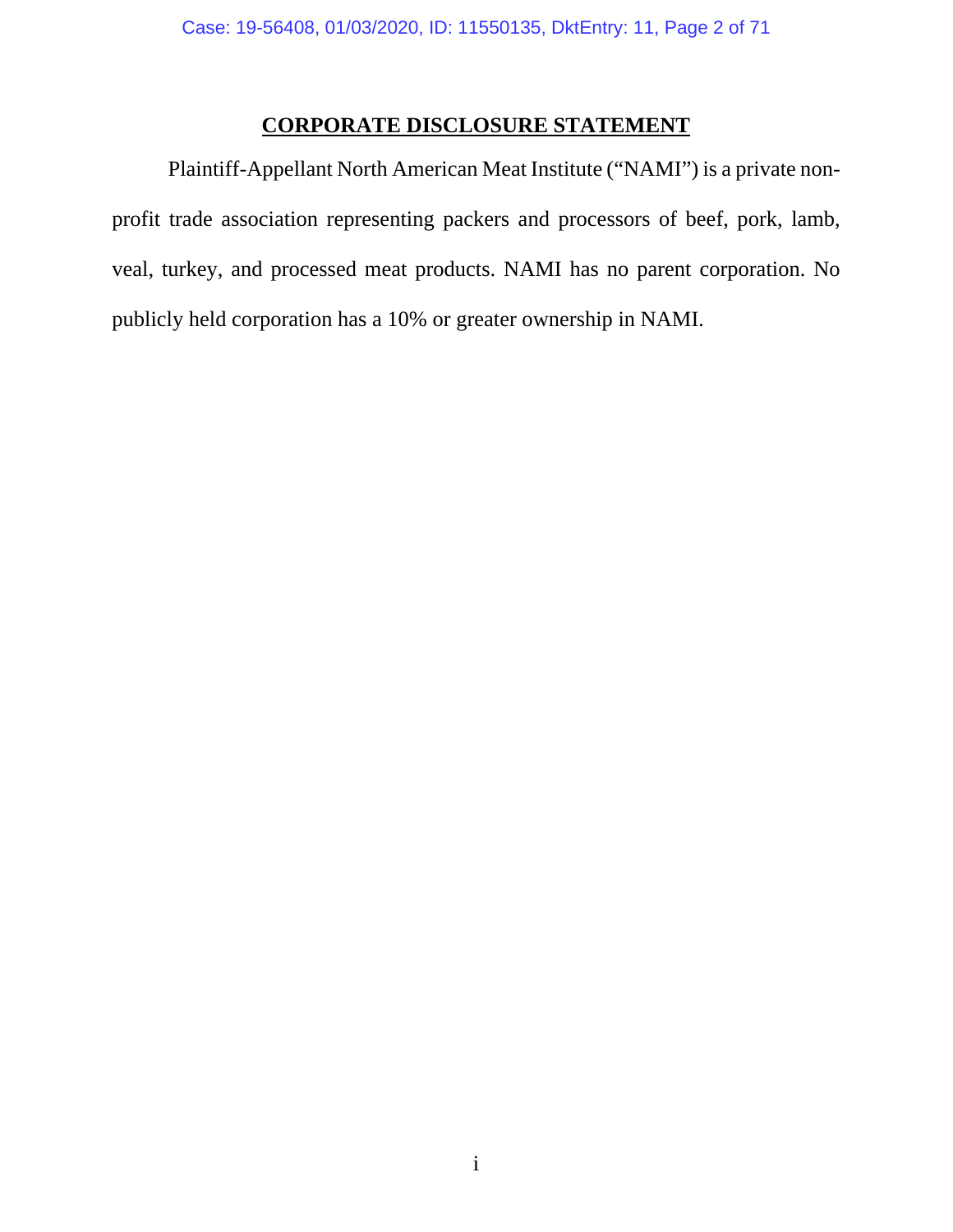## CORPORATE DISCLOSURE STATEMENT

Plaintiff-Appellant North American Meat Institute ("NAMI") is a private non-profit trade association representing packers and processors of beef, pork, lamb, veal, turkey, and processed meat products. NAMI has no parent corporation. No publicly held corporation has a 10% or greater ownership in NAMI.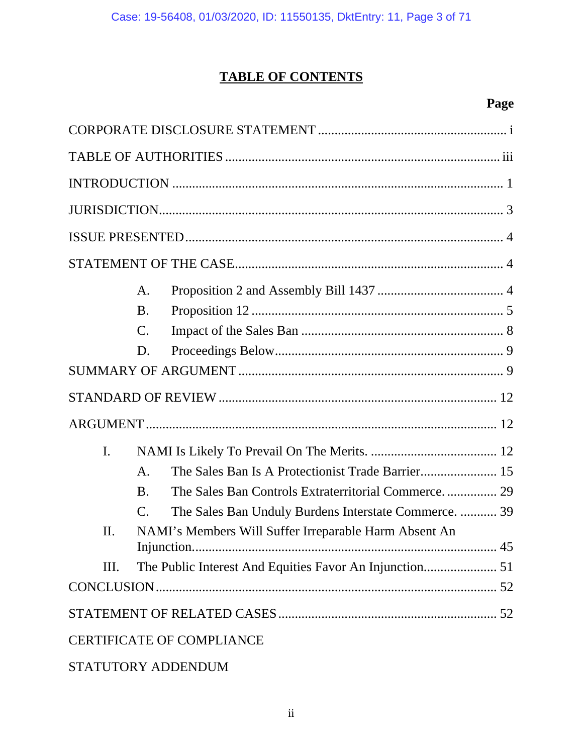# TABLE OF CONTENTS

**Page**

CORPORATE DISCLOSURE STATEMENT ........................................................ i

TABLE OF AUTHORITIES ................................................................................. iii

INTRODUCTION ................................................................................................ 1

JURISDICTION.................................................................................................... 3

ISSUE PRESENTED............................................................................................. 4

STATEMENT OF THE CASE............................................................................... 4

- A. Proposition 2 and Assembly Bill 1437 ..................................... 4
- B. Proposition 12 ........................................................................... 5
- C. Impact of the Sales Ban ............................................................ 8
- D. Proceedings Below.................................................................... 9

SUMMARY OF ARGUMENT .............................................................................. 9

STANDARD OF REVIEW .................................................................................. 12

ARGUMENT ....................................................................................................... 12

- I. NAMI Is Likely To Prevail On The Merits. ..................................... 12
  - A. The Sales Ban Is A Protectionist Trade Barrier....................... 15
  - B. The Sales Ban Controls Extraterritorial Commerce. ............... 29
  - C. The Sales Ban Unduly Burdens Interstate Commerce. ........... 39
- II. NAMI's Members Will Suffer Irreparable Harm Absent An Injunction........................................................................................ 45
- III. The Public Interest And Equities Favor An Injunction...................... 51

CONCLUSION.................................................................................................... 52

STATEMENT OF RELATED CASES ................................................................ 52

CERTIFICATE OF COMPLIANCE

STATUTORY ADDENDUM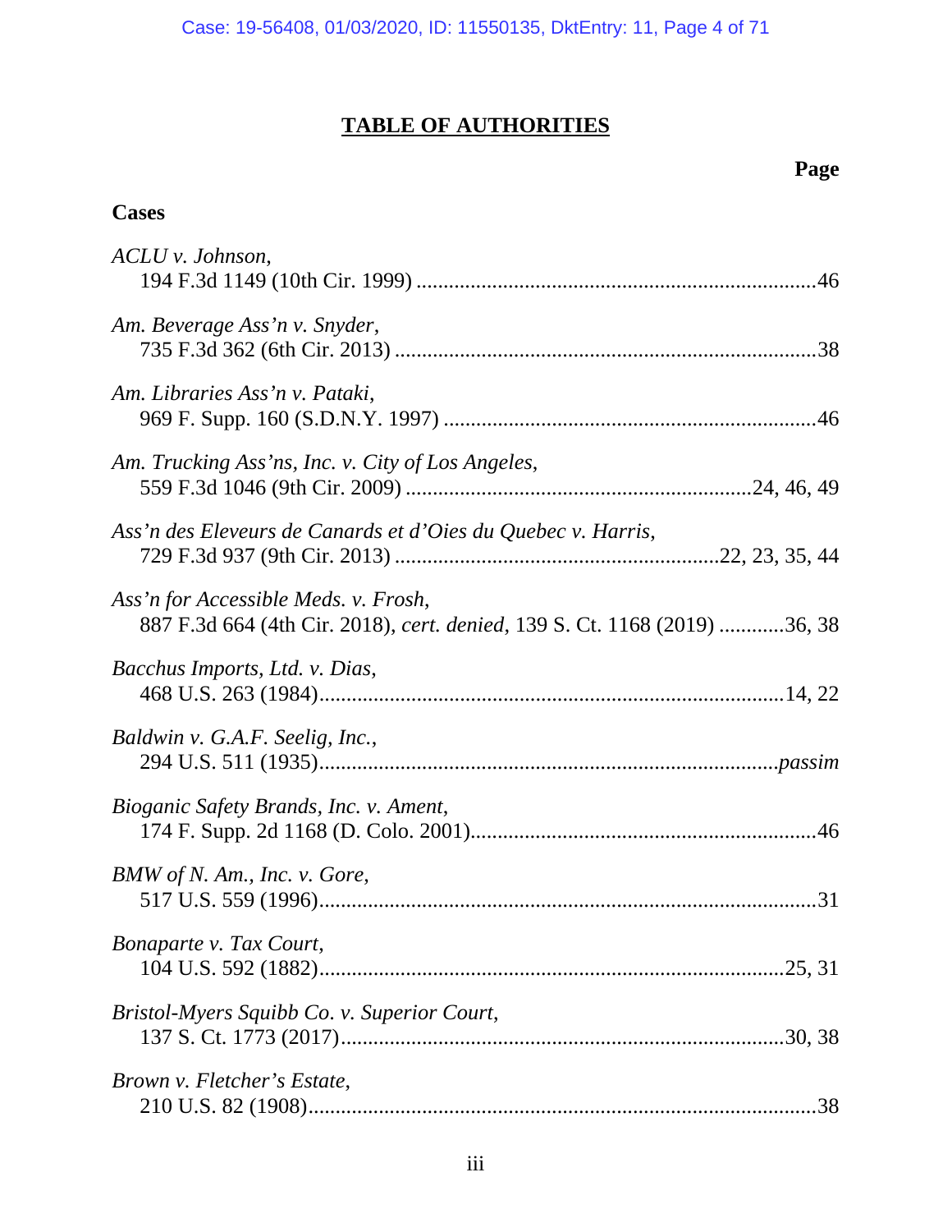# TABLE OF AUTHORITIES

**Page**

**Cases**

*ACLU v. Johnson*,
194 F.3d 1149 (10th Cir. 1999) .......................................................................46

*Am. Beverage Ass'n v. Snyder*,
735 F.3d 362 (6th Cir. 2013) ...........................................................................38

*Am. Libraries Ass'n v. Pataki*,
969 F. Supp. 160 (S.D.N.Y. 1997) ..................................................................46

*Am. Trucking Ass'ns, Inc. v. City of Los Angeles*,
559 F.3d 1046 (9th Cir. 2009) .............................................................24, 46, 49

*Ass'n des Eleveurs de Canards et d'Oies du Quebec v. Harris*,
729 F.3d 937 (9th Cir. 2013) ..........................................................22, 23, 35, 44

*Ass'n for Accessible Meds. v. Frosh*,
887 F.3d 664 (4th Cir. 2018), *cert. denied*, 139 S. Ct. 1168 (2019) ............36, 38

*Bacchus Imports, Ltd. v. Dias*,
468 U.S. 263 (1984)...................................................................................14, 22

*Baldwin v. G.A.F. Seelig, Inc.*,
294 U.S. 511 (1935)...................................................................................*passim*

*Bioganic Safety Brands, Inc. v. Ament*,
174 F. Supp. 2d 1168 (D. Colo. 2001)..............................................................46

*BMW of N. Am., Inc. v. Gore*,
517 U.S. 559 (1996)........................................................................................31

*Bonaparte v. Tax Court*,
104 U.S. 592 (1882)...................................................................................25, 31

*Bristol-Myers Squibb Co. v. Superior Court*,
137 S. Ct. 1773 (2017)...............................................................................30, 38

*Brown v. Fletcher's Estate*,
210 U.S. 82 (1908)..........................................................................................38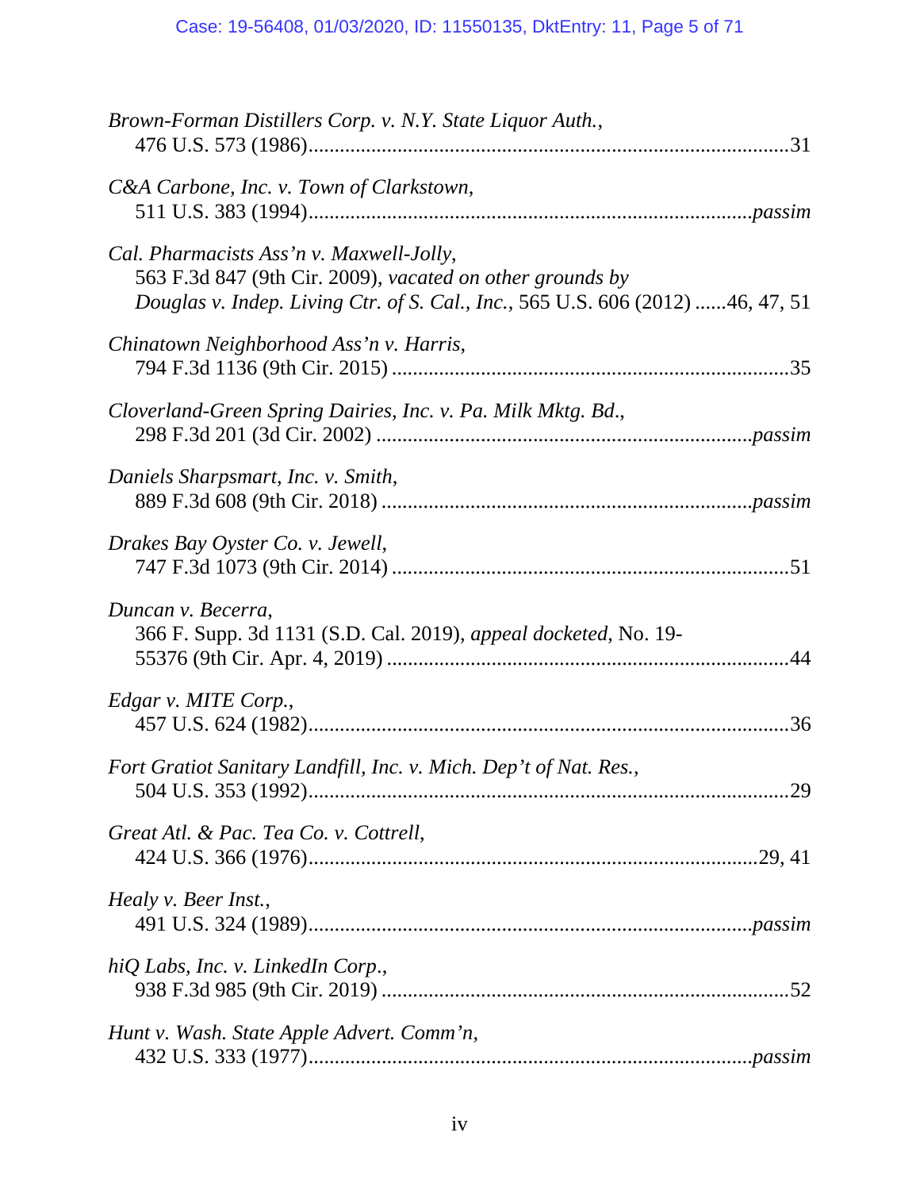*Brown-Forman Distillers Corp. v. N.Y. State Liquor Auth.*,
476 U.S. 573 (1986)........................................................................................31

*C&A Carbone, Inc. v. Town of Clarkstown*,
511 U.S. 383 (1994)..................................................................................*passim*

*Cal. Pharmacists Ass'n v. Maxwell-Jolly*,
563 F.3d 847 (9th Cir. 2009), *vacated on other grounds by Douglas v. Indep. Living Ctr. of S. Cal., Inc.*, 565 U.S. 606 (2012) ......46, 47, 51

*Chinatown Neighborhood Ass'n v. Harris*,
794 F.3d 1136 (9th Cir. 2015) ........................................................................35

*Cloverland-Green Spring Dairies, Inc. v. Pa. Milk Mktg. Bd.*,
298 F.3d 201 (3d Cir. 2002) .....................................................................*passim*

*Daniels Sharpsmart, Inc. v. Smith*,
889 F.3d 608 (9th Cir. 2018) ....................................................................*passim*

*Drakes Bay Oyster Co. v. Jewell*,
747 F.3d 1073 (9th Cir. 2014) ........................................................................51

*Duncan v. Becerra*,
366 F. Supp. 3d 1131 (S.D. Cal. 2019), *appeal docketed*, No. 19-55376 (9th Cir. Apr. 4, 2019) ..........................................................................44

*Edgar v. MITE Corp.*,
457 U.S. 624 (1982)........................................................................................36

*Fort Gratiot Sanitary Landfill, Inc. v. Mich. Dep't of Nat. Res.*,
504 U.S. 353 (1992)........................................................................................29

*Great Atl. & Pac. Tea Co. v. Cottrell*,
424 U.S. 366 (1976)...................................................................................29, 41

*Healy v. Beer Inst.*,
491 U.S. 324 (1989)..................................................................................*passim*

*hiQ Labs, Inc. v. LinkedIn Corp.*,
938 F.3d 985 (9th Cir. 2019) ..........................................................................52

*Hunt v. Wash. State Apple Advert. Comm'n*,
432 U.S. 333 (1977)..................................................................................*passim*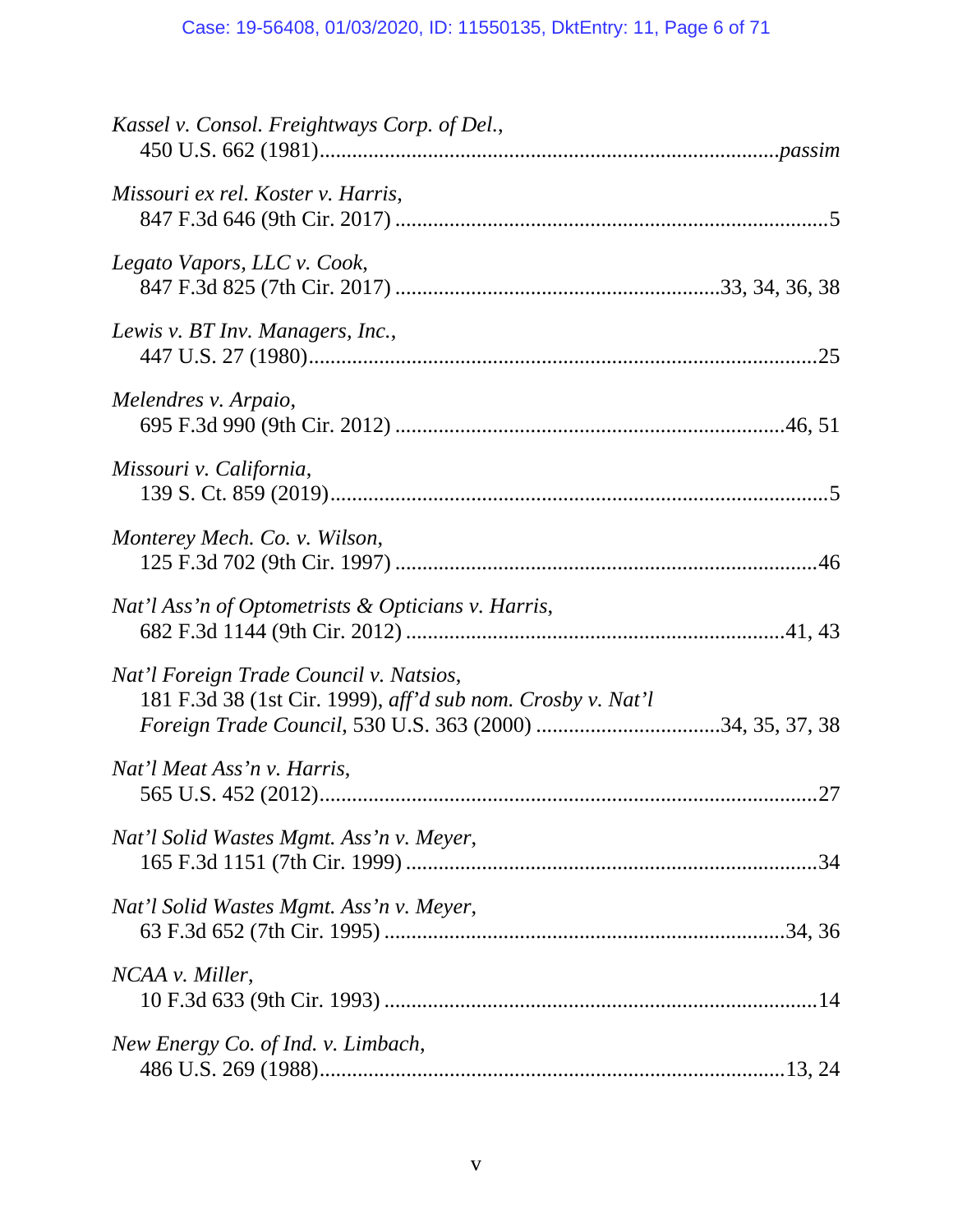*Kassel v. Consol. Freightways Corp. of Del.*,
450 U.S. 662 (1981)....................................................................................*passim*

*Missouri ex rel. Koster v. Harris*,
847 F.3d 646 (9th Cir. 2017) ...............................................................................5

*Legato Vapors, LLC v. Cook*,
847 F.3d 825 (7th Cir. 2017) ..........................................................33, 34, 36, 38

*Lewis v. BT Inv. Managers, Inc.*,
447 U.S. 27 (1980)............................................................................................25

*Melendres v. Arpaio*,
695 F.3d 990 (9th Cir. 2012) .......................................................................46, 51

*Missouri v. California*,
139 S. Ct. 859 (2019)...........................................................................................5

*Monterey Mech. Co. v. Wilson*,
125 F.3d 702 (9th Cir. 1997) .............................................................................46

*Nat'l Ass'n of Optometrists & Opticians v. Harris*,
682 F.3d 1144 (9th Cir. 2012) .....................................................................41, 43

*Nat'l Foreign Trade Council v. Natsios*,
181 F.3d 38 (1st Cir. 1999), *aff'd sub nom. Crosby v. Nat'l Foreign Trade Council*, 530 U.S. 363 (2000) .................................34, 35, 37, 38

*Nat'l Meat Ass'n v. Harris*,
565 U.S. 452 (2012)...........................................................................................27

*Nat'l Solid Wastes Mgmt. Ass'n v. Meyer*,
165 F.3d 1151 (7th Cir. 1999) ...........................................................................34

*Nat'l Solid Wastes Mgmt. Ass'n v. Meyer*,
63 F.3d 652 (7th Cir. 1995) .........................................................................34, 36

*NCAA v. Miller*,
10 F.3d 633 (9th Cir. 1993) ...............................................................................14

*New Energy Co. of Ind. v. Limbach*,
486 U.S. 269 (1988)......................................................................................13, 24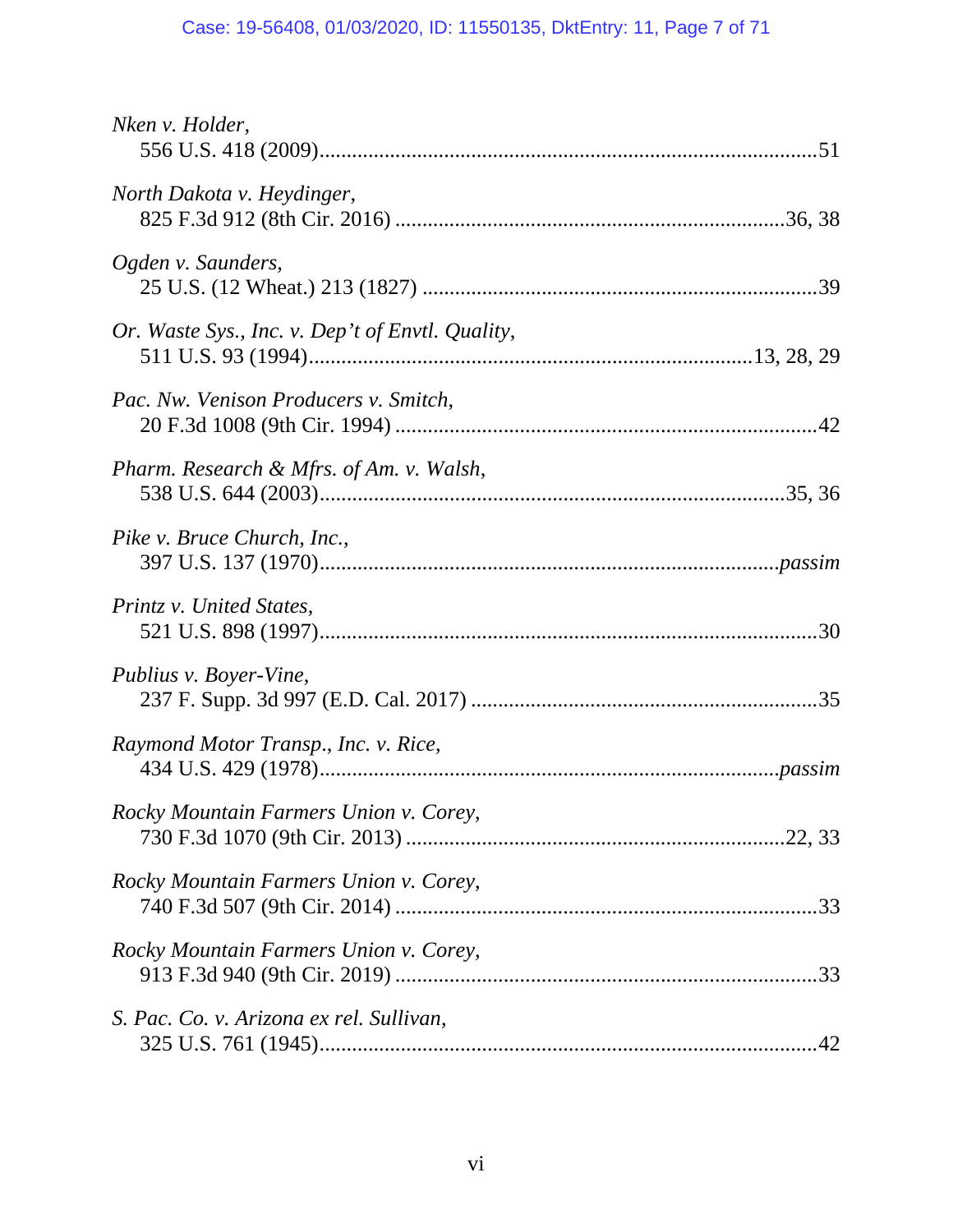*Nken v. Holder*,
556 U.S. 418 (2009)..........................................................................................51

*North Dakota v. Heydinger*,
825 F.3d 912 (8th Cir. 2016) .......................................................................36, 38

*Ogden v. Saunders*,
25 U.S. (12 Wheat.) 213 (1827) .......................................................................39

*Or. Waste Sys., Inc. v. Dep't of Envtl. Quality*,
511 U.S. 93 (1994)...............................................................................13, 28, 29

*Pac. Nw. Venison Producers v. Smitch*,
20 F.3d 1008 (9th Cir. 1994) ...........................................................................42

*Pharm. Research & Mfrs. of Am. v. Walsh*,
538 U.S. 644 (2003).....................................................................................35, 36

*Pike v. Bruce Church, Inc.*,
397 U.S. 137 (1970)...................................................................................*passim*

*Printz v. United States*,
521 U.S. 898 (1997)...........................................................................................30

*Publius v. Boyer-Vine*,
237 F. Supp. 3d 997 (E.D. Cal. 2017) ..............................................................35

*Raymond Motor Transp., Inc. v. Rice*,
434 U.S. 429 (1978)...................................................................................*passim*

*Rocky Mountain Farmers Union v. Corey*,
730 F.3d 1070 (9th Cir. 2013) ....................................................................22, 33

*Rocky Mountain Farmers Union v. Corey*,
740 F.3d 507 (9th Cir. 2014) ............................................................................33

*Rocky Mountain Farmers Union v. Corey*,
913 F.3d 940 (9th Cir. 2019) ............................................................................33

*S. Pac. Co. v. Arizona ex rel. Sullivan*,
325 U.S. 761 (1945)...........................................................................................42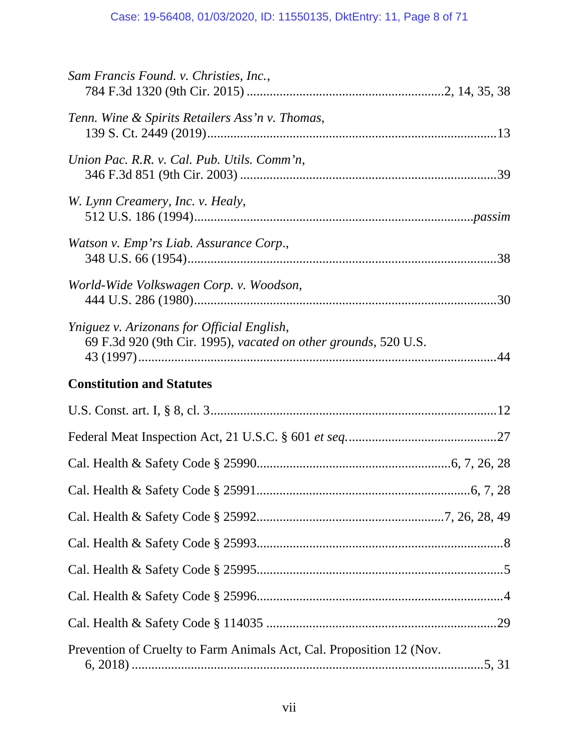*Sam Francis Found. v. Christies, Inc.*,
784 F.3d 1320 (9th Cir. 2015) ....................................................2, 14, 35, 38

*Tenn. Wine & Spirits Retailers Ass'n v. Thomas*,
139 S. Ct. 2449 (2019)...........................................................................13

*Union Pac. R.R. v. Cal. Pub. Utils. Comm'n*,
346 F.3d 851 (9th Cir. 2003) .................................................................39

*W. Lynn Creamery, Inc. v. Healy*,
512 U.S. 186 (1994)........................................................................*passim*

*Watson v. Emp'rs Liab. Assurance Corp*.,
348 U.S. 66 (1954)..................................................................................38

*World-Wide Volkswagen Corp. v. Woodson*,
444 U.S. 286 (1980)................................................................................30

*Yniguez v. Arizonans for Official English*,
69 F.3d 920 (9th Cir. 1995), *vacated on other grounds*, 520 U.S.
43 (1997)................................................................................................44

**Constitution and Statutes**

U.S. Const. art. I, § 8, cl. 3.......................................................................12

Federal Meat Inspection Act, 21 U.S.C. § 601 *et seq.*.............................27

Cal. Health & Safety Code § 25990...................................................6, 7, 26, 28

Cal. Health & Safety Code § 25991.......................................................6, 7, 28

Cal. Health & Safety Code § 25992...................................................7, 26, 28, 49

Cal. Health & Safety Code § 25993..............................................................8

Cal. Health & Safety Code § 25995..............................................................5

Cal. Health & Safety Code § 25996..............................................................4

Cal. Health & Safety Code § 114035 ..........................................................29

Prevention of Cruelty to Farm Animals Act, Cal. Proposition 12 (Nov.
6, 2018) ..............................................................................................5, 31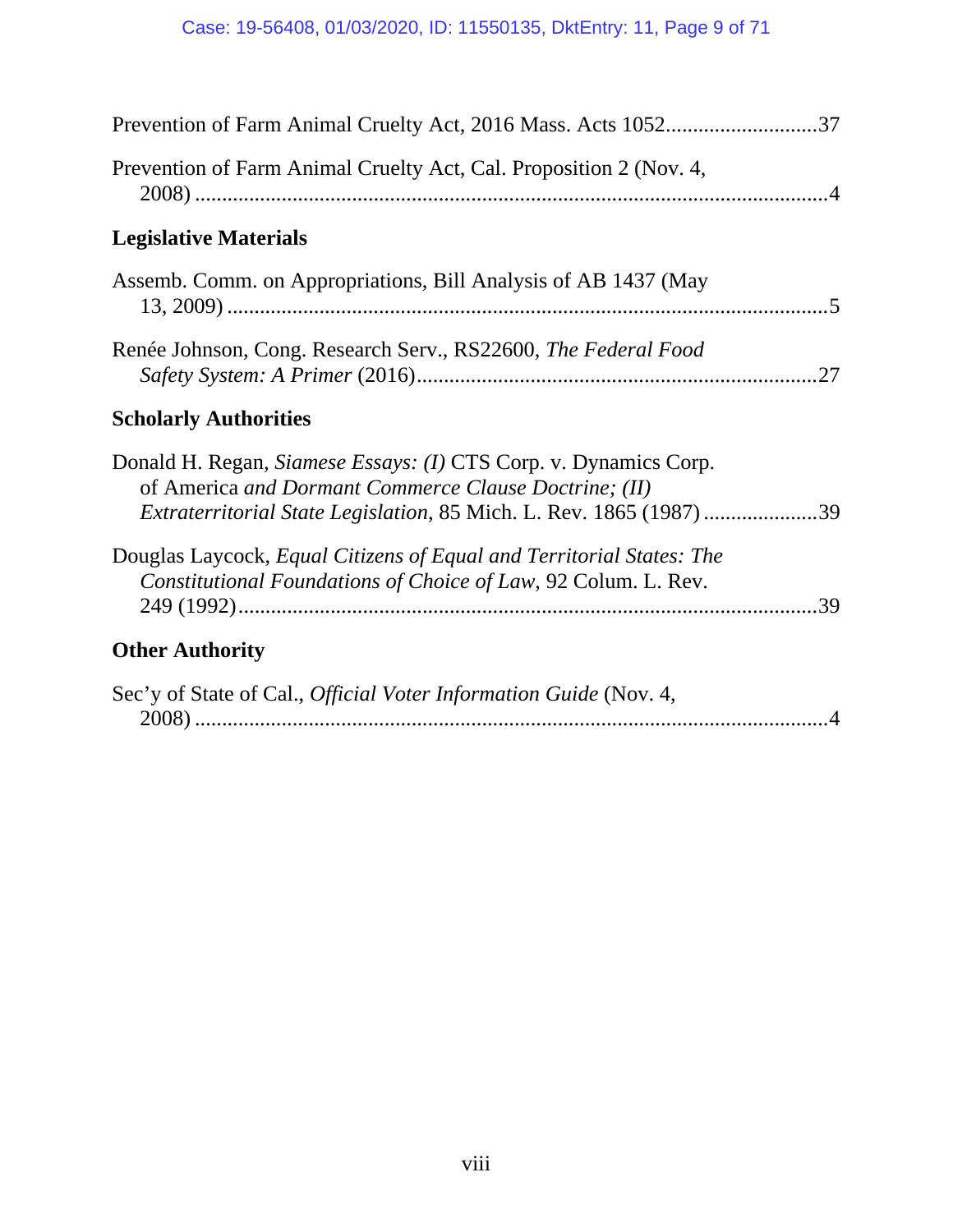Prevention of Farm Animal Cruelty Act, 2016 Mass. Acts 1052............................37

Prevention of Farm Animal Cruelty Act, Cal. Proposition 2 (Nov. 4, 2008) .....................................................................................................................4

### Legislative Materials

Assemb. Comm. on Appropriations, Bill Analysis of AB 1437 (May 13, 2009) ..............................................................................................................5

Renée Johnson, Cong. Research Serv., RS22600, *The Federal Food Safety System: A Primer* (2016)..........................................................................27

### Scholarly Authorities

Donald H. Regan, *Siamese Essays: (I)* CTS Corp. v. Dynamics Corp. of America *and Dormant Commerce Clause Doctrine; (II) Extraterritorial State Legislation*, 85 Mich. L. Rev. 1865 (1987) .....................39

Douglas Laycock, *Equal Citizens of Equal and Territorial States: The Constitutional Foundations of Choice of Law*, 92 Colum. L. Rev. 249 (1992)..........................................................................................................39

### Other Authority

Sec'y of State of Cal., *Official Voter Information Guide* (Nov. 4, 2008) .....................................................................................................................4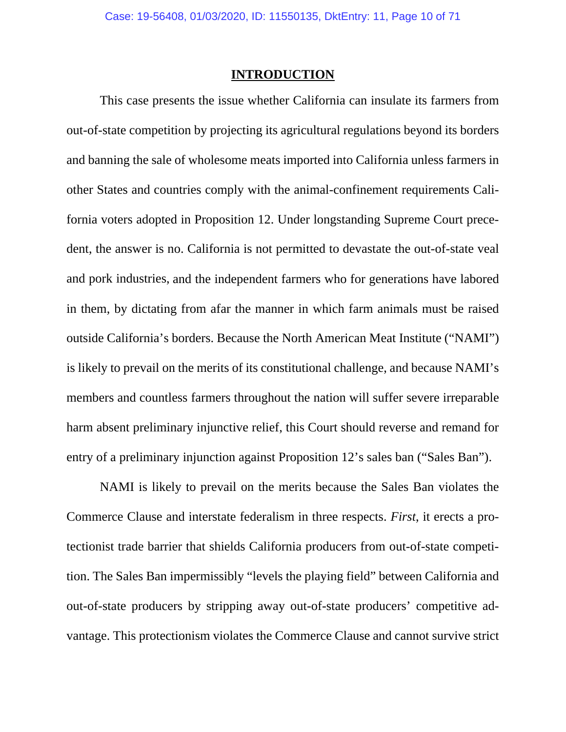## INTRODUCTION

This case presents the issue whether California can insulate its farmers from out-of-state competition by projecting its agricultural regulations beyond its borders and banning the sale of wholesome meats imported into California unless farmers in other States and countries comply with the animal-confinement requirements California voters adopted in Proposition 12. Under longstanding Supreme Court precedent, the answer is no. California is not permitted to devastate the out-of-state veal and pork industries, and the independent farmers who for generations have labored in them, by dictating from afar the manner in which farm animals must be raised outside California's borders. Because the North American Meat Institute ("NAMI") is likely to prevail on the merits of its constitutional challenge, and because NAMI's members and countless farmers throughout the nation will suffer severe irreparable harm absent preliminary injunctive relief, this Court should reverse and remand for entry of a preliminary injunction against Proposition 12's sales ban ("Sales Ban").

NAMI is likely to prevail on the merits because the Sales Ban violates the Commerce Clause and interstate federalism in three respects. *First*, it erects a protectionist trade barrier that shields California producers from out-of-state competition. The Sales Ban impermissibly "levels the playing field" between California and out-of-state producers by stripping away out-of-state producers' competitive advantage. This protectionism violates the Commerce Clause and cannot survive strict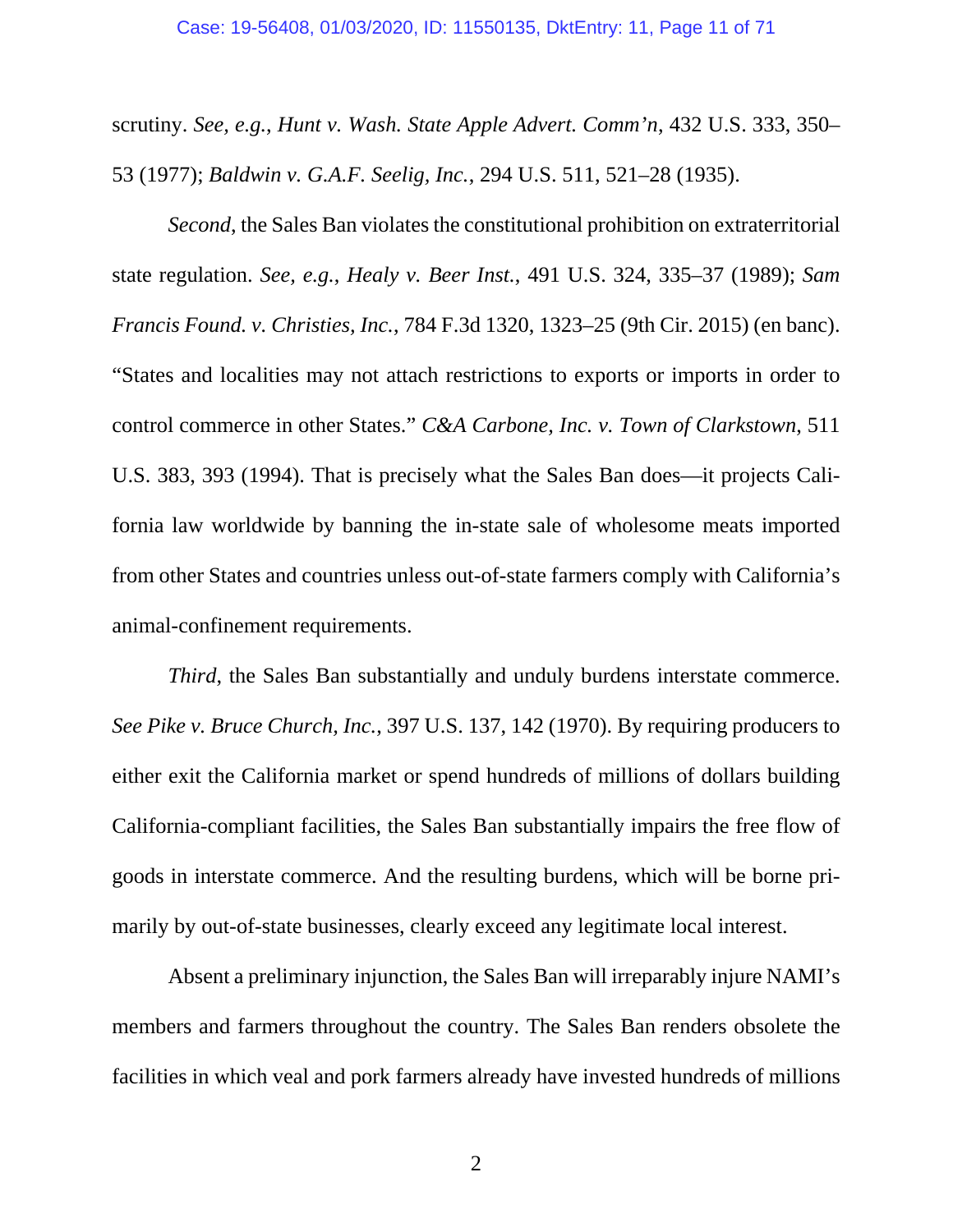scrutiny. *See, e.g.*, *Hunt v. Wash. State Apple Advert. Comm'n*, 432 U.S. 333, 350–53 (1977); *Baldwin v. G.A.F. Seelig, Inc.*, 294 U.S. 511, 521–28 (1935).

*Second*, the Sales Ban violates the constitutional prohibition on extraterritorial state regulation. *See, e.g.*, *Healy v. Beer Inst.*, 491 U.S. 324, 335–37 (1989); *Sam Francis Found. v. Christies, Inc.*, 784 F.3d 1320, 1323–25 (9th Cir. 2015) (en banc). "States and localities may not attach restrictions to exports or imports in order to control commerce in other States." *C&A Carbone, Inc. v. Town of Clarkstown*, 511 U.S. 383, 393 (1994). That is precisely what the Sales Ban does—it projects California law worldwide by banning the in-state sale of wholesome meats imported from other States and countries unless out-of-state farmers comply with California's animal-confinement requirements.

*Third*, the Sales Ban substantially and unduly burdens interstate commerce. *See Pike v. Bruce Church, Inc.*, 397 U.S. 137, 142 (1970). By requiring producers to either exit the California market or spend hundreds of millions of dollars building California-compliant facilities, the Sales Ban substantially impairs the free flow of goods in interstate commerce. And the resulting burdens, which will be borne primarily by out-of-state businesses, clearly exceed any legitimate local interest.

Absent a preliminary injunction, the Sales Ban will irreparably injure NAMI's members and farmers throughout the country. The Sales Ban renders obsolete the facilities in which veal and pork farmers already have invested hundreds of millions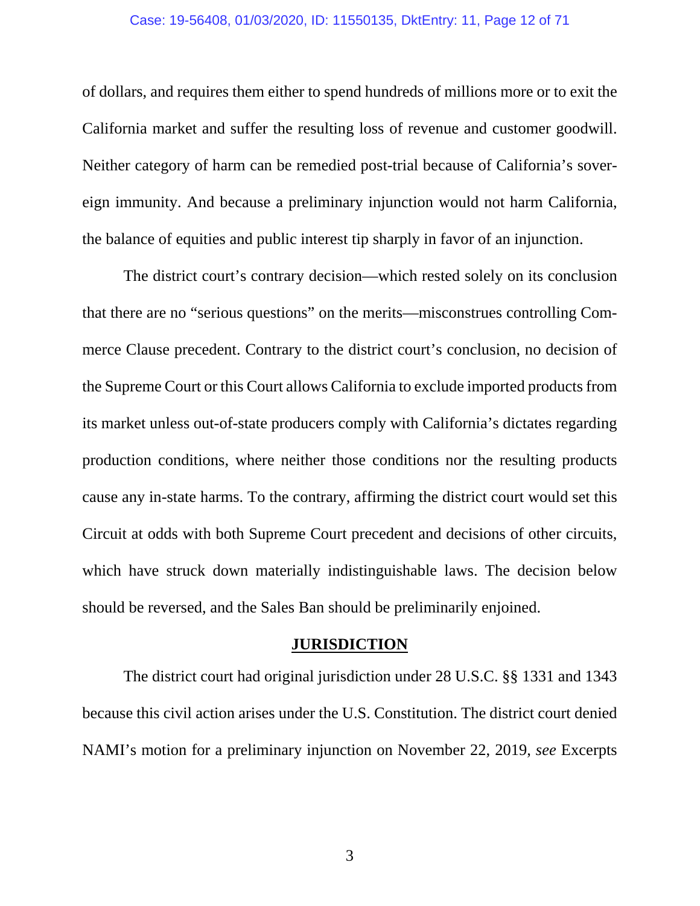of dollars, and requires them either to spend hundreds of millions more or to exit the California market and suffer the resulting loss of revenue and customer goodwill. Neither category of harm can be remedied post-trial because of California's sovereign immunity. And because a preliminary injunction would not harm California, the balance of equities and public interest tip sharply in favor of an injunction.

The district court's contrary decision—which rested solely on its conclusion that there are no "serious questions" on the merits—misconstrues controlling Commerce Clause precedent. Contrary to the district court's conclusion, no decision of the Supreme Court or this Court allows California to exclude imported products from its market unless out-of-state producers comply with California's dictates regarding production conditions, where neither those conditions nor the resulting products cause any in-state harms. To the contrary, affirming the district court would set this Circuit at odds with both Supreme Court precedent and decisions of other circuits, which have struck down materially indistinguishable laws. The decision below should be reversed, and the Sales Ban should be preliminarily enjoined.

## JURISDICTION

The district court had original jurisdiction under 28 U.S.C. §§ 1331 and 1343 because this civil action arises under the U.S. Constitution. The district court denied NAMI's motion for a preliminary injunction on November 22, 2019, *see* Excerpts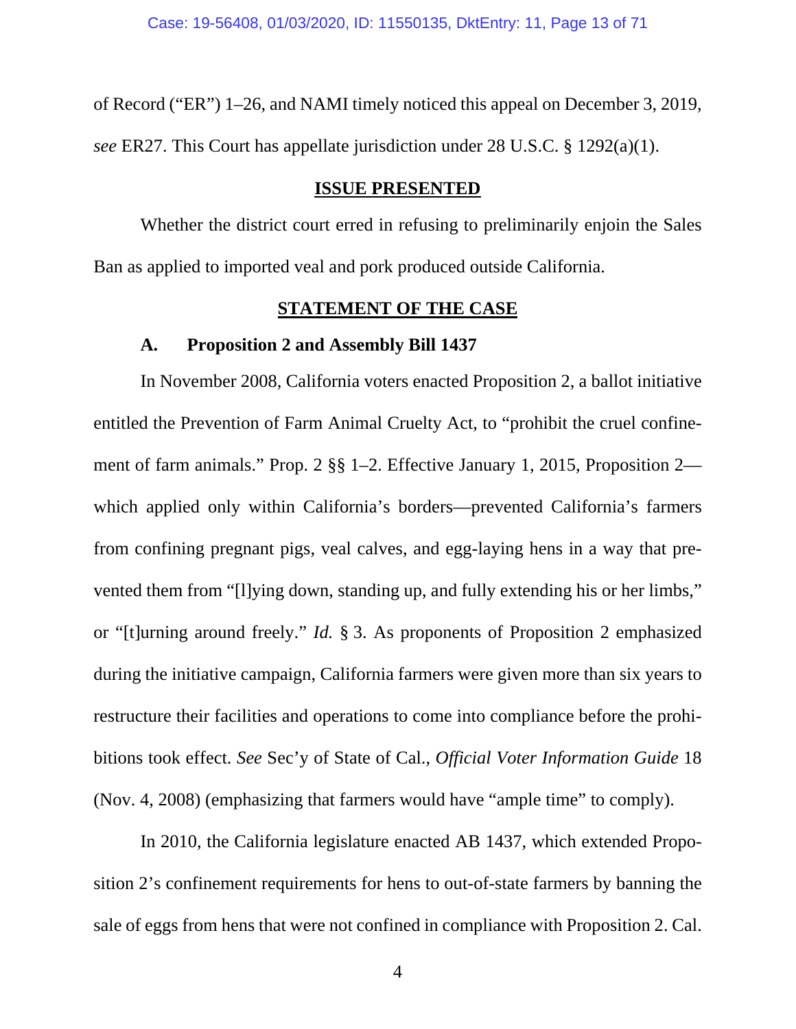of Record ("ER") 1–26, and NAMI timely noticed this appeal on December 3, 2019, *see* ER27. This Court has appellate jurisdiction under 28 U.S.C. § 1292(a)(1).

## ISSUE PRESENTED

Whether the district court erred in refusing to preliminarily enjoin the Sales Ban as applied to imported veal and pork produced outside California.

## STATEMENT OF THE CASE

### A. Proposition 2 and Assembly Bill 1437

In November 2008, California voters enacted Proposition 2, a ballot initiative entitled the Prevention of Farm Animal Cruelty Act, to "prohibit the cruel confinement of farm animals." Prop. 2 §§ 1–2. Effective January 1, 2015, Proposition 2—which applied only within California's borders—prevented California's farmers from confining pregnant pigs, veal calves, and egg-laying hens in a way that prevented them from "[l]ying down, standing up, and fully extending his or her limbs," or "[t]urning around freely." *Id.* § 3. As proponents of Proposition 2 emphasized during the initiative campaign, California farmers were given more than six years to restructure their facilities and operations to come into compliance before the prohibitions took effect. *See* Sec'y of State of Cal., *Official Voter Information Guide* 18 (Nov. 4, 2008) (emphasizing that farmers would have "ample time" to comply).

In 2010, the California legislature enacted AB 1437, which extended Proposition 2's confinement requirements for hens to out-of-state farmers by banning the sale of eggs from hens that were not confined in compliance with Proposition 2. Cal.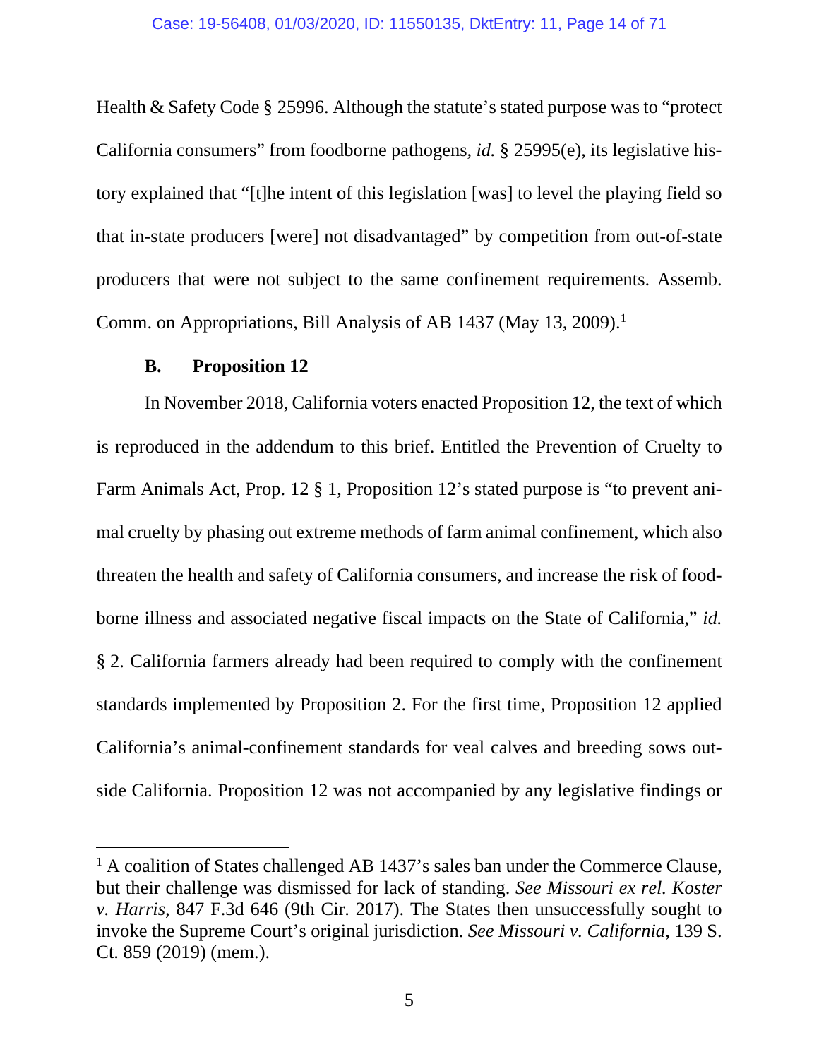Health & Safety Code § 25996. Although the statute's stated purpose was to "protect California consumers" from foodborne pathogens, *id.* § 25995(e), its legislative history explained that "[t]he intent of this legislation [was] to level the playing field so that in-state producers [were] not disadvantaged" by competition from out-of-state producers that were not subject to the same confinement requirements. Assemb. Comm. on Appropriations, Bill Analysis of AB 1437 (May 13, 2009).[1]

### B. Proposition 12

In November 2018, California voters enacted Proposition 12, the text of which is reproduced in the addendum to this brief. Entitled the Prevention of Cruelty to Farm Animals Act, Prop. 12 § 1, Proposition 12's stated purpose is "to prevent animal cruelty by phasing out extreme methods of farm animal confinement, which also threaten the health and safety of California consumers, and increase the risk of foodborne illness and associated negative fiscal impacts on the State of California," *id.* § 2. California farmers already had been required to comply with the confinement standards implemented by Proposition 2. For the first time, Proposition 12 applied California's animal-confinement standards for veal calves and breeding sows outside California. Proposition 12 was not accompanied by any legislative findings or

[1] A coalition of States challenged AB 1437's sales ban under the Commerce Clause, but their challenge was dismissed for lack of standing. *See Missouri ex rel. Koster v. Harris*, 847 F.3d 646 (9th Cir. 2017). The States then unsuccessfully sought to invoke the Supreme Court's original jurisdiction. *See Missouri v. California*, 139 S. Ct. 859 (2019) (mem.).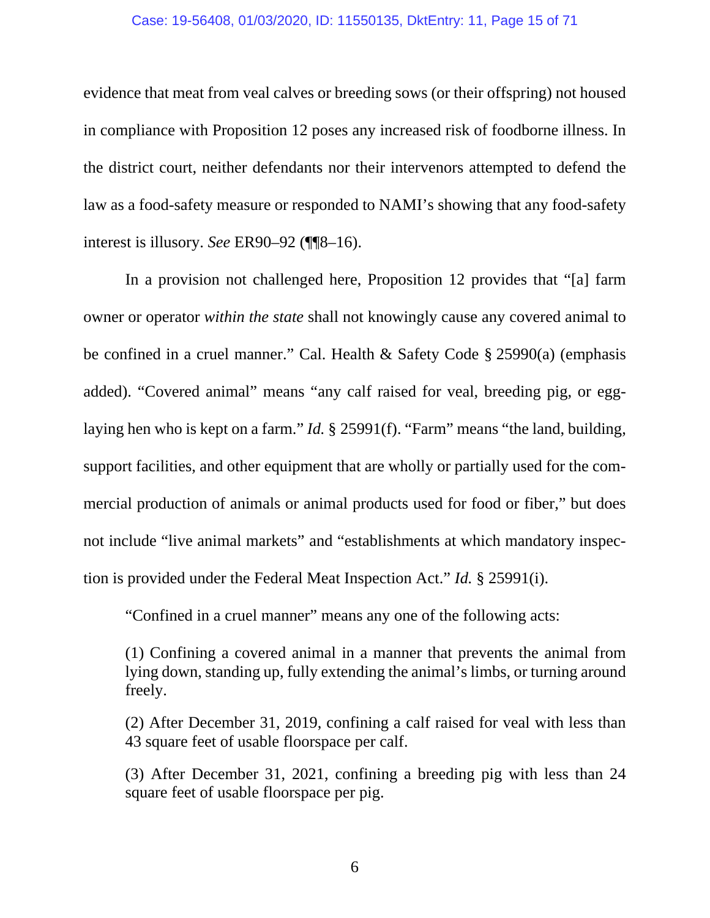evidence that meat from veal calves or breeding sows (or their offspring) not housed in compliance with Proposition 12 poses any increased risk of foodborne illness. In the district court, neither defendants nor their intervenors attempted to defend the law as a food-safety measure or responded to NAMI's showing that any food-safety interest is illusory. *See* ER90–92 (¶¶8–16).

In a provision not challenged here, Proposition 12 provides that "[a] farm owner or operator *within the state* shall not knowingly cause any covered animal to be confined in a cruel manner." Cal. Health & Safety Code § 25990(a) (emphasis added). "Covered animal" means "any calf raised for veal, breeding pig, or egg-laying hen who is kept on a farm." *Id.* § 25991(f). "Farm" means "the land, building, support facilities, and other equipment that are wholly or partially used for the commercial production of animals or animal products used for food or fiber," but does not include "live animal markets" and "establishments at which mandatory inspection is provided under the Federal Meat Inspection Act." *Id.* § 25991(i).

"Confined in a cruel manner" means any one of the following acts:

> (1) Confining a covered animal in a manner that prevents the animal from lying down, standing up, fully extending the animal's limbs, or turning around freely.
>
> (2) After December 31, 2019, confining a calf raised for veal with less than 43 square feet of usable floorspace per calf.
>
> (3) After December 31, 2021, confining a breeding pig with less than 24 square feet of usable floorspace per pig.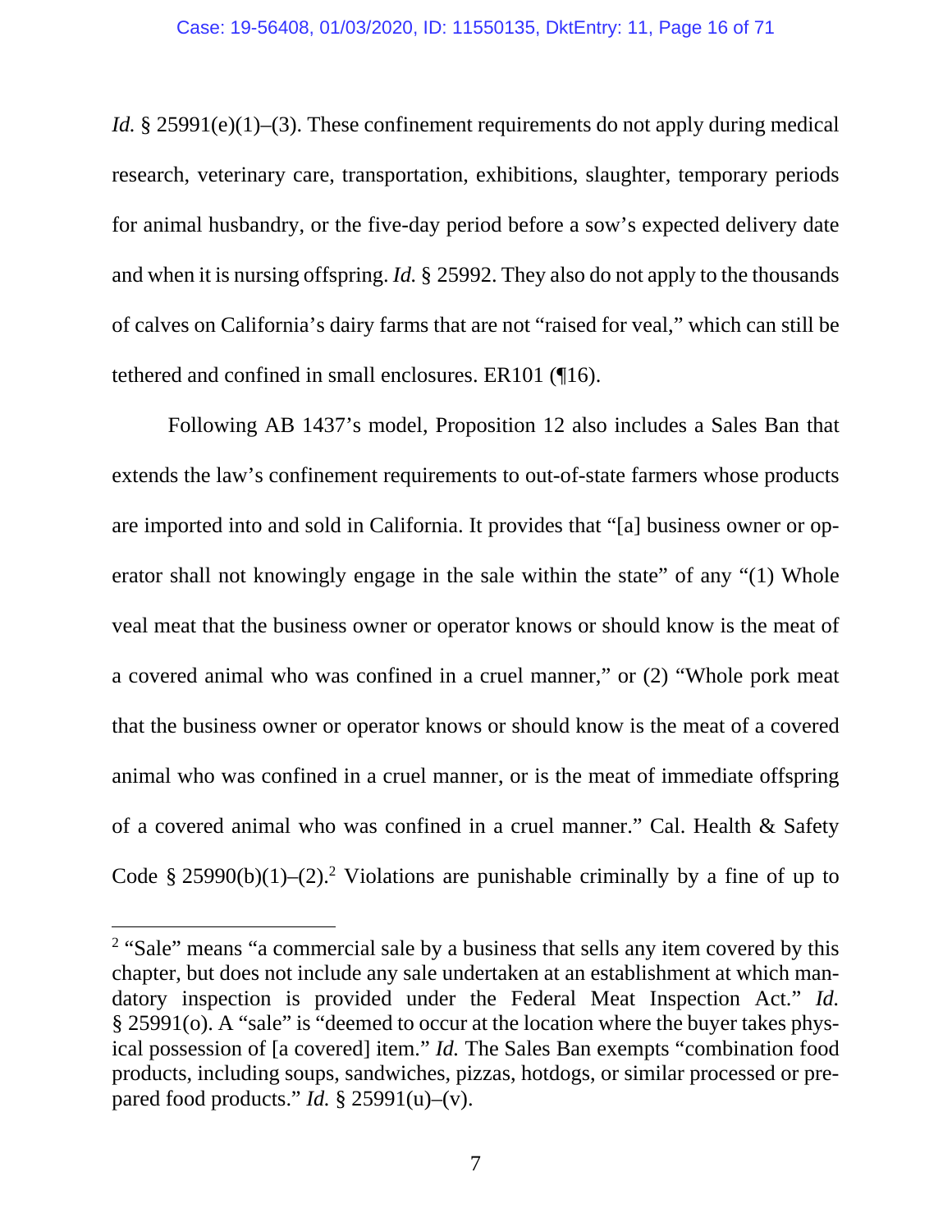*Id.* § 25991(e)(1)–(3). These confinement requirements do not apply during medical research, veterinary care, transportation, exhibitions, slaughter, temporary periods for animal husbandry, or the five-day period before a sow's expected delivery date and when it is nursing offspring. *Id.* § 25992. They also do not apply to the thousands of calves on California's dairy farms that are not "raised for veal," which can still be tethered and confined in small enclosures. ER101 (¶16).

Following AB 1437's model, Proposition 12 also includes a Sales Ban that extends the law's confinement requirements to out-of-state farmers whose products are imported into and sold in California. It provides that "[a] business owner or operator shall not knowingly engage in the sale within the state" of any "(1) Whole veal meat that the business owner or operator knows or should know is the meat of a covered animal who was confined in a cruel manner," or (2) "Whole pork meat that the business owner or operator knows or should know is the meat of a covered animal who was confined in a cruel manner, or is the meat of immediate offspring of a covered animal who was confined in a cruel manner." Cal. Health & Safety Code § 25990(b)(1)–(2).[2] Violations are punishable criminally by a fine of up to

---

[2] "Sale" means "a commercial sale by a business that sells any item covered by this chapter, but does not include any sale undertaken at an establishment at which mandatory inspection is provided under the Federal Meat Inspection Act." *Id.* § 25991(o). A "sale" is "deemed to occur at the location where the buyer takes physical possession of [a covered] item." *Id.* The Sales Ban exempts "combination food products, including soups, sandwiches, pizzas, hotdogs, or similar processed or prepared food products." *Id.* § 25991(u)–(v).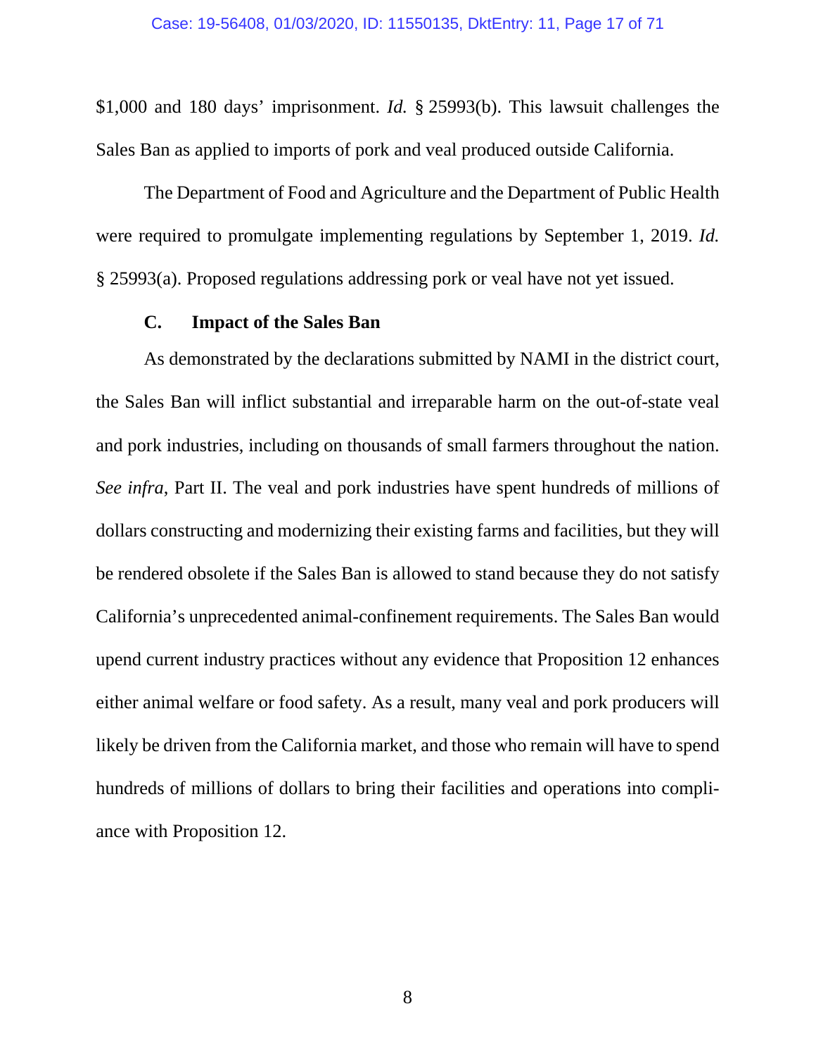$1,000 and 180 days' imprisonment. *Id.* § 25993(b). This lawsuit challenges the Sales Ban as applied to imports of pork and veal produced outside California.

The Department of Food and Agriculture and the Department of Public Health were required to promulgate implementing regulations by September 1, 2019. *Id.* § 25993(a). Proposed regulations addressing pork or veal have not yet issued.

### C. Impact of the Sales Ban

As demonstrated by the declarations submitted by NAMI in the district court, the Sales Ban will inflict substantial and irreparable harm on the out-of-state veal and pork industries, including on thousands of small farmers throughout the nation. *See infra*, Part II. The veal and pork industries have spent hundreds of millions of dollars constructing and modernizing their existing farms and facilities, but they will be rendered obsolete if the Sales Ban is allowed to stand because they do not satisfy California's unprecedented animal-confinement requirements. The Sales Ban would upend current industry practices without any evidence that Proposition 12 enhances either animal welfare or food safety. As a result, many veal and pork producers will likely be driven from the California market, and those who remain will have to spend hundreds of millions of dollars to bring their facilities and operations into compliance with Proposition 12.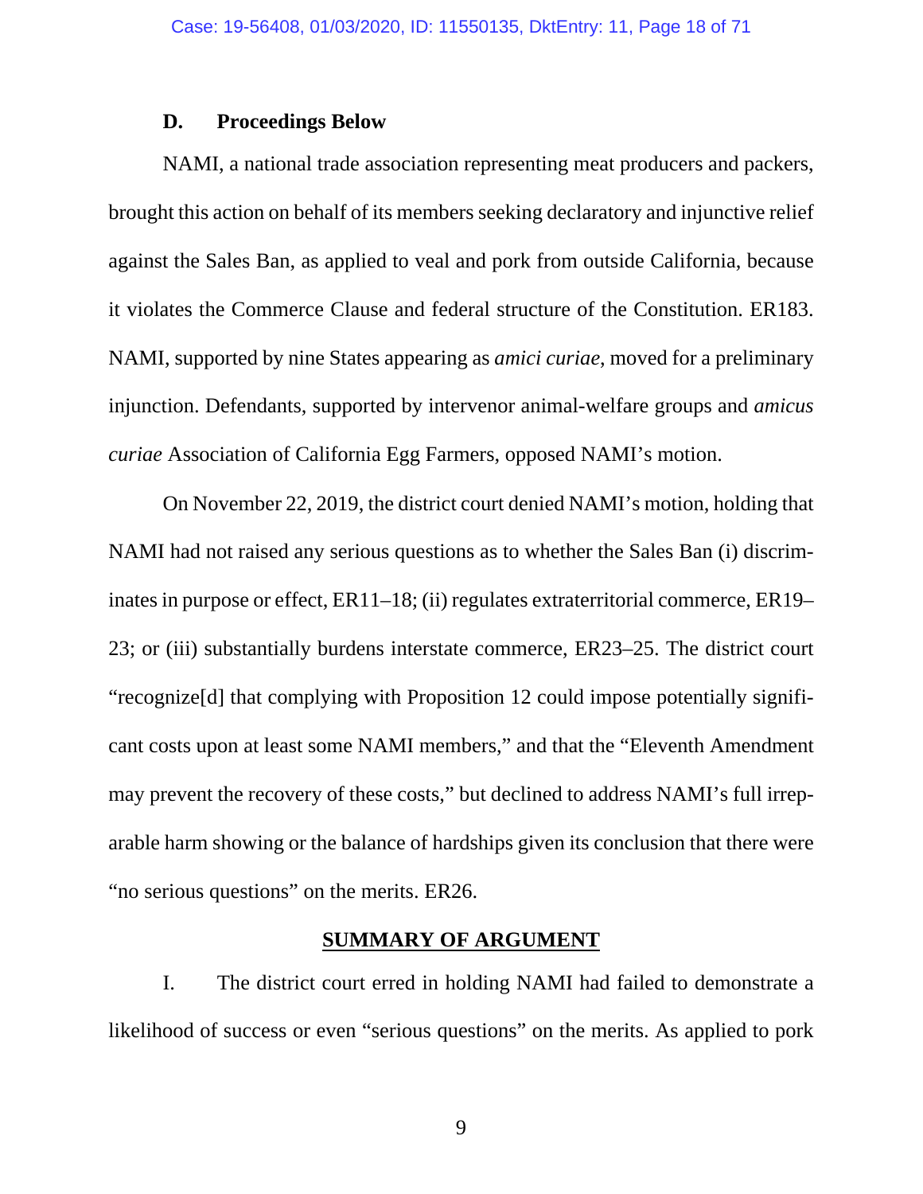### D. Proceedings Below

NAMI, a national trade association representing meat producers and packers, brought this action on behalf of its members seeking declaratory and injunctive relief against the Sales Ban, as applied to veal and pork from outside California, because it violates the Commerce Clause and federal structure of the Constitution. ER183. NAMI, supported by nine States appearing as *amici curiae*, moved for a preliminary injunction. Defendants, supported by intervenor animal-welfare groups and *amicus curiae* Association of California Egg Farmers, opposed NAMI's motion.

On November 22, 2019, the district court denied NAMI's motion, holding that NAMI had not raised any serious questions as to whether the Sales Ban (i) discriminates in purpose or effect, ER11–18; (ii) regulates extraterritorial commerce, ER19–23; or (iii) substantially burdens interstate commerce, ER23–25. The district court "recognize[d] that complying with Proposition 12 could impose potentially significant costs upon at least some NAMI members," and that the "Eleventh Amendment may prevent the recovery of these costs," but declined to address NAMI's full irreparable harm showing or the balance of hardships given its conclusion that there were "no serious questions" on the merits. ER26.

## SUMMARY OF ARGUMENT

I. The district court erred in holding NAMI had failed to demonstrate a likelihood of success or even "serious questions" on the merits. As applied to pork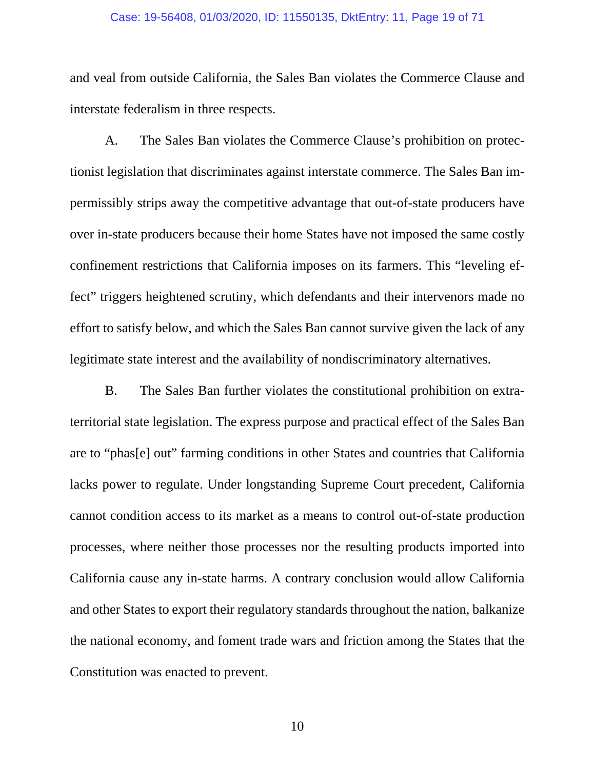and veal from outside California, the Sales Ban violates the Commerce Clause and interstate federalism in three respects.

A. The Sales Ban violates the Commerce Clause's prohibition on protectionist legislation that discriminates against interstate commerce. The Sales Ban impermissibly strips away the competitive advantage that out-of-state producers have over in-state producers because their home States have not imposed the same costly confinement restrictions that California imposes on its farmers. This "leveling effect" triggers heightened scrutiny, which defendants and their intervenors made no effort to satisfy below, and which the Sales Ban cannot survive given the lack of any legitimate state interest and the availability of nondiscriminatory alternatives.

B. The Sales Ban further violates the constitutional prohibition on extraterritorial state legislation. The express purpose and practical effect of the Sales Ban are to "phas[e] out" farming conditions in other States and countries that California lacks power to regulate. Under longstanding Supreme Court precedent, California cannot condition access to its market as a means to control out-of-state production processes, where neither those processes nor the resulting products imported into California cause any in-state harms. A contrary conclusion would allow California and other States to export their regulatory standards throughout the nation, balkanize the national economy, and foment trade wars and friction among the States that the Constitution was enacted to prevent.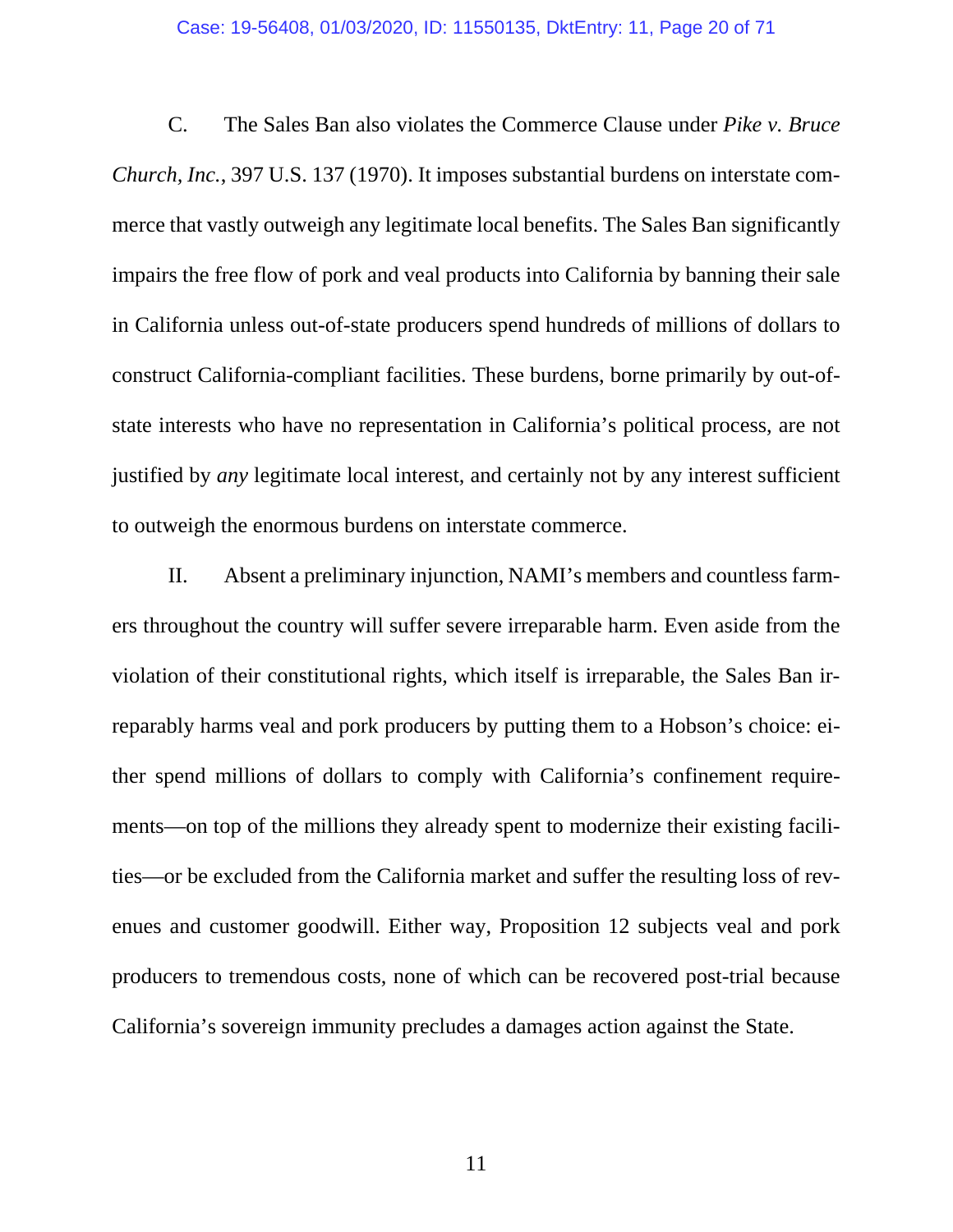C. The Sales Ban also violates the Commerce Clause under *Pike v. Bruce Church, Inc.*, 397 U.S. 137 (1970). It imposes substantial burdens on interstate commerce that vastly outweigh any legitimate local benefits. The Sales Ban significantly impairs the free flow of pork and veal products into California by banning their sale in California unless out-of-state producers spend hundreds of millions of dollars to construct California-compliant facilities. These burdens, borne primarily by out-of-state interests who have no representation in California's political process, are not justified by *any* legitimate local interest, and certainly not by any interest sufficient to outweigh the enormous burdens on interstate commerce.

II. Absent a preliminary injunction, NAMI's members and countless farmers throughout the country will suffer severe irreparable harm. Even aside from the violation of their constitutional rights, which itself is irreparable, the Sales Ban irreparably harms veal and pork producers by putting them to a Hobson's choice: either spend millions of dollars to comply with California's confinement requirements—on top of the millions they already spent to modernize their existing facilities—or be excluded from the California market and suffer the resulting loss of revenues and customer goodwill. Either way, Proposition 12 subjects veal and pork producers to tremendous costs, none of which can be recovered post-trial because California's sovereign immunity precludes a damages action against the State.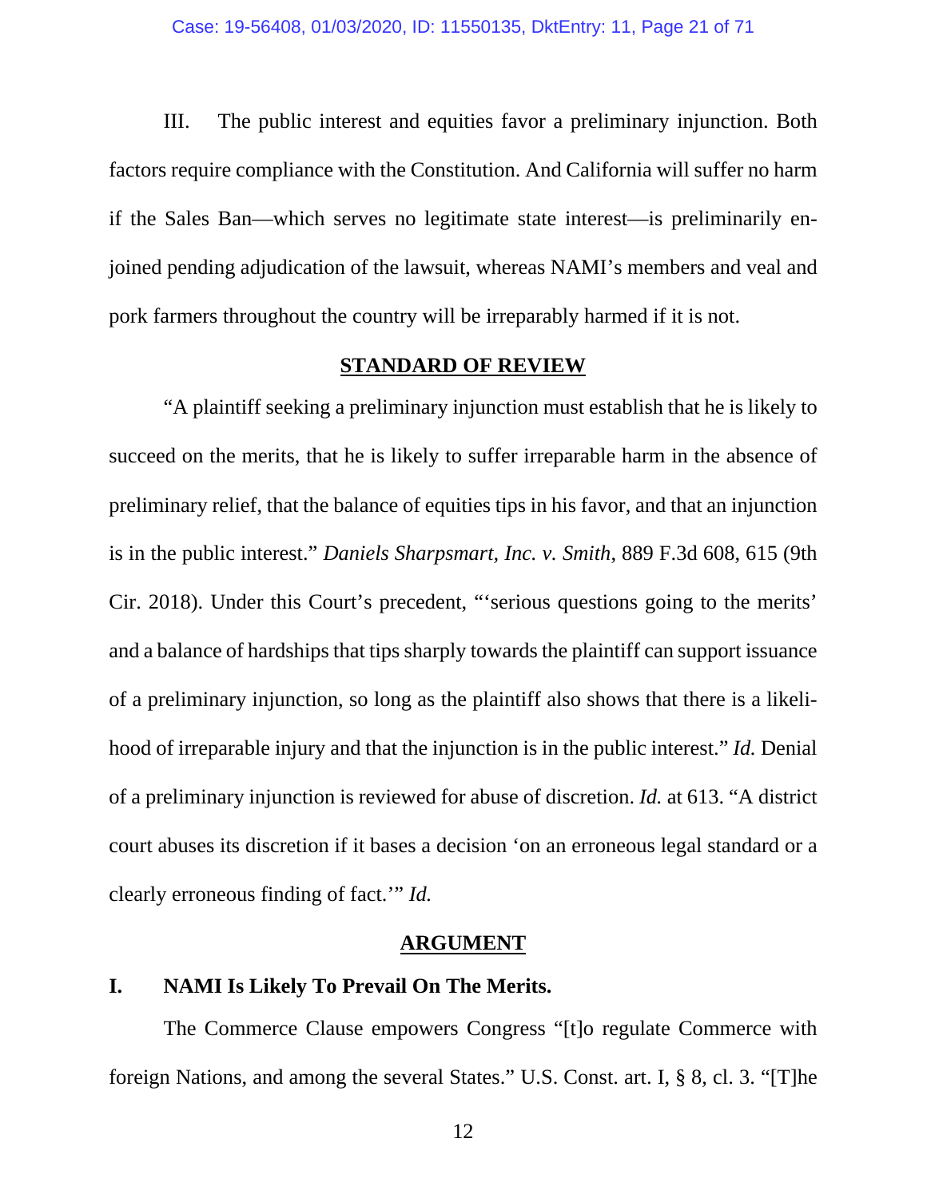III. The public interest and equities favor a preliminary injunction. Both factors require compliance with the Constitution. And California will suffer no harm if the Sales Ban—which serves no legitimate state interest—is preliminarily enjoined pending adjudication of the lawsuit, whereas NAMI's members and veal and pork farmers throughout the country will be irreparably harmed if it is not.

## STANDARD OF REVIEW

"A plaintiff seeking a preliminary injunction must establish that he is likely to succeed on the merits, that he is likely to suffer irreparable harm in the absence of preliminary relief, that the balance of equities tips in his favor, and that an injunction is in the public interest." *Daniels Sharpsmart, Inc. v. Smith*, 889 F.3d 608, 615 (9th Cir. 2018). Under this Court's precedent, "'serious questions going to the merits' and a balance of hardships that tips sharply towards the plaintiff can support issuance of a preliminary injunction, so long as the plaintiff also shows that there is a likelihood of irreparable injury and that the injunction is in the public interest." *Id.* Denial of a preliminary injunction is reviewed for abuse of discretion. *Id.* at 613. "A district court abuses its discretion if it bases a decision 'on an erroneous legal standard or a clearly erroneous finding of fact.'" *Id.*

## ARGUMENT

### I. NAMI Is Likely To Prevail On The Merits.

The Commerce Clause empowers Congress "[t]o regulate Commerce with foreign Nations, and among the several States." U.S. Const. art. I, § 8, cl. 3. "[T]he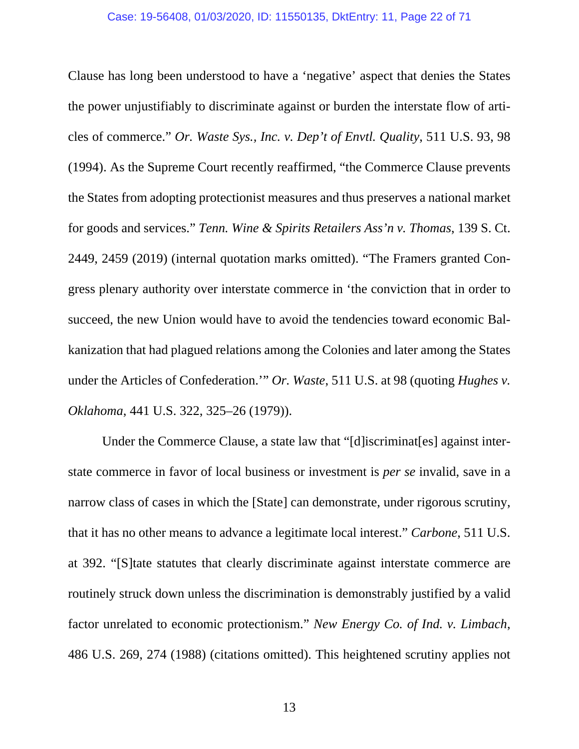Clause has long been understood to have a 'negative' aspect that denies the States the power unjustifiably to discriminate against or burden the interstate flow of articles of commerce." *Or. Waste Sys., Inc. v. Dep't of Envtl. Quality*, 511 U.S. 93, 98 (1994). As the Supreme Court recently reaffirmed, "the Commerce Clause prevents the States from adopting protectionist measures and thus preserves a national market for goods and services." *Tenn. Wine & Spirits Retailers Ass'n v. Thomas*, 139 S. Ct. 2449, 2459 (2019) (internal quotation marks omitted). "The Framers granted Congress plenary authority over interstate commerce in 'the conviction that in order to succeed, the new Union would have to avoid the tendencies toward economic Balkanization that had plagued relations among the Colonies and later among the States under the Articles of Confederation.'" *Or. Waste*, 511 U.S. at 98 (quoting *Hughes v. Oklahoma*, 441 U.S. 322, 325–26 (1979)).

Under the Commerce Clause, a state law that "[d]iscriminat[es] against interstate commerce in favor of local business or investment is *per se* invalid, save in a narrow class of cases in which the [State] can demonstrate, under rigorous scrutiny, that it has no other means to advance a legitimate local interest." *Carbone*, 511 U.S. at 392. "[S]tate statutes that clearly discriminate against interstate commerce are routinely struck down unless the discrimination is demonstrably justified by a valid factor unrelated to economic protectionism." *New Energy Co. of Ind. v. Limbach*, 486 U.S. 269, 274 (1988) (citations omitted). This heightened scrutiny applies not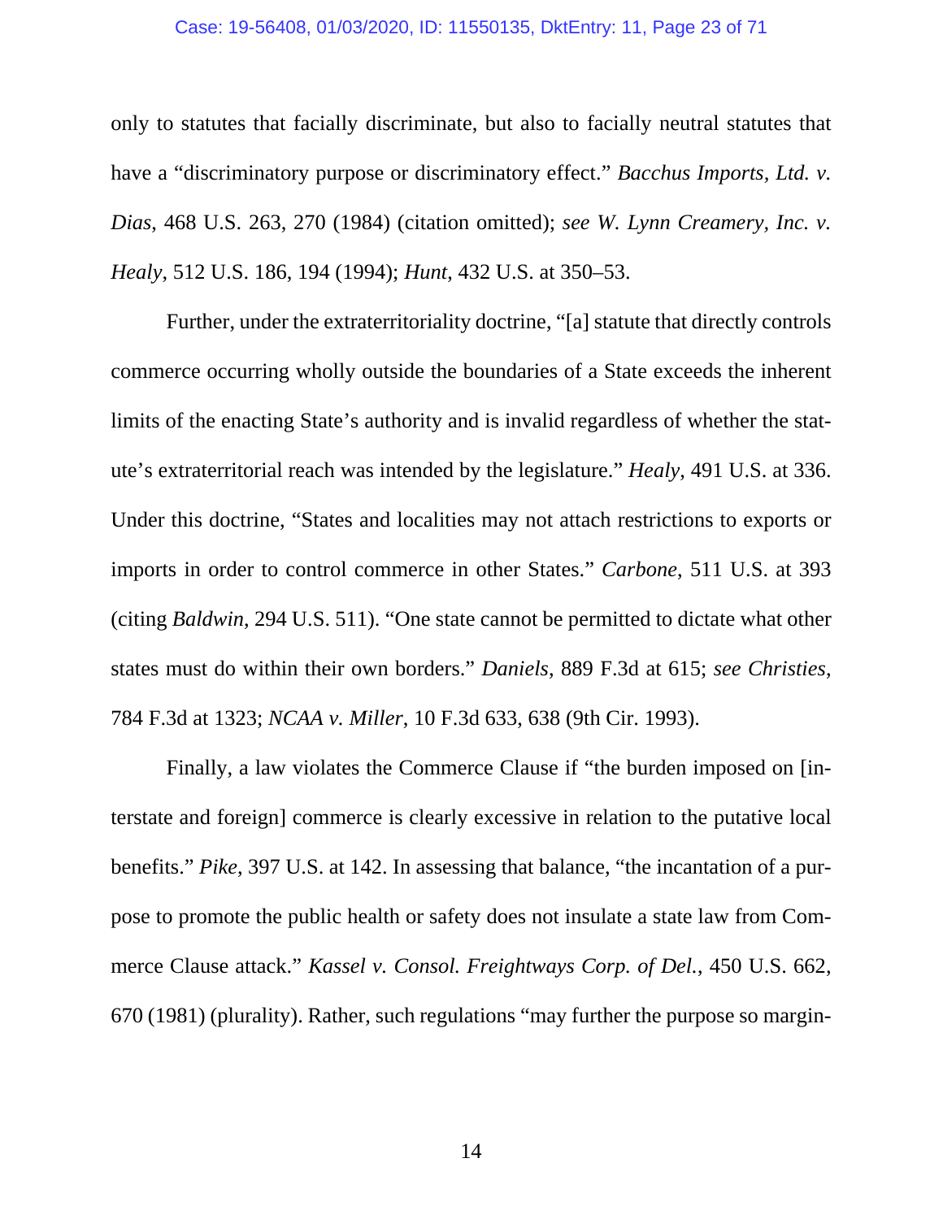only to statutes that facially discriminate, but also to facially neutral statutes that have a "discriminatory purpose or discriminatory effect." *Bacchus Imports, Ltd. v. Dias*, 468 U.S. 263, 270 (1984) (citation omitted); *see W. Lynn Creamery, Inc. v. Healy*, 512 U.S. 186, 194 (1994); *Hunt*, 432 U.S. at 350–53.

Further, under the extraterritoriality doctrine, "[a] statute that directly controls commerce occurring wholly outside the boundaries of a State exceeds the inherent limits of the enacting State's authority and is invalid regardless of whether the statute's extraterritorial reach was intended by the legislature." *Healy*, 491 U.S. at 336. Under this doctrine, "States and localities may not attach restrictions to exports or imports in order to control commerce in other States." *Carbone*, 511 U.S. at 393 (citing *Baldwin*, 294 U.S. 511). "One state cannot be permitted to dictate what other states must do within their own borders." *Daniels*, 889 F.3d at 615; *see Christies*, 784 F.3d at 1323; *NCAA v. Miller*, 10 F.3d 633, 638 (9th Cir. 1993).

Finally, a law violates the Commerce Clause if "the burden imposed on [interstate and foreign] commerce is clearly excessive in relation to the putative local benefits." *Pike*, 397 U.S. at 142. In assessing that balance, "the incantation of a purpose to promote the public health or safety does not insulate a state law from Commerce Clause attack." *Kassel v. Consol. Freightways Corp. of Del.*, 450 U.S. 662, 670 (1981) (plurality). Rather, such regulations "may further the purpose so margin-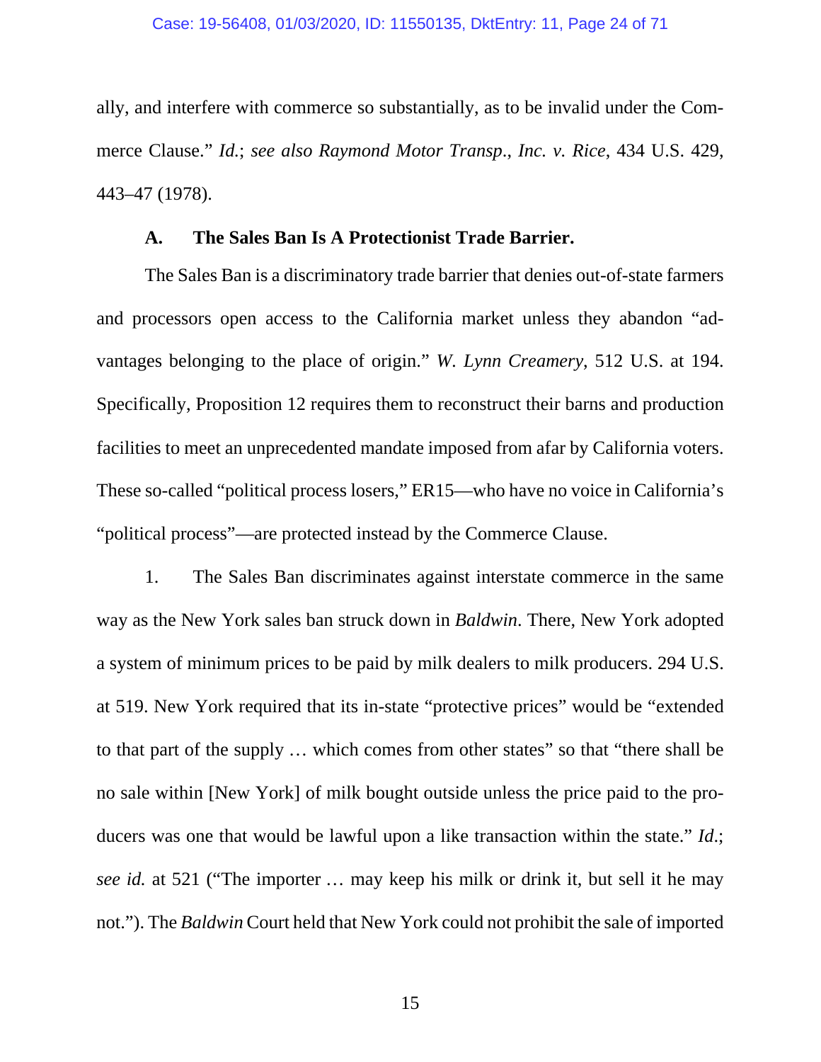ally, and interfere with commerce so substantially, as to be invalid under the Commerce Clause." *Id.*; *see also Raymond Motor Transp., Inc. v. Rice*, 434 U.S. 429, 443–47 (1978).

### A. The Sales Ban Is A Protectionist Trade Barrier.

The Sales Ban is a discriminatory trade barrier that denies out-of-state farmers and processors open access to the California market unless they abandon "advantages belonging to the place of origin." *W. Lynn Creamery*, 512 U.S. at 194. Specifically, Proposition 12 requires them to reconstruct their barns and production facilities to meet an unprecedented mandate imposed from afar by California voters. These so-called "political process losers," ER15—who have no voice in California's "political process"—are protected instead by the Commerce Clause.

1. The Sales Ban discriminates against interstate commerce in the same way as the New York sales ban struck down in *Baldwin*. There, New York adopted a system of minimum prices to be paid by milk dealers to milk producers. 294 U.S. at 519. New York required that its in-state "protective prices" would be "extended to that part of the supply … which comes from other states" so that "there shall be no sale within [New York] of milk bought outside unless the price paid to the producers was one that would be lawful upon a like transaction within the state." *Id.*; *see id.* at 521 ("The importer … may keep his milk or drink it, but sell it he may not."). The *Baldwin* Court held that New York could not prohibit the sale of imported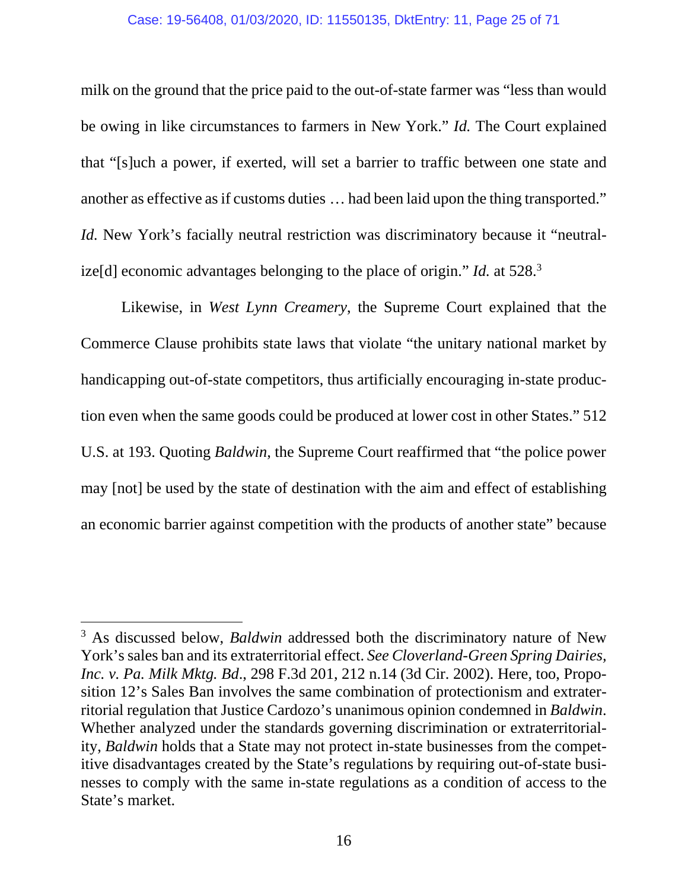milk on the ground that the price paid to the out-of-state farmer was "less than would be owing in like circumstances to farmers in New York." *Id.* The Court explained that "[s]uch a power, if exerted, will set a barrier to traffic between one state and another as effective as if customs duties … had been laid upon the thing transported." *Id.* New York's facially neutral restriction was discriminatory because it "neutralize[d] economic advantages belonging to the place of origin." *Id.* at 528.[3]

Likewise, in *West Lynn Creamery*, the Supreme Court explained that the Commerce Clause prohibits state laws that violate "the unitary national market by handicapping out-of-state competitors, thus artificially encouraging in-state production even when the same goods could be produced at lower cost in other States." 512 U.S. at 193. Quoting *Baldwin*, the Supreme Court reaffirmed that "the police power may [not] be used by the state of destination with the aim and effect of establishing an economic barrier against competition with the products of another state" because

---

[3] As discussed below, *Baldwin* addressed both the discriminatory nature of New York's sales ban and its extraterritorial effect. *See Cloverland-Green Spring Dairies, Inc. v. Pa. Milk Mktg. Bd.*, 298 F.3d 201, 212 n.14 (3d Cir. 2002). Here, too, Proposition 12's Sales Ban involves the same combination of protectionism and extraterritorial regulation that Justice Cardozo's unanimous opinion condemned in *Baldwin*. Whether analyzed under the standards governing discrimination or extraterritoriality, *Baldwin* holds that a State may not protect in-state businesses from the competitive disadvantages created by the State's regulations by requiring out-of-state businesses to comply with the same in-state regulations as a condition of access to the State's market.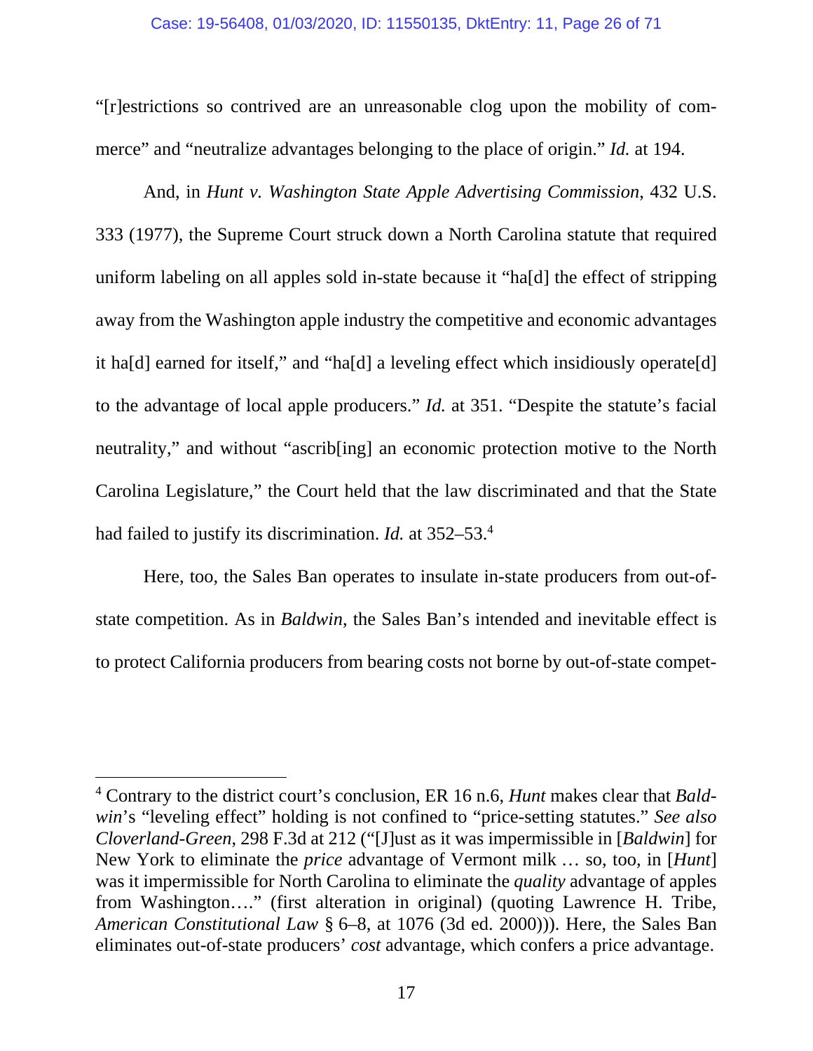"[r]estrictions so contrived are an unreasonable clog upon the mobility of commerce" and "neutralize advantages belonging to the place of origin." *Id.* at 194.

And, in *Hunt v. Washington State Apple Advertising Commission*, 432 U.S. 333 (1977), the Supreme Court struck down a North Carolina statute that required uniform labeling on all apples sold in-state because it "ha[d] the effect of stripping away from the Washington apple industry the competitive and economic advantages it ha[d] earned for itself," and "ha[d] a leveling effect which insidiously operate[d] to the advantage of local apple producers." *Id.* at 351. "Despite the statute's facial neutrality," and without "ascrib[ing] an economic protection motive to the North Carolina Legislature," the Court held that the law discriminated and that the State had failed to justify its discrimination. *Id.* at 352–53.[4]

Here, too, the Sales Ban operates to insulate in-state producers from out-of-state competition. As in *Baldwin*, the Sales Ban's intended and inevitable effect is to protect California producers from bearing costs not borne by out-of-state compet-

---

[4] Contrary to the district court's conclusion, ER 16 n.6, *Hunt* makes clear that *Baldwin*'s "leveling effect" holding is not confined to "price-setting statutes." *See also Cloverland-Green*, 298 F.3d at 212 ("[J]ust as it was impermissible in [*Baldwin*] for New York to eliminate the *price* advantage of Vermont milk … so, too, in [*Hunt*] was it impermissible for North Carolina to eliminate the *quality* advantage of apples from Washington…." (first alteration in original) (quoting Lawrence H. Tribe, *American Constitutional Law* § 6–8, at 1076 (3d ed. 2000))). Here, the Sales Ban eliminates out-of-state producers' *cost* advantage, which confers a price advantage.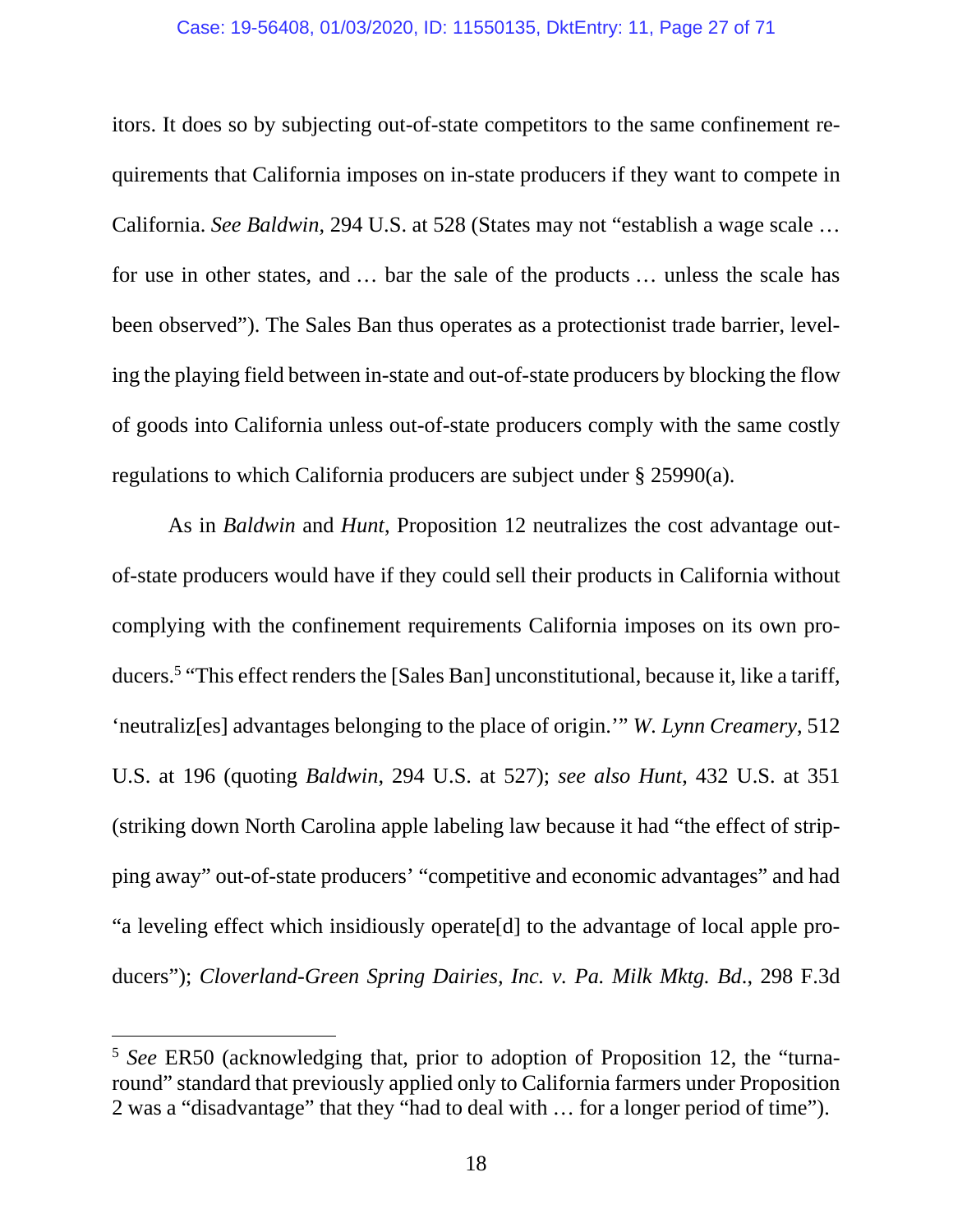itors. It does so by subjecting out-of-state competitors to the same confinement requirements that California imposes on in-state producers if they want to compete in California. *See Baldwin*, 294 U.S. at 528 (States may not "establish a wage scale … for use in other states, and … bar the sale of the products … unless the scale has been observed"). The Sales Ban thus operates as a protectionist trade barrier, leveling the playing field between in-state and out-of-state producers by blocking the flow of goods into California unless out-of-state producers comply with the same costly regulations to which California producers are subject under § 25990(a).

As in *Baldwin* and *Hunt*, Proposition 12 neutralizes the cost advantage out-of-state producers would have if they could sell their products in California without complying with the confinement requirements California imposes on its own producers.[5] "This effect renders the [Sales Ban] unconstitutional, because it, like a tariff, 'neutraliz[es] advantages belonging to the place of origin.'" *W. Lynn Creamery*, 512 U.S. at 196 (quoting *Baldwin*, 294 U.S. at 527); *see also Hunt*, 432 U.S. at 351 (striking down North Carolina apple labeling law because it had "the effect of stripping away" out-of-state producers' "competitive and economic advantages" and had "a leveling effect which insidiously operate[d] to the advantage of local apple producers"); *Cloverland-Green Spring Dairies, Inc. v. Pa. Milk Mktg. Bd.*, 298 F.3d

[5] *See* ER50 (acknowledging that, prior to adoption of Proposition 12, the "turnaround" standard that previously applied only to California farmers under Proposition 2 was a "disadvantage" that they "had to deal with … for a longer period of time").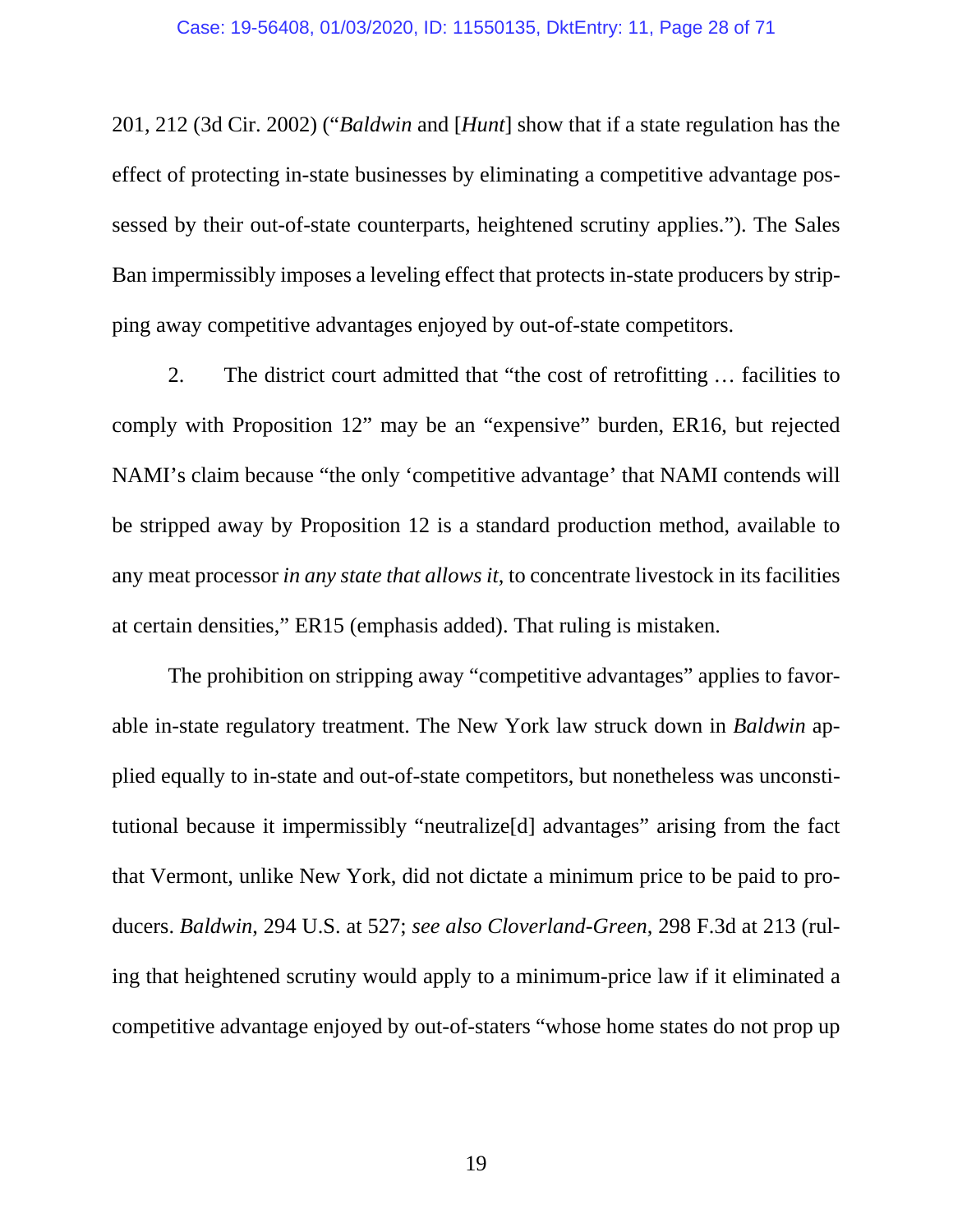201, 212 (3d Cir. 2002) ("*Baldwin* and [*Hunt*] show that if a state regulation has the effect of protecting in-state businesses by eliminating a competitive advantage possessed by their out-of-state counterparts, heightened scrutiny applies."). The Sales Ban impermissibly imposes a leveling effect that protects in-state producers by stripping away competitive advantages enjoyed by out-of-state competitors.

2. The district court admitted that "the cost of retrofitting … facilities to comply with Proposition 12" may be an "expensive" burden, ER16, but rejected NAMI's claim because "the only 'competitive advantage' that NAMI contends will be stripped away by Proposition 12 is a standard production method, available to any meat processor *in any state that allows it*, to concentrate livestock in its facilities at certain densities," ER15 (emphasis added). That ruling is mistaken.

The prohibition on stripping away "competitive advantages" applies to favorable in-state regulatory treatment. The New York law struck down in *Baldwin* applied equally to in-state and out-of-state competitors, but nonetheless was unconstitutional because it impermissibly "neutralize[d] advantages" arising from the fact that Vermont, unlike New York, did not dictate a minimum price to be paid to producers. *Baldwin*, 294 U.S. at 527; *see also Cloverland-Green*, 298 F.3d at 213 (ruling that heightened scrutiny would apply to a minimum-price law if it eliminated a competitive advantage enjoyed by out-of-staters "whose home states do not prop up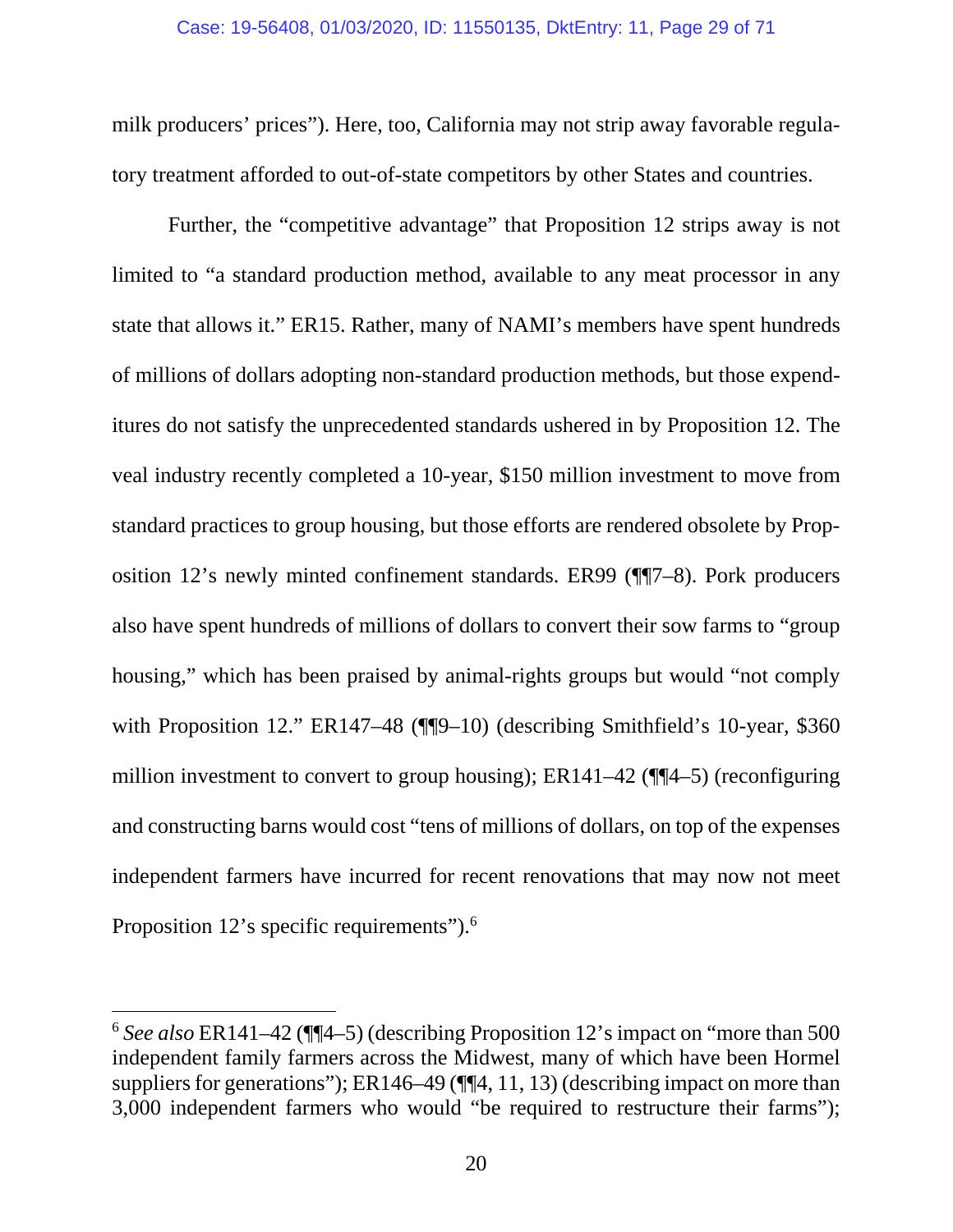milk producers' prices"). Here, too, California may not strip away favorable regulatory treatment afforded to out-of-state competitors by other States and countries.

Further, the "competitive advantage" that Proposition 12 strips away is not limited to "a standard production method, available to any meat processor in any state that allows it." ER15. Rather, many of NAMI's members have spent hundreds of millions of dollars adopting non-standard production methods, but those expenditures do not satisfy the unprecedented standards ushered in by Proposition 12. The veal industry recently completed a 10-year, $150 million investment to move from standard practices to group housing, but those efforts are rendered obsolete by Proposition 12's newly minted confinement standards. ER99 (¶¶7–8). Pork producers also have spent hundreds of millions of dollars to convert their sow farms to "group housing," which has been praised by animal-rights groups but would "not comply with Proposition 12." ER147–48 (¶¶9–10) (describing Smithfield's 10-year, $360 million investment to convert to group housing); ER141–42 (¶¶4–5) (reconfiguring and constructing barns would cost "tens of millions of dollars, on top of the expenses independent farmers have incurred for recent renovations that may now not meet Proposition 12's specific requirements").[6]

---

[6] *See also* ER141–42 (¶¶4–5) (describing Proposition 12's impact on "more than 500 independent family farmers across the Midwest, many of which have been Hormel suppliers for generations"); ER146–49 (¶¶4, 11, 13) (describing impact on more than 3,000 independent farmers who would "be required to restructure their farms");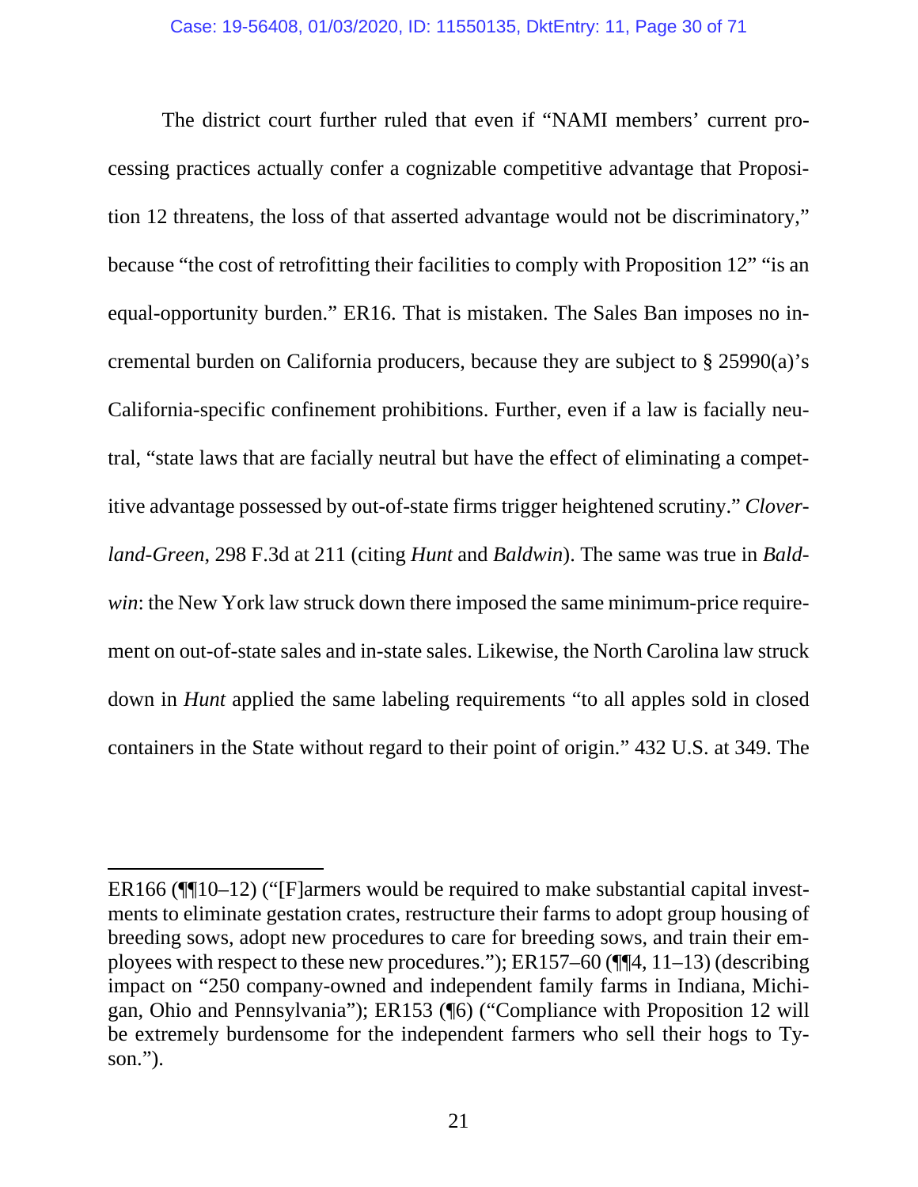The district court further ruled that even if "NAMI members' current processing practices actually confer a cognizable competitive advantage that Proposition 12 threatens, the loss of that asserted advantage would not be discriminatory," because "the cost of retrofitting their facilities to comply with Proposition 12" "is an equal-opportunity burden." ER16. That is mistaken. The Sales Ban imposes no incremental burden on California producers, because they are subject to § 25990(a)'s California-specific confinement prohibitions. Further, even if a law is facially neutral, "state laws that are facially neutral but have the effect of eliminating a competitive advantage possessed by out-of-state firms trigger heightened scrutiny." *Cloverland-Green*, 298 F.3d at 211 (citing *Hunt* and *Baldwin*). The same was true in *Baldwin*: the New York law struck down there imposed the same minimum-price requirement on out-of-state sales and in-state sales. Likewise, the North Carolina law struck down in *Hunt* applied the same labeling requirements "to all apples sold in closed containers in the State without regard to their point of origin." 432 U.S. at 349. The

---

ER166 (¶¶10–12) ("[F]armers would be required to make substantial capital investments to eliminate gestation crates, restructure their farms to adopt group housing of breeding sows, adopt new procedures to care for breeding sows, and train their employees with respect to these new procedures."); ER157–60 (¶¶4, 11–13) (describing impact on "250 company-owned and independent family farms in Indiana, Michigan, Ohio and Pennsylvania"); ER153 (¶6) ("Compliance with Proposition 12 will be extremely burdensome for the independent farmers who sell their hogs to Tyson.").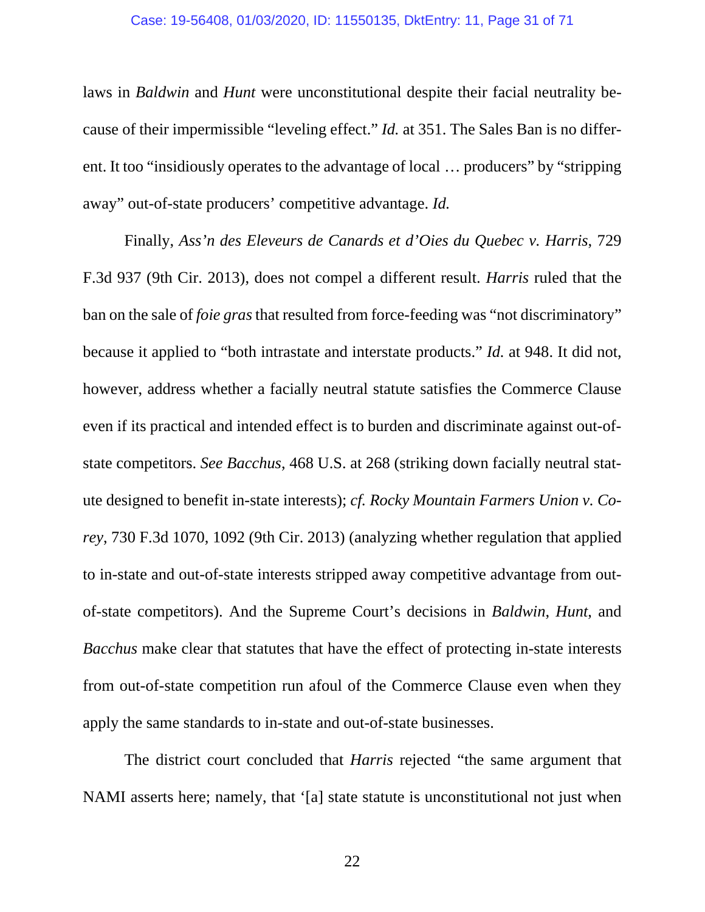laws in *Baldwin* and *Hunt* were unconstitutional despite their facial neutrality because of their impermissible "leveling effect." *Id.* at 351. The Sales Ban is no different. It too "insidiously operates to the advantage of local … producers" by "stripping away" out-of-state producers' competitive advantage. *Id.*

Finally, *Ass'n des Eleveurs de Canards et d'Oies du Quebec v. Harris*, 729 F.3d 937 (9th Cir. 2013), does not compel a different result. *Harris* ruled that the ban on the sale of *foie gras* that resulted from force-feeding was "not discriminatory" because it applied to "both intrastate and interstate products." *Id.* at 948. It did not, however, address whether a facially neutral statute satisfies the Commerce Clause even if its practical and intended effect is to burden and discriminate against out-of-state competitors. *See Bacchus*, 468 U.S. at 268 (striking down facially neutral statute designed to benefit in-state interests); *cf. Rocky Mountain Farmers Union v. Corey*, 730 F.3d 1070, 1092 (9th Cir. 2013) (analyzing whether regulation that applied to in-state and out-of-state interests stripped away competitive advantage from out-of-state competitors). And the Supreme Court's decisions in *Baldwin*, *Hunt*, and *Bacchus* make clear that statutes that have the effect of protecting in-state interests from out-of-state competition run afoul of the Commerce Clause even when they apply the same standards to in-state and out-of-state businesses.

The district court concluded that *Harris* rejected "the same argument that NAMI asserts here; namely, that '[a] state statute is unconstitutional not just when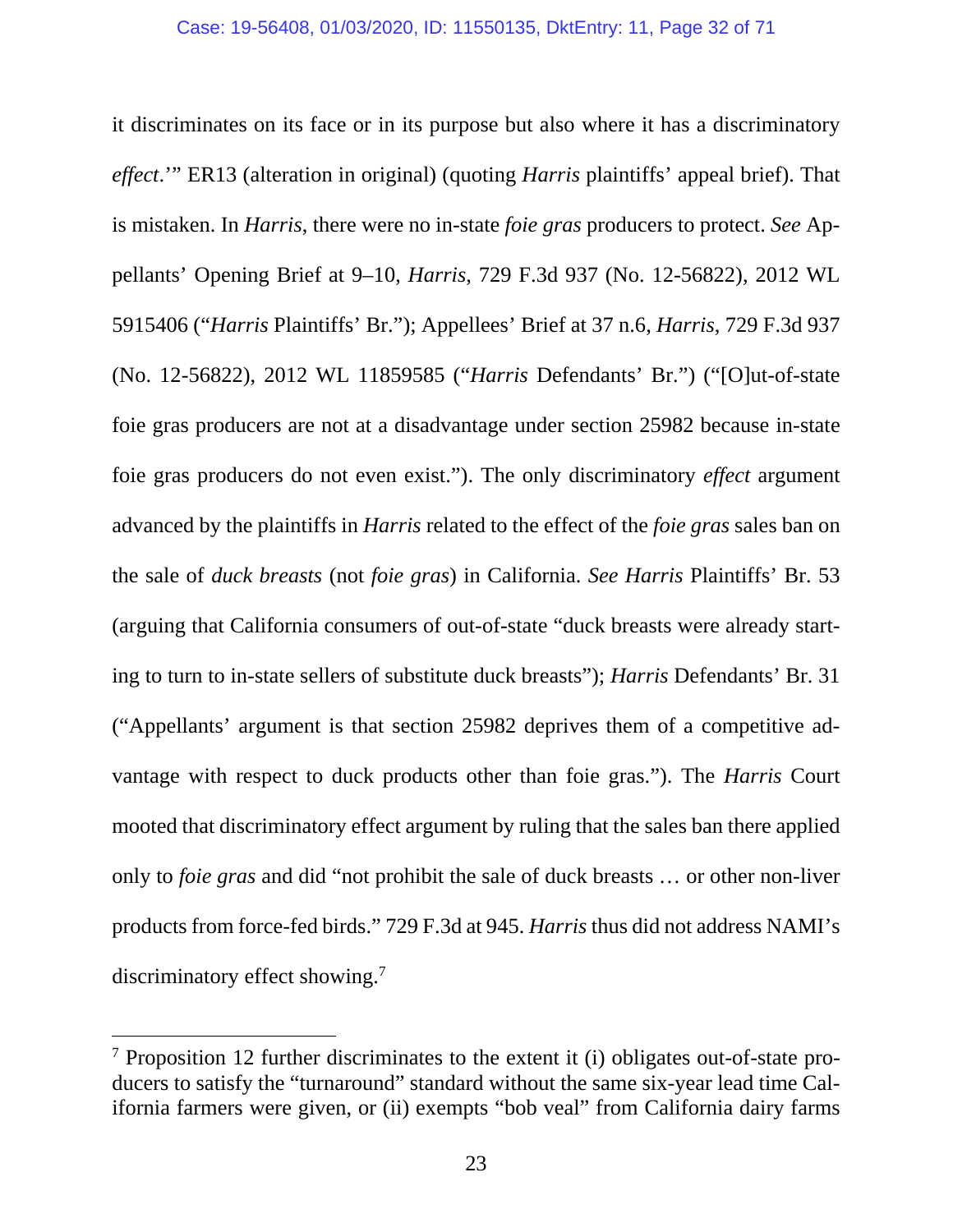it discriminates on its face or in its purpose but also where it has a discriminatory *effect*.'" ER13 (alteration in original) (quoting *Harris* plaintiffs' appeal brief). That is mistaken. In *Harris*, there were no in-state *foie gras* producers to protect. *See* Appellants' Opening Brief at 9–10, *Harris*, 729 F.3d 937 (No. 12-56822), 2012 WL 5915406 ("*Harris* Plaintiffs' Br."); Appellees' Brief at 37 n.6, *Harris*, 729 F.3d 937 (No. 12-56822), 2012 WL 11859585 ("*Harris* Defendants' Br.") ("[O]ut-of-state foie gras producers are not at a disadvantage under section 25982 because in-state foie gras producers do not even exist."). The only discriminatory *effect* argument advanced by the plaintiffs in *Harris* related to the effect of the *foie gras* sales ban on the sale of *duck breasts* (not *foie gras*) in California. *See Harris* Plaintiffs' Br. 53 (arguing that California consumers of out-of-state "duck breasts were already starting to turn to in-state sellers of substitute duck breasts"); *Harris* Defendants' Br. 31 ("Appellants' argument is that section 25982 deprives them of a competitive advantage with respect to duck products other than foie gras."). The *Harris* Court mooted that discriminatory effect argument by ruling that the sales ban there applied only to *foie gras* and did "not prohibit the sale of duck breasts … or other non-liver products from force-fed birds." 729 F.3d at 945. *Harris* thus did not address NAMI's discriminatory effect showing.[7]

---

[7] Proposition 12 further discriminates to the extent it (i) obligates out-of-state producers to satisfy the "turnaround" standard without the same six-year lead time California farmers were given, or (ii) exempts "bob veal" from California dairy farms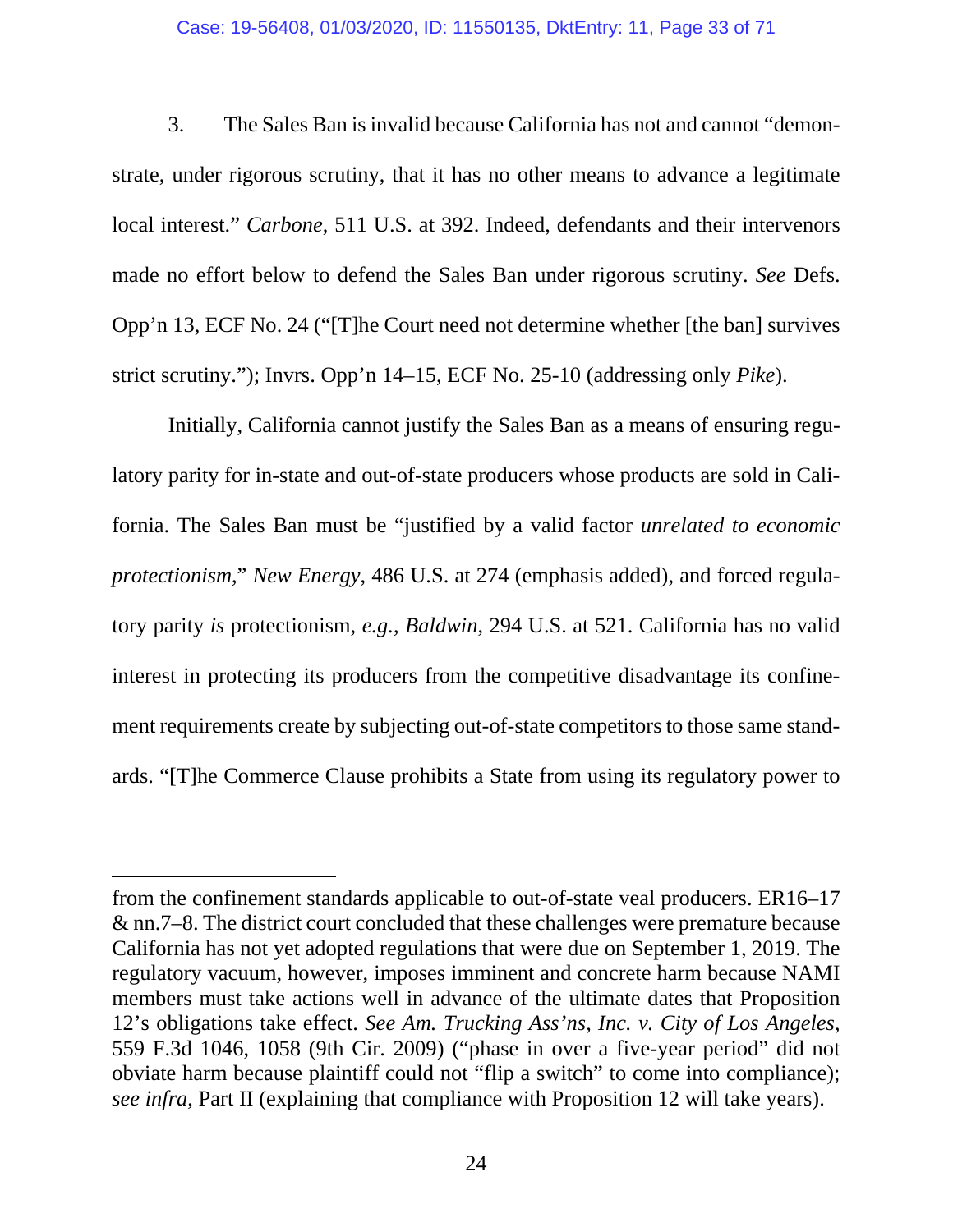3. The Sales Ban is invalid because California has not and cannot "demonstrate, under rigorous scrutiny, that it has no other means to advance a legitimate local interest." *Carbone*, 511 U.S. at 392. Indeed, defendants and their intervenors made no effort below to defend the Sales Ban under rigorous scrutiny. *See* Defs. Opp'n 13, ECF No. 24 ("[T]he Court need not determine whether [the ban] survives strict scrutiny."); Invrs. Opp'n 14–15, ECF No. 25-10 (addressing only *Pike*).

Initially, California cannot justify the Sales Ban as a means of ensuring regulatory parity for in-state and out-of-state producers whose products are sold in California. The Sales Ban must be "justified by a valid factor *unrelated to economic protectionism*," *New Energy*, 486 U.S. at 274 (emphasis added), and forced regulatory parity *is* protectionism, *e.g.*, *Baldwin*, 294 U.S. at 521. California has no valid interest in protecting its producers from the competitive disadvantage its confinement requirements create by subjecting out-of-state competitors to those same standards. "[T]he Commerce Clause prohibits a State from using its regulatory power to

---

from the confinement standards applicable to out-of-state veal producers. ER16–17 & nn.7–8. The district court concluded that these challenges were premature because California has not yet adopted regulations that were due on September 1, 2019. The regulatory vacuum, however, imposes imminent and concrete harm because NAMI members must take actions well in advance of the ultimate dates that Proposition 12's obligations take effect. *See Am. Trucking Ass'ns, Inc. v. City of Los Angeles*, 559 F.3d 1046, 1058 (9th Cir. 2009) ("phase in over a five-year period" did not obviate harm because plaintiff could not "flip a switch" to come into compliance); *see infra*, Part II (explaining that compliance with Proposition 12 will take years).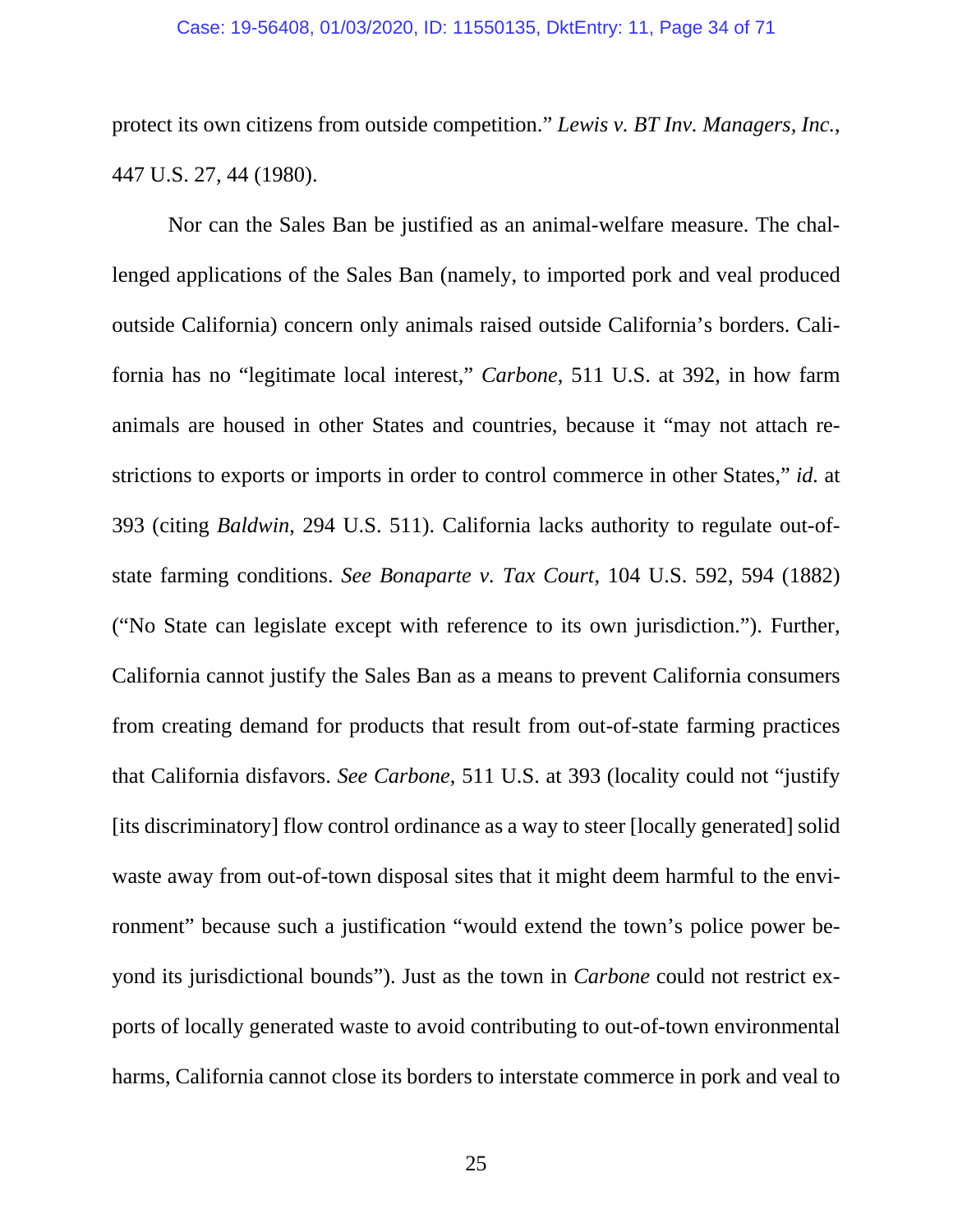protect its own citizens from outside competition." *Lewis v. BT Inv. Managers, Inc.*, 447 U.S. 27, 44 (1980).

Nor can the Sales Ban be justified as an animal-welfare measure. The challenged applications of the Sales Ban (namely, to imported pork and veal produced outside California) concern only animals raised outside California's borders. California has no "legitimate local interest," *Carbone*, 511 U.S. at 392, in how farm animals are housed in other States and countries, because it "may not attach restrictions to exports or imports in order to control commerce in other States," *id.* at 393 (citing *Baldwin*, 294 U.S. 511). California lacks authority to regulate out-of-state farming conditions. *See Bonaparte v. Tax Court*, 104 U.S. 592, 594 (1882) ("No State can legislate except with reference to its own jurisdiction."). Further, California cannot justify the Sales Ban as a means to prevent California consumers from creating demand for products that result from out-of-state farming practices that California disfavors. *See Carbone*, 511 U.S. at 393 (locality could not "justify [its discriminatory] flow control ordinance as a way to steer [locally generated] solid waste away from out-of-town disposal sites that it might deem harmful to the environment" because such a justification "would extend the town's police power beyond its jurisdictional bounds"). Just as the town in *Carbone* could not restrict exports of locally generated waste to avoid contributing to out-of-town environmental harms, California cannot close its borders to interstate commerce in pork and veal to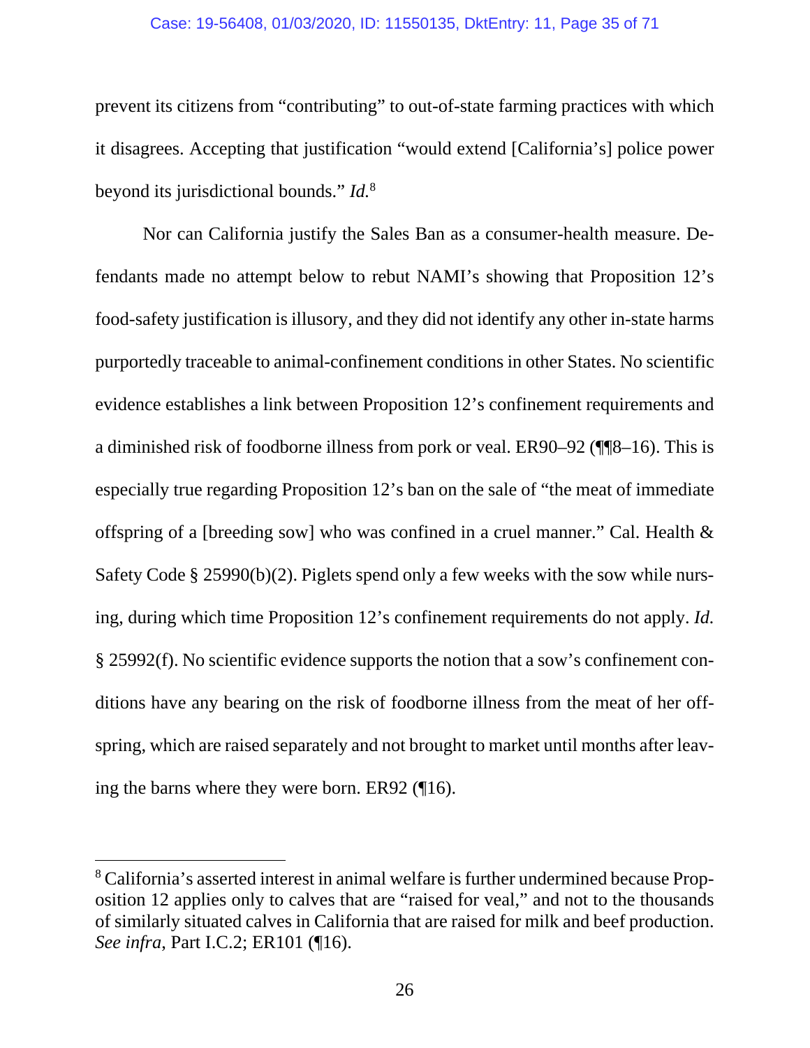prevent its citizens from "contributing" to out-of-state farming practices with which it disagrees. Accepting that justification "would extend [California's] police power beyond its jurisdictional bounds." *Id.*[8]

Nor can California justify the Sales Ban as a consumer-health measure. Defendants made no attempt below to rebut NAMI's showing that Proposition 12's food-safety justification is illusory, and they did not identify any other in-state harms purportedly traceable to animal-confinement conditions in other States. No scientific evidence establishes a link between Proposition 12's confinement requirements and a diminished risk of foodborne illness from pork or veal. ER90–92 (¶¶8–16). This is especially true regarding Proposition 12's ban on the sale of "the meat of immediate offspring of a [breeding sow] who was confined in a cruel manner." Cal. Health & Safety Code § 25990(b)(2). Piglets spend only a few weeks with the sow while nursing, during which time Proposition 12's confinement requirements do not apply. *Id.* § 25992(f). No scientific evidence supports the notion that a sow's confinement conditions have any bearing on the risk of foodborne illness from the meat of her offspring, which are raised separately and not brought to market until months after leaving the barns where they were born. ER92 (¶16).

---

[8] California's asserted interest in animal welfare is further undermined because Proposition 12 applies only to calves that are "raised for veal," and not to the thousands of similarly situated calves in California that are raised for milk and beef production. *See infra*, Part I.C.2; ER101 (¶16).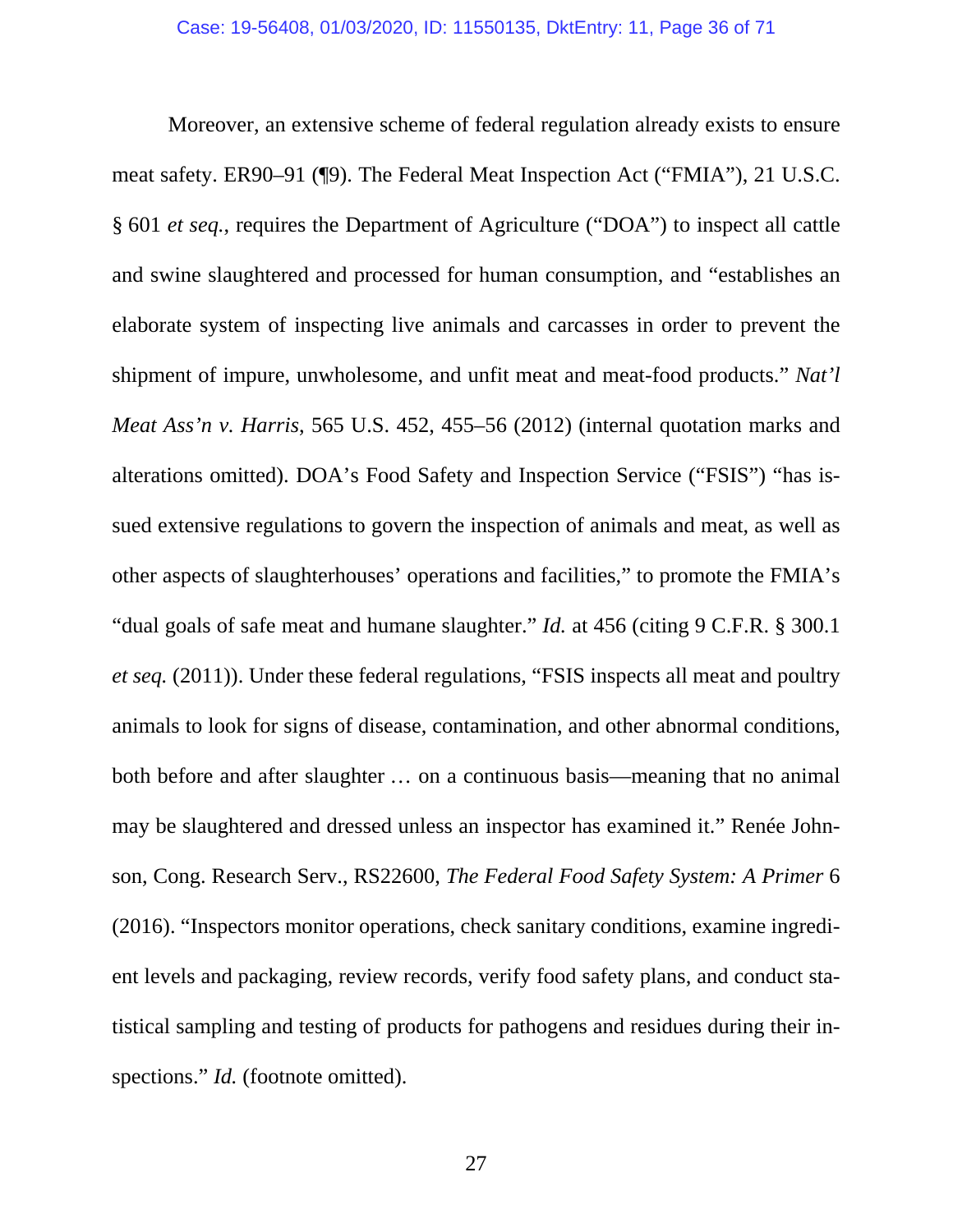Moreover, an extensive scheme of federal regulation already exists to ensure meat safety. ER90–91 (¶9). The Federal Meat Inspection Act ("FMIA"), 21 U.S.C. § 601 *et seq.*, requires the Department of Agriculture ("DOA") to inspect all cattle and swine slaughtered and processed for human consumption, and "establishes an elaborate system of inspecting live animals and carcasses in order to prevent the shipment of impure, unwholesome, and unfit meat and meat-food products." *Nat'l Meat Ass'n v. Harris*, 565 U.S. 452, 455–56 (2012) (internal quotation marks and alterations omitted). DOA's Food Safety and Inspection Service ("FSIS") "has issued extensive regulations to govern the inspection of animals and meat, as well as other aspects of slaughterhouses' operations and facilities," to promote the FMIA's "dual goals of safe meat and humane slaughter." *Id.* at 456 (citing 9 C.F.R. § 300.1 *et seq.* (2011)). Under these federal regulations, "FSIS inspects all meat and poultry animals to look for signs of disease, contamination, and other abnormal conditions, both before and after slaughter … on a continuous basis—meaning that no animal may be slaughtered and dressed unless an inspector has examined it." Renée Johnson, Cong. Research Serv., RS22600, *The Federal Food Safety System: A Primer* 6 (2016). "Inspectors monitor operations, check sanitary conditions, examine ingredient levels and packaging, review records, verify food safety plans, and conduct statistical sampling and testing of products for pathogens and residues during their inspections." *Id.* (footnote omitted).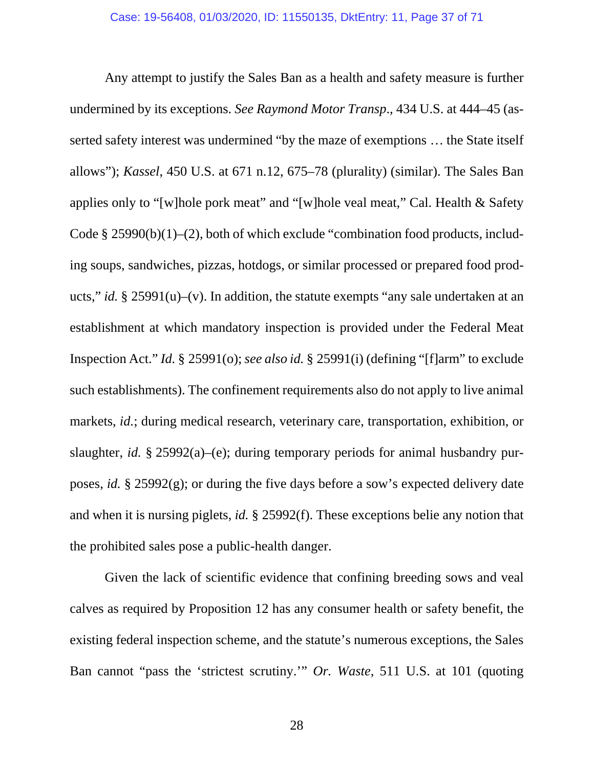Any attempt to justify the Sales Ban as a health and safety measure is further undermined by its exceptions. *See Raymond Motor Transp*., 434 U.S. at 444–45 (asserted safety interest was undermined "by the maze of exemptions … the State itself allows"); *Kassel*, 450 U.S. at 671 n.12, 675–78 (plurality) (similar). The Sales Ban applies only to "[w]hole pork meat" and "[w]hole veal meat," Cal. Health & Safety Code § 25990(b)(1)–(2), both of which exclude "combination food products, including soups, sandwiches, pizzas, hotdogs, or similar processed or prepared food products," *id.* § 25991(u)–(v). In addition, the statute exempts "any sale undertaken at an establishment at which mandatory inspection is provided under the Federal Meat Inspection Act." *Id.* § 25991(o); *see also id.* § 25991(i) (defining "[f]arm" to exclude such establishments). The confinement requirements also do not apply to live animal markets, *id.*; during medical research, veterinary care, transportation, exhibition, or slaughter, *id.* § 25992(a)–(e); during temporary periods for animal husbandry purposes, *id.* § 25992(g); or during the five days before a sow's expected delivery date and when it is nursing piglets, *id.* § 25992(f). These exceptions belie any notion that the prohibited sales pose a public-health danger.

Given the lack of scientific evidence that confining breeding sows and veal calves as required by Proposition 12 has any consumer health or safety benefit, the existing federal inspection scheme, and the statute's numerous exceptions, the Sales Ban cannot "pass the 'strictest scrutiny.'" *Or. Waste*, 511 U.S. at 101 (quoting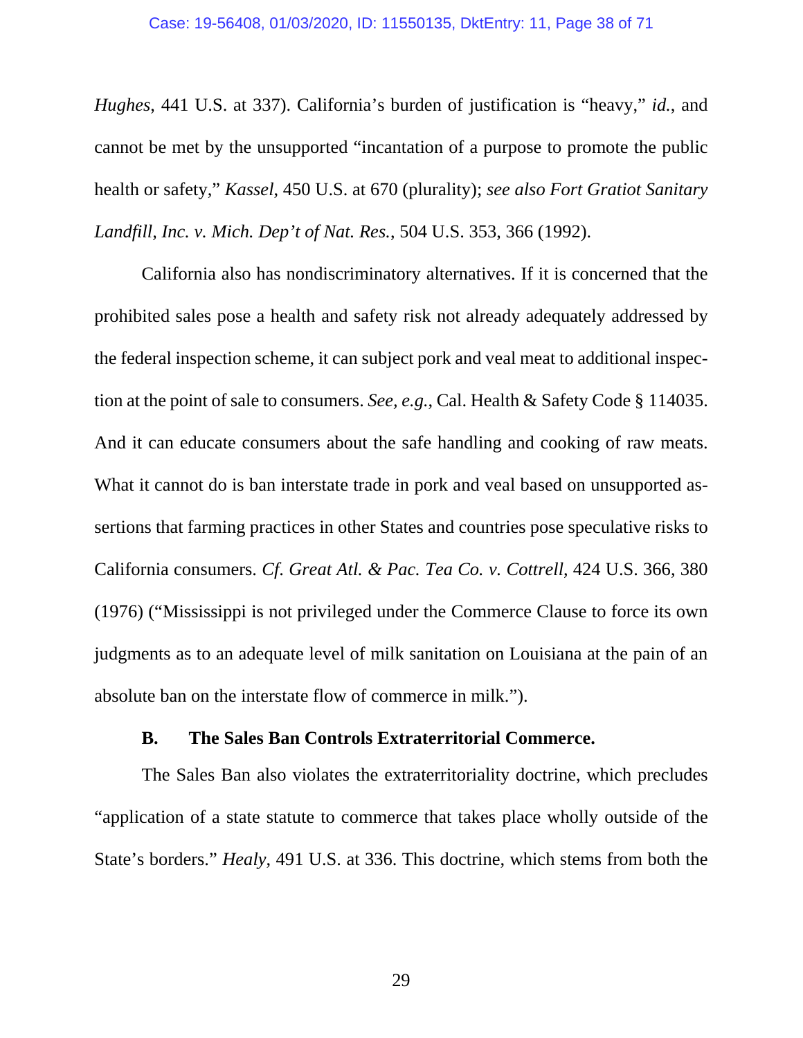*Hughes*, 441 U.S. at 337). California's burden of justification is "heavy," *id.*, and cannot be met by the unsupported "incantation of a purpose to promote the public health or safety," *Kassel*, 450 U.S. at 670 (plurality); *see also Fort Gratiot Sanitary Landfill, Inc. v. Mich. Dep't of Nat. Res.*, 504 U.S. 353, 366 (1992).

California also has nondiscriminatory alternatives. If it is concerned that the prohibited sales pose a health and safety risk not already adequately addressed by the federal inspection scheme, it can subject pork and veal meat to additional inspection at the point of sale to consumers. *See, e.g.*, Cal. Health & Safety Code § 114035. And it can educate consumers about the safe handling and cooking of raw meats. What it cannot do is ban interstate trade in pork and veal based on unsupported assertions that farming practices in other States and countries pose speculative risks to California consumers. *Cf. Great Atl. & Pac. Tea Co. v. Cottrell*, 424 U.S. 366, 380 (1976) ("Mississippi is not privileged under the Commerce Clause to force its own judgments as to an adequate level of milk sanitation on Louisiana at the pain of an absolute ban on the interstate flow of commerce in milk.").

### B. The Sales Ban Controls Extraterritorial Commerce.

The Sales Ban also violates the extraterritoriality doctrine, which precludes "application of a state statute to commerce that takes place wholly outside of the State's borders." *Healy*, 491 U.S. at 336. This doctrine, which stems from both the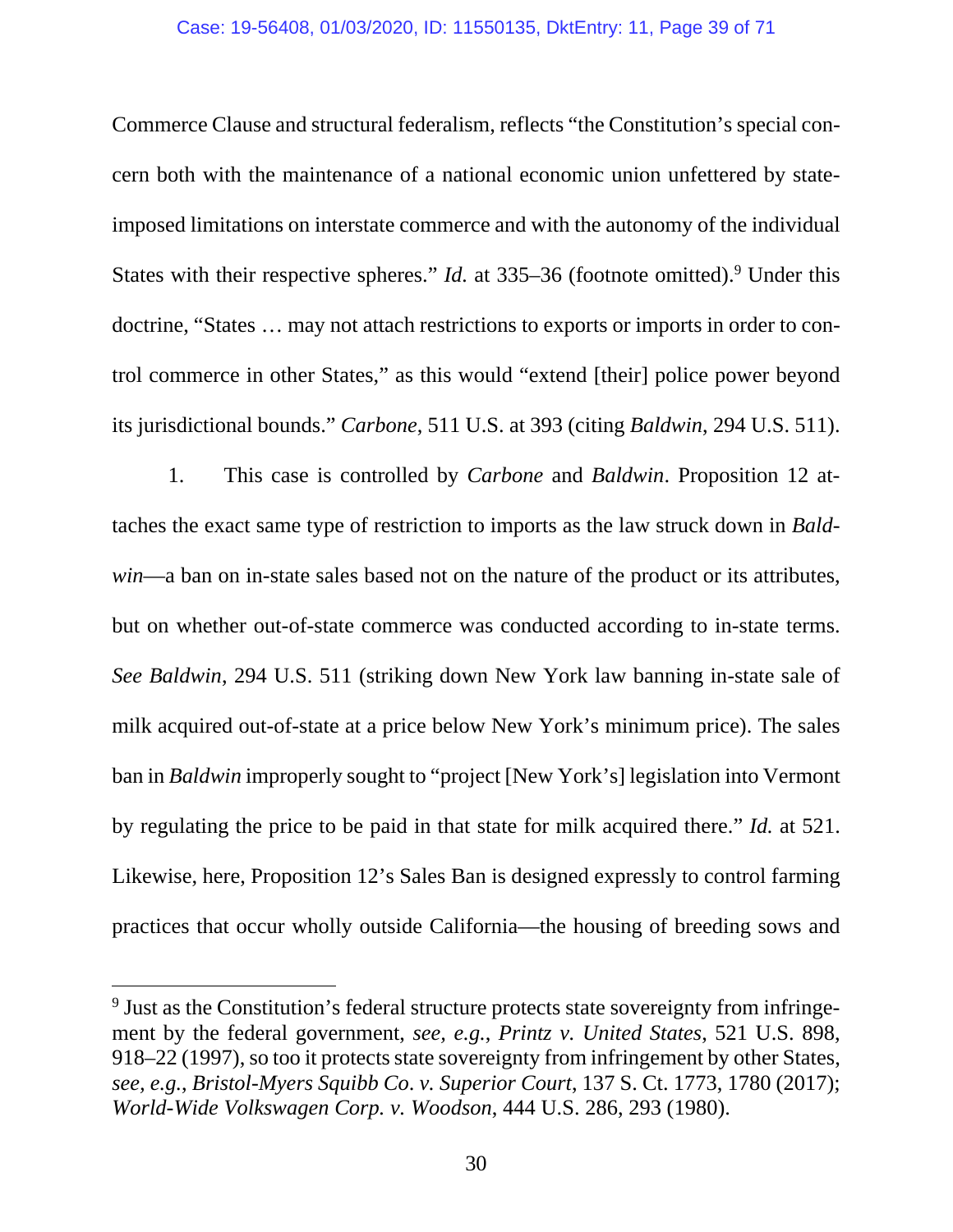Commerce Clause and structural federalism, reflects "the Constitution's special concern both with the maintenance of a national economic union unfettered by state-imposed limitations on interstate commerce and with the autonomy of the individual States with their respective spheres." *Id.* at 335–36 (footnote omitted).[9] Under this doctrine, "States … may not attach restrictions to exports or imports in order to control commerce in other States," as this would "extend [their] police power beyond its jurisdictional bounds." *Carbone*, 511 U.S. at 393 (citing *Baldwin*, 294 U.S. 511).

1. This case is controlled by *Carbone* and *Baldwin*. Proposition 12 attaches the exact same type of restriction to imports as the law struck down in *Baldwin*—a ban on in-state sales based not on the nature of the product or its attributes, but on whether out-of-state commerce was conducted according to in-state terms. *See Baldwin*, 294 U.S. 511 (striking down New York law banning in-state sale of milk acquired out-of-state at a price below New York's minimum price). The sales ban in *Baldwin* improperly sought to "project [New York's] legislation into Vermont by regulating the price to be paid in that state for milk acquired there." *Id.* at 521. Likewise, here, Proposition 12's Sales Ban is designed expressly to control farming practices that occur wholly outside California—the housing of breeding sows and

---

[9] Just as the Constitution's federal structure protects state sovereignty from infringement by the federal government, *see, e.g.*, *Printz v. United States*, 521 U.S. 898, 918–22 (1997), so too it protects state sovereignty from infringement by other States, *see, e.g.*, *Bristol-Myers Squibb Co. v. Superior Court*, 137 S. Ct. 1773, 1780 (2017); *World-Wide Volkswagen Corp. v. Woodson*, 444 U.S. 286, 293 (1980).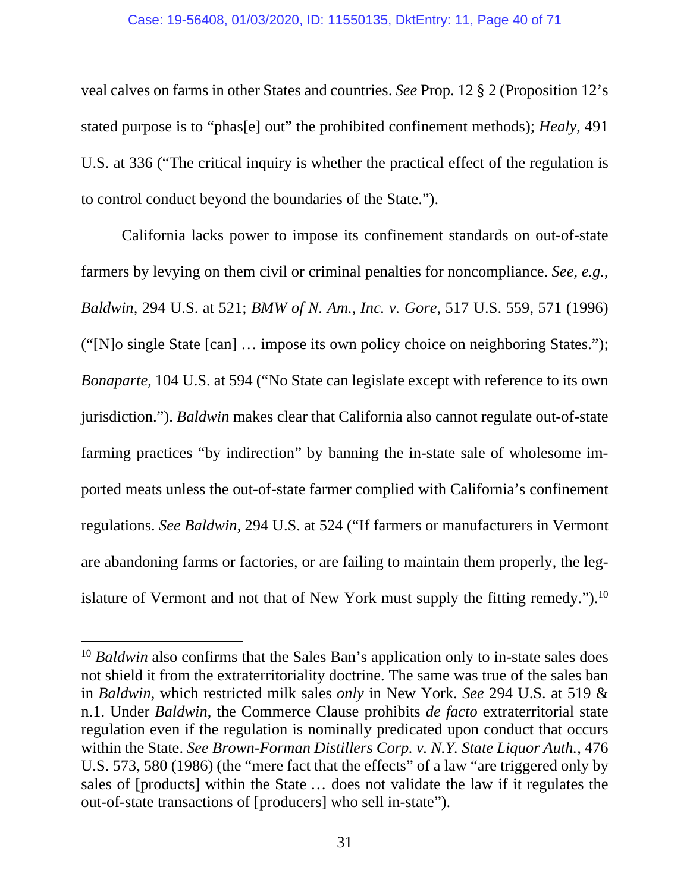veal calves on farms in other States and countries. *See* Prop. 12 § 2 (Proposition 12's stated purpose is to "phas[e] out" the prohibited confinement methods); *Healy*, 491 U.S. at 336 ("The critical inquiry is whether the practical effect of the regulation is to control conduct beyond the boundaries of the State.").

California lacks power to impose its confinement standards on out-of-state farmers by levying on them civil or criminal penalties for noncompliance. *See, e.g.*, *Baldwin*, 294 U.S. at 521; *BMW of N. Am., Inc. v. Gore*, 517 U.S. 559, 571 (1996) ("[N]o single State [can] … impose its own policy choice on neighboring States."); *Bonaparte*, 104 U.S. at 594 ("No State can legislate except with reference to its own jurisdiction."). *Baldwin* makes clear that California also cannot regulate out-of-state farming practices "by indirection" by banning the in-state sale of wholesome imported meats unless the out-of-state farmer complied with California's confinement regulations. *See Baldwin*, 294 U.S. at 524 ("If farmers or manufacturers in Vermont are abandoning farms or factories, or are failing to maintain them properly, the legislature of Vermont and not that of New York must supply the fitting remedy.").[10]

---

[10] *Baldwin* also confirms that the Sales Ban's application only to in-state sales does not shield it from the extraterritoriality doctrine. The same was true of the sales ban in *Baldwin*, which restricted milk sales *only* in New York. *See* 294 U.S. at 519 & n.1. Under *Baldwin*, the Commerce Clause prohibits *de facto* extraterritorial state regulation even if the regulation is nominally predicated upon conduct that occurs within the State. *See Brown-Forman Distillers Corp. v. N.Y. State Liquor Auth.*, 476 U.S. 573, 580 (1986) (the "mere fact that the effects" of a law "are triggered only by sales of [products] within the State … does not validate the law if it regulates the out-of-state transactions of [producers] who sell in-state").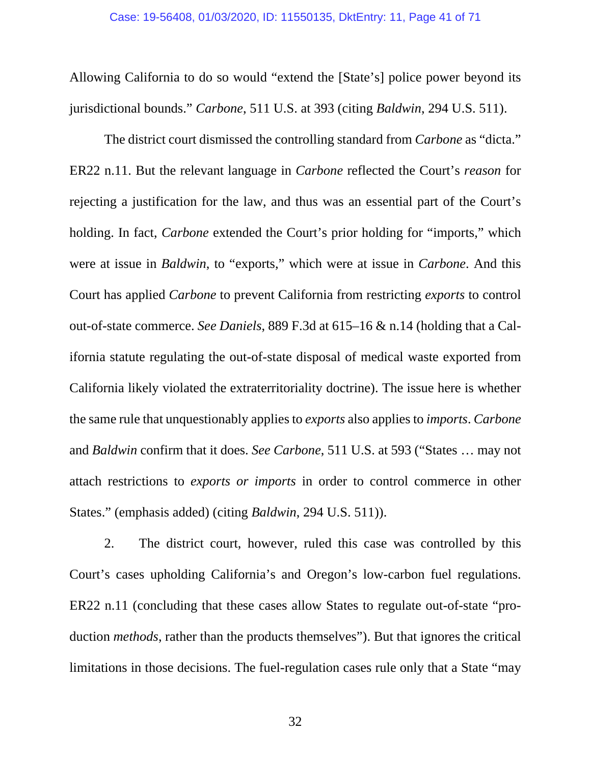Allowing California to do so would "extend the [State's] police power beyond its jurisdictional bounds." *Carbone*, 511 U.S. at 393 (citing *Baldwin*, 294 U.S. 511).

The district court dismissed the controlling standard from *Carbone* as "dicta." ER22 n.11. But the relevant language in *Carbone* reflected the Court's *reason* for rejecting a justification for the law, and thus was an essential part of the Court's holding. In fact, *Carbone* extended the Court's prior holding for "imports," which were at issue in *Baldwin*, to "exports," which were at issue in *Carbone*. And this Court has applied *Carbone* to prevent California from restricting *exports* to control out-of-state commerce. *See Daniels*, 889 F.3d at 615–16 & n.14 (holding that a California statute regulating the out-of-state disposal of medical waste exported from California likely violated the extraterritoriality doctrine). The issue here is whether the same rule that unquestionably applies to *exports* also applies to *imports*. *Carbone* and *Baldwin* confirm that it does. *See Carbone*, 511 U.S. at 593 ("States … may not attach restrictions to *exports or imports* in order to control commerce in other States." (emphasis added) (citing *Baldwin*, 294 U.S. 511)).

2. The district court, however, ruled this case was controlled by this Court's cases upholding California's and Oregon's low-carbon fuel regulations. ER22 n.11 (concluding that these cases allow States to regulate out-of-state "production *methods*, rather than the products themselves"). But that ignores the critical limitations in those decisions. The fuel-regulation cases rule only that a State "may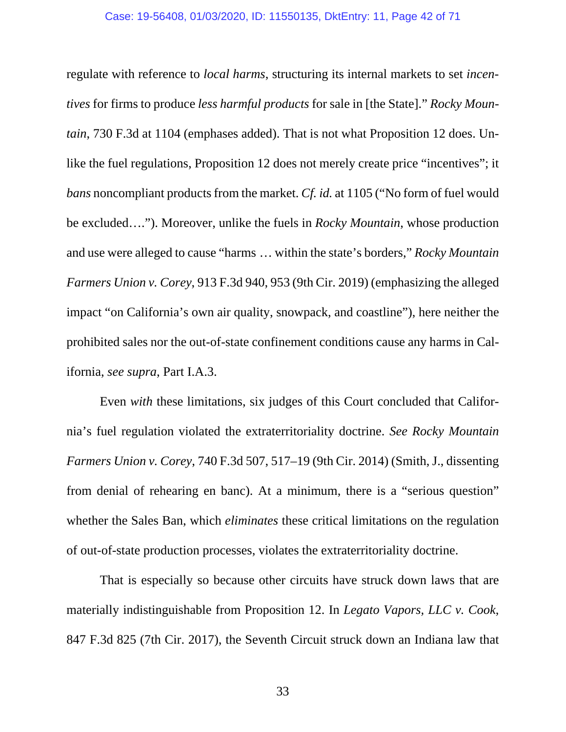regulate with reference to *local harms*, structuring its internal markets to set *incentives* for firms to produce *less harmful products* for sale in [the State]." *Rocky Mountain*, 730 F.3d at 1104 (emphases added). That is not what Proposition 12 does. Unlike the fuel regulations, Proposition 12 does not merely create price "incentives"; it *bans* noncompliant products from the market. *Cf. id.* at 1105 ("No form of fuel would be excluded…."). Moreover, unlike the fuels in *Rocky Mountain*, whose production and use were alleged to cause "harms … within the state's borders," *Rocky Mountain Farmers Union v. Corey*, 913 F.3d 940, 953 (9th Cir. 2019) (emphasizing the alleged impact "on California's own air quality, snowpack, and coastline"), here neither the prohibited sales nor the out-of-state confinement conditions cause any harms in California, *see supra*, Part I.A.3.

Even *with* these limitations, six judges of this Court concluded that California's fuel regulation violated the extraterritoriality doctrine. *See Rocky Mountain Farmers Union v. Corey*, 740 F.3d 507, 517–19 (9th Cir. 2014) (Smith, J., dissenting from denial of rehearing en banc). At a minimum, there is a "serious question" whether the Sales Ban, which *eliminates* these critical limitations on the regulation of out-of-state production processes, violates the extraterritoriality doctrine.

That is especially so because other circuits have struck down laws that are materially indistinguishable from Proposition 12. In *Legato Vapors, LLC v. Cook*, 847 F.3d 825 (7th Cir. 2017), the Seventh Circuit struck down an Indiana law that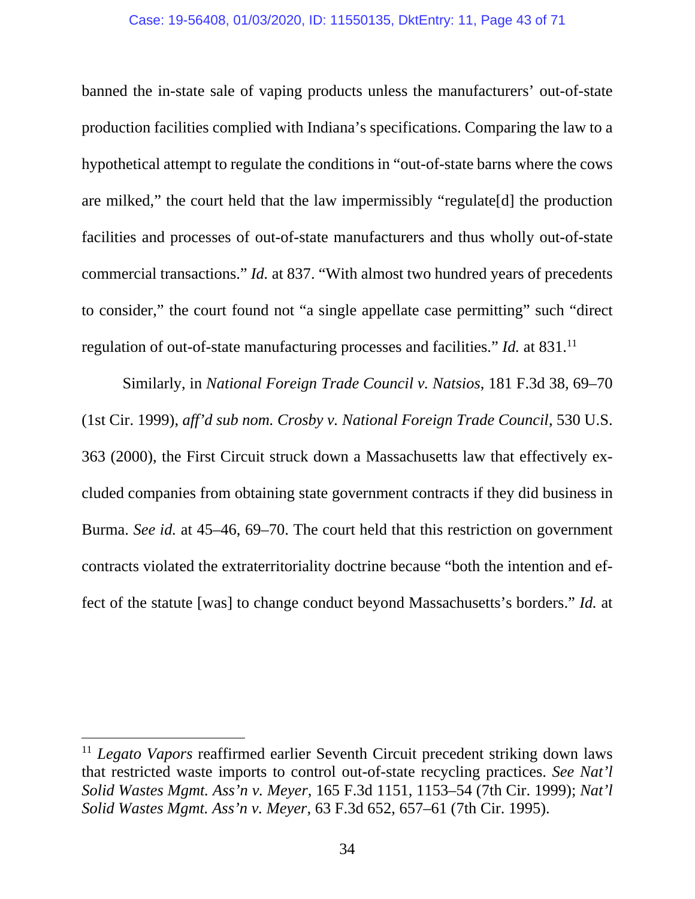banned the in-state sale of vaping products unless the manufacturers' out-of-state production facilities complied with Indiana's specifications. Comparing the law to a hypothetical attempt to regulate the conditions in "out-of-state barns where the cows are milked," the court held that the law impermissibly "regulate[d] the production facilities and processes of out-of-state manufacturers and thus wholly out-of-state commercial transactions." *Id.* at 837. "With almost two hundred years of precedents to consider," the court found not "a single appellate case permitting" such "direct regulation of out-of-state manufacturing processes and facilities." *Id.* at 831.[11]

Similarly, in *National Foreign Trade Council v. Natsios*, 181 F.3d 38, 69–70 (1st Cir. 1999), *aff'd sub nom. Crosby v. National Foreign Trade Council*, 530 U.S. 363 (2000), the First Circuit struck down a Massachusetts law that effectively excluded companies from obtaining state government contracts if they did business in Burma. *See id.* at 45–46, 69–70. The court held that this restriction on government contracts violated the extraterritoriality doctrine because "both the intention and effect of the statute [was] to change conduct beyond Massachusetts's borders." *Id.* at

[11] *Legato Vapors* reaffirmed earlier Seventh Circuit precedent striking down laws that restricted waste imports to control out-of-state recycling practices. *See Nat'l Solid Wastes Mgmt. Ass'n v. Meyer*, 165 F.3d 1151, 1153–54 (7th Cir. 1999); *Nat'l Solid Wastes Mgmt. Ass'n v. Meyer*, 63 F.3d 652, 657–61 (7th Cir. 1995).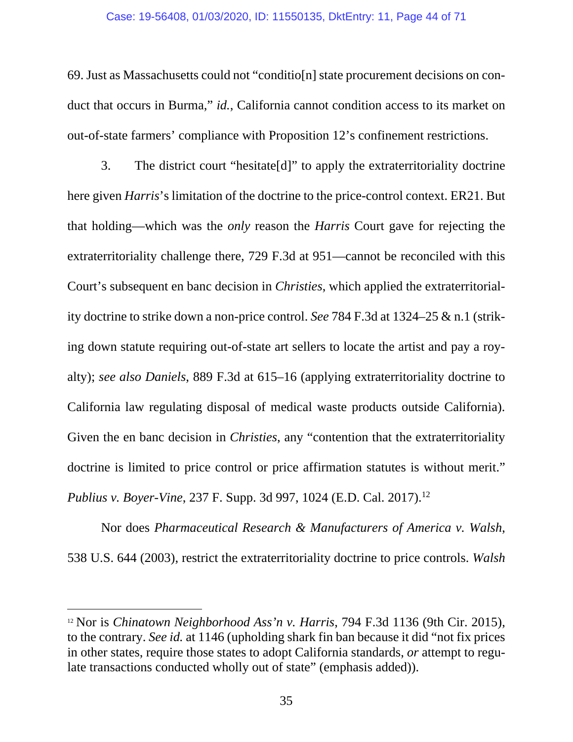69. Just as Massachusetts could not "conditio[n] state procurement decisions on conduct that occurs in Burma," *id.*, California cannot condition access to its market on out-of-state farmers' compliance with Proposition 12's confinement restrictions.

3. The district court "hesitate[d]" to apply the extraterritoriality doctrine here given *Harris*'s limitation of the doctrine to the price-control context. ER21. But that holding—which was the *only* reason the *Harris* Court gave for rejecting the extraterritoriality challenge there, 729 F.3d at 951—cannot be reconciled with this Court's subsequent en banc decision in *Christies*, which applied the extraterritoriality doctrine to strike down a non-price control. *See* 784 F.3d at 1324–25 & n.1 (striking down statute requiring out-of-state art sellers to locate the artist and pay a royalty); *see also Daniels*, 889 F.3d at 615–16 (applying extraterritoriality doctrine to California law regulating disposal of medical waste products outside California). Given the en banc decision in *Christies*, any "contention that the extraterritoriality doctrine is limited to price control or price affirmation statutes is without merit." *Publius v. Boyer-Vine*, 237 F. Supp. 3d 997, 1024 (E.D. Cal. 2017).[12]

Nor does *Pharmaceutical Research & Manufacturers of America v. Walsh*, 538 U.S. 644 (2003), restrict the extraterritoriality doctrine to price controls. *Walsh*

---

[12] Nor is *Chinatown Neighborhood Ass'n v. Harris*, 794 F.3d 1136 (9th Cir. 2015), to the contrary. *See id.* at 1146 (upholding shark fin ban because it did "not fix prices in other states, require those states to adopt California standards, *or* attempt to regulate transactions conducted wholly out of state" (emphasis added)).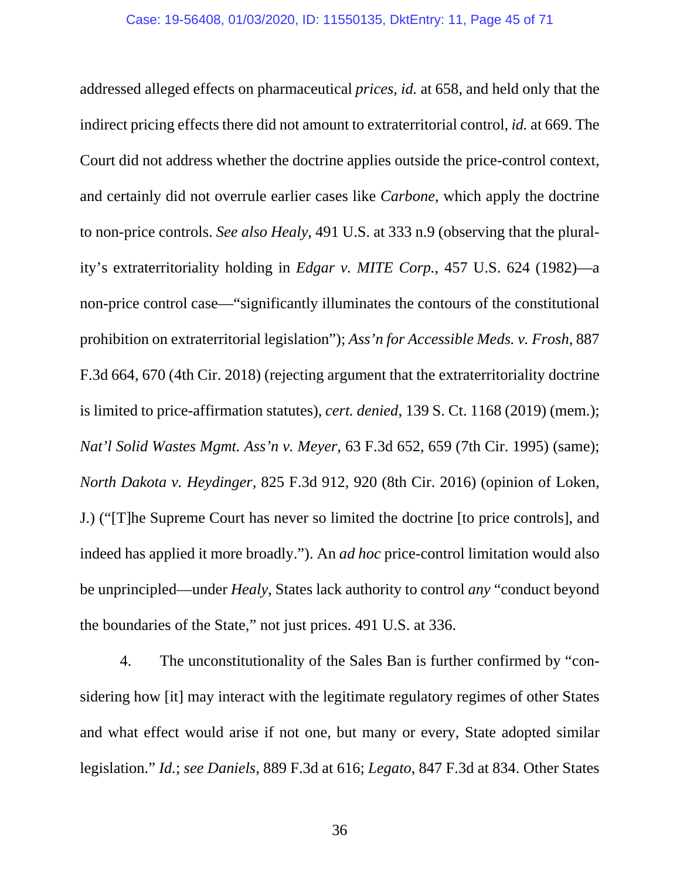addressed alleged effects on pharmaceutical *prices*, *id.* at 658, and held only that the indirect pricing effects there did not amount to extraterritorial control, *id.* at 669. The Court did not address whether the doctrine applies outside the price-control context, and certainly did not overrule earlier cases like *Carbone*, which apply the doctrine to non-price controls. *See also Healy*, 491 U.S. at 333 n.9 (observing that the plurality's extraterritoriality holding in *Edgar v. MITE Corp.*, 457 U.S. 624 (1982)—a non-price control case—"significantly illuminates the contours of the constitutional prohibition on extraterritorial legislation"); *Ass'n for Accessible Meds. v. Frosh*, 887 F.3d 664, 670 (4th Cir. 2018) (rejecting argument that the extraterritoriality doctrine is limited to price-affirmation statutes), *cert. denied*, 139 S. Ct. 1168 (2019) (mem.); *Nat'l Solid Wastes Mgmt. Ass'n v. Meyer*, 63 F.3d 652, 659 (7th Cir. 1995) (same); *North Dakota v. Heydinger*, 825 F.3d 912, 920 (8th Cir. 2016) (opinion of Loken, J.) ("[T]he Supreme Court has never so limited the doctrine [to price controls], and indeed has applied it more broadly."). An *ad hoc* price-control limitation would also be unprincipled—under *Healy*, States lack authority to control *any* "conduct beyond the boundaries of the State," not just prices. 491 U.S. at 336.

4. The unconstitutionality of the Sales Ban is further confirmed by "considering how [it] may interact with the legitimate regulatory regimes of other States and what effect would arise if not one, but many or every, State adopted similar legislation." *Id.*; *see Daniels*, 889 F.3d at 616; *Legato*, 847 F.3d at 834. Other States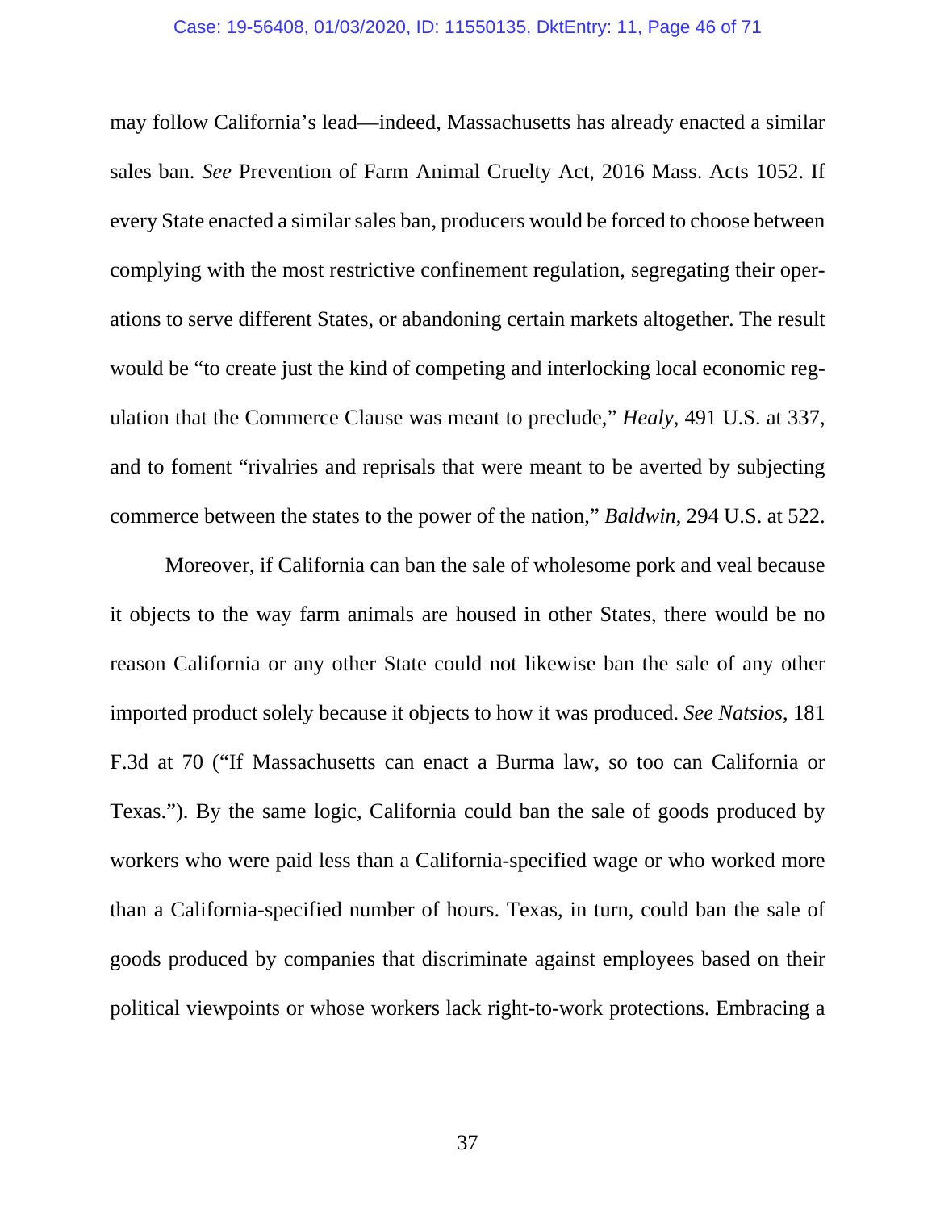may follow California's lead—indeed, Massachusetts has already enacted a similar sales ban. *See* Prevention of Farm Animal Cruelty Act, 2016 Mass. Acts 1052. If every State enacted a similar sales ban, producers would be forced to choose between complying with the most restrictive confinement regulation, segregating their operations to serve different States, or abandoning certain markets altogether. The result would be "to create just the kind of competing and interlocking local economic regulation that the Commerce Clause was meant to preclude," *Healy*, 491 U.S. at 337, and to foment "rivalries and reprisals that were meant to be averted by subjecting commerce between the states to the power of the nation," *Baldwin*, 294 U.S. at 522.

Moreover, if California can ban the sale of wholesome pork and veal because it objects to the way farm animals are housed in other States, there would be no reason California or any other State could not likewise ban the sale of any other imported product solely because it objects to how it was produced. *See Natsios*, 181 F.3d at 70 ("If Massachusetts can enact a Burma law, so too can California or Texas."). By the same logic, California could ban the sale of goods produced by workers who were paid less than a California-specified wage or who worked more than a California-specified number of hours. Texas, in turn, could ban the sale of goods produced by companies that discriminate against employees based on their political viewpoints or whose workers lack right-to-work protections. Embracing a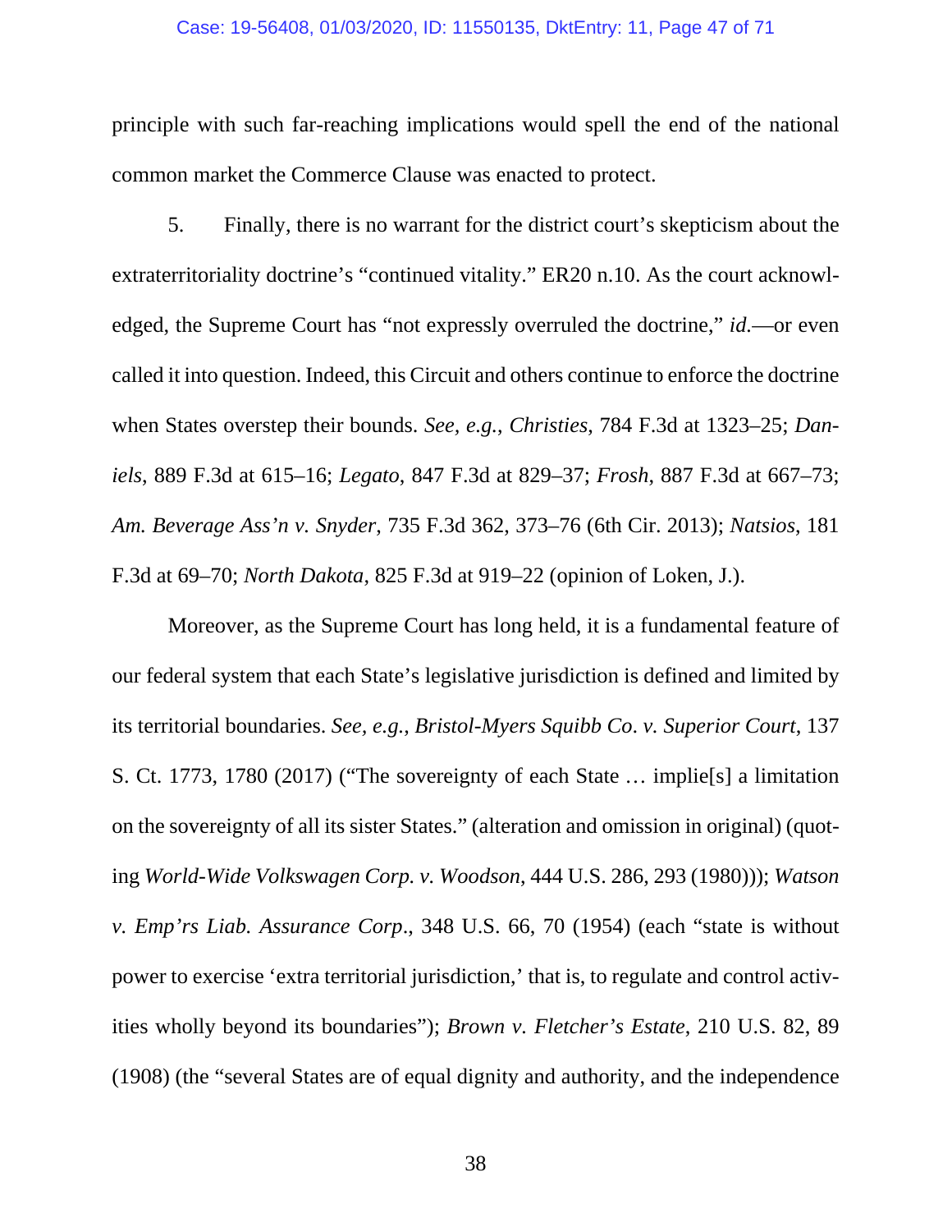principle with such far-reaching implications would spell the end of the national common market the Commerce Clause was enacted to protect.

5. Finally, there is no warrant for the district court's skepticism about the extraterritoriality doctrine's "continued vitality." ER20 n.10. As the court acknowledged, the Supreme Court has "not expressly overruled the doctrine," *id.*—or even called it into question. Indeed, this Circuit and others continue to enforce the doctrine when States overstep their bounds. *See, e.g.*, *Christies*, 784 F.3d at 1323–25; *Daniels*, 889 F.3d at 615–16; *Legato*, 847 F.3d at 829–37; *Frosh*, 887 F.3d at 667–73; *Am. Beverage Ass'n v. Snyder*, 735 F.3d 362, 373–76 (6th Cir. 2013); *Natsios*, 181 F.3d at 69–70; *North Dakota*, 825 F.3d at 919–22 (opinion of Loken, J.).

Moreover, as the Supreme Court has long held, it is a fundamental feature of our federal system that each State's legislative jurisdiction is defined and limited by its territorial boundaries. *See, e.g.*, *Bristol-Myers Squibb Co. v. Superior Court*, 137 S. Ct. 1773, 1780 (2017) ("The sovereignty of each State … implie[s] a limitation on the sovereignty of all its sister States." (alteration and omission in original) (quoting *World-Wide Volkswagen Corp. v. Woodson*, 444 U.S. 286, 293 (1980))); *Watson v. Emp'rs Liab. Assurance Corp.*, 348 U.S. 66, 70 (1954) (each "state is without power to exercise 'extra territorial jurisdiction,' that is, to regulate and control activities wholly beyond its boundaries"); *Brown v. Fletcher's Estate*, 210 U.S. 82, 89 (1908) (the "several States are of equal dignity and authority, and the independence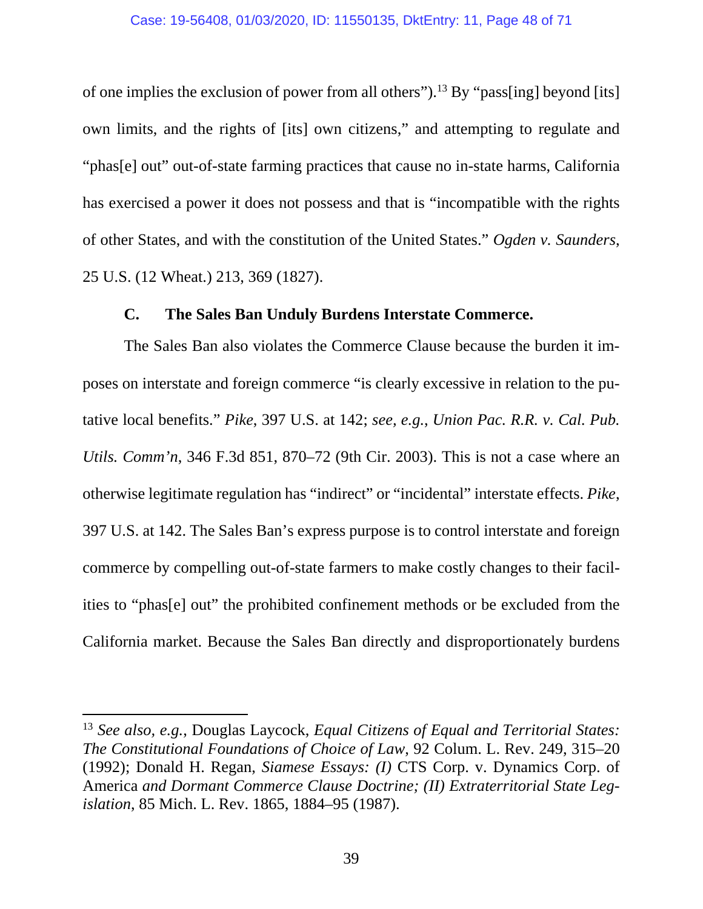of one implies the exclusion of power from all others").[13] By "pass[ing] beyond [its] own limits, and the rights of [its] own citizens," and attempting to regulate and "phas[e] out" out-of-state farming practices that cause no in-state harms, California has exercised a power it does not possess and that is "incompatible with the rights of other States, and with the constitution of the United States." *Ogden v. Saunders*, 25 U.S. (12 Wheat.) 213, 369 (1827).

### C. The Sales Ban Unduly Burdens Interstate Commerce.

The Sales Ban also violates the Commerce Clause because the burden it imposes on interstate and foreign commerce "is clearly excessive in relation to the putative local benefits." *Pike*, 397 U.S. at 142; *see, e.g.*, *Union Pac. R.R. v. Cal. Pub. Utils. Comm'n*, 346 F.3d 851, 870–72 (9th Cir. 2003). This is not a case where an otherwise legitimate regulation has "indirect" or "incidental" interstate effects. *Pike*, 397 U.S. at 142. The Sales Ban's express purpose is to control interstate and foreign commerce by compelling out-of-state farmers to make costly changes to their facilities to "phas[e] out" the prohibited confinement methods or be excluded from the California market. Because the Sales Ban directly and disproportionately burdens

---

[13] *See also, e.g.*, Douglas Laycock, *Equal Citizens of Equal and Territorial States: The Constitutional Foundations of Choice of Law*, 92 Colum. L. Rev. 249, 315–20 (1992); Donald H. Regan, *Siamese Essays: (I)* CTS Corp. v. Dynamics Corp. of America *and Dormant Commerce Clause Doctrine; (II) Extraterritorial State Legislation*, 85 Mich. L. Rev. 1865, 1884–95 (1987).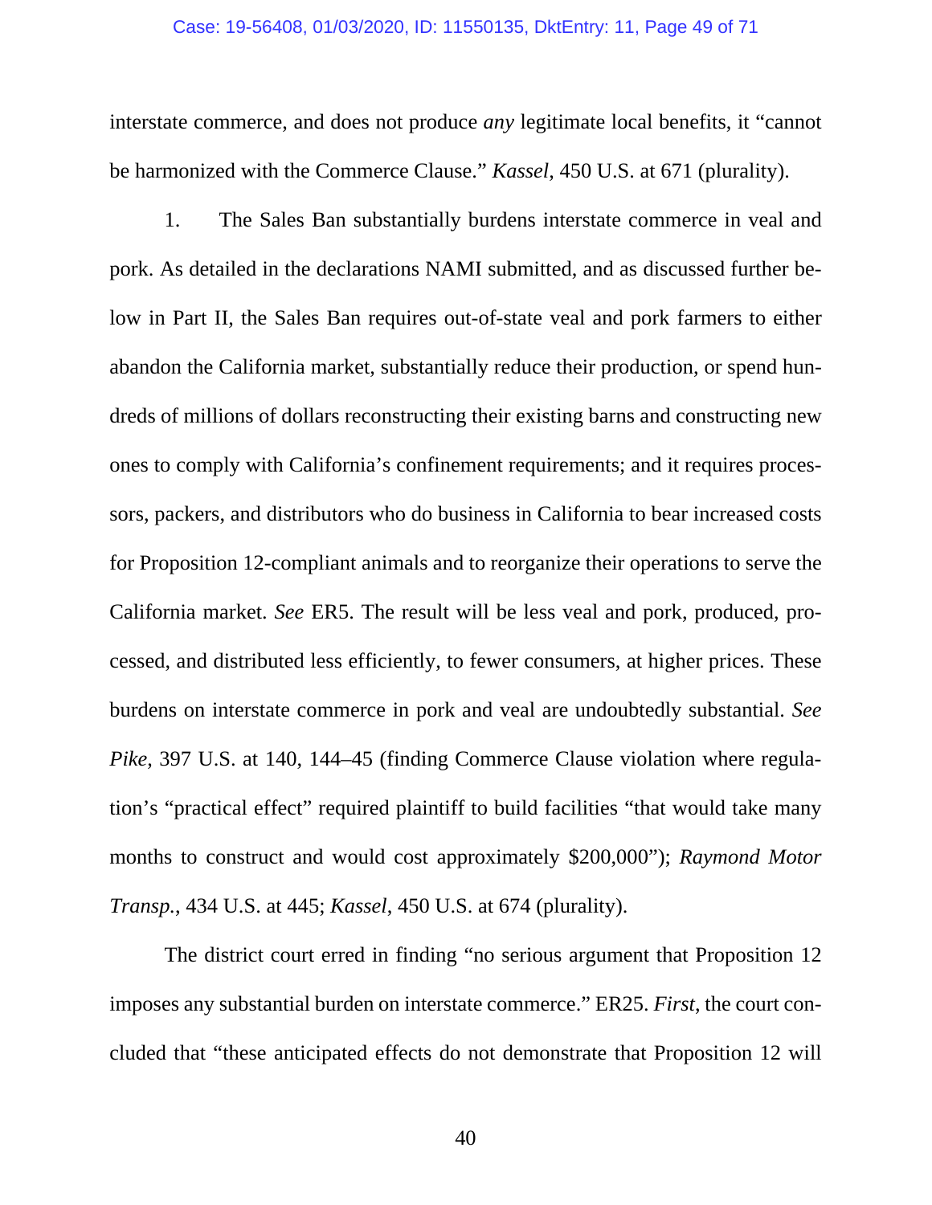interstate commerce, and does not produce *any* legitimate local benefits, it "cannot be harmonized with the Commerce Clause." *Kassel*, 450 U.S. at 671 (plurality).

1. The Sales Ban substantially burdens interstate commerce in veal and pork. As detailed in the declarations NAMI submitted, and as discussed further below in Part II, the Sales Ban requires out-of-state veal and pork farmers to either abandon the California market, substantially reduce their production, or spend hundreds of millions of dollars reconstructing their existing barns and constructing new ones to comply with California's confinement requirements; and it requires processors, packers, and distributors who do business in California to bear increased costs for Proposition 12-compliant animals and to reorganize their operations to serve the California market. *See* ER5. The result will be less veal and pork, produced, processed, and distributed less efficiently, to fewer consumers, at higher prices. These burdens on interstate commerce in pork and veal are undoubtedly substantial. *See Pike*, 397 U.S. at 140, 144–45 (finding Commerce Clause violation where regulation's "practical effect" required plaintiff to build facilities "that would take many months to construct and would cost approximately $200,000"); *Raymond Motor Transp.*, 434 U.S. at 445; *Kassel*, 450 U.S. at 674 (plurality).

The district court erred in finding "no serious argument that Proposition 12 imposes any substantial burden on interstate commerce." ER25. *First*, the court concluded that "these anticipated effects do not demonstrate that Proposition 12 will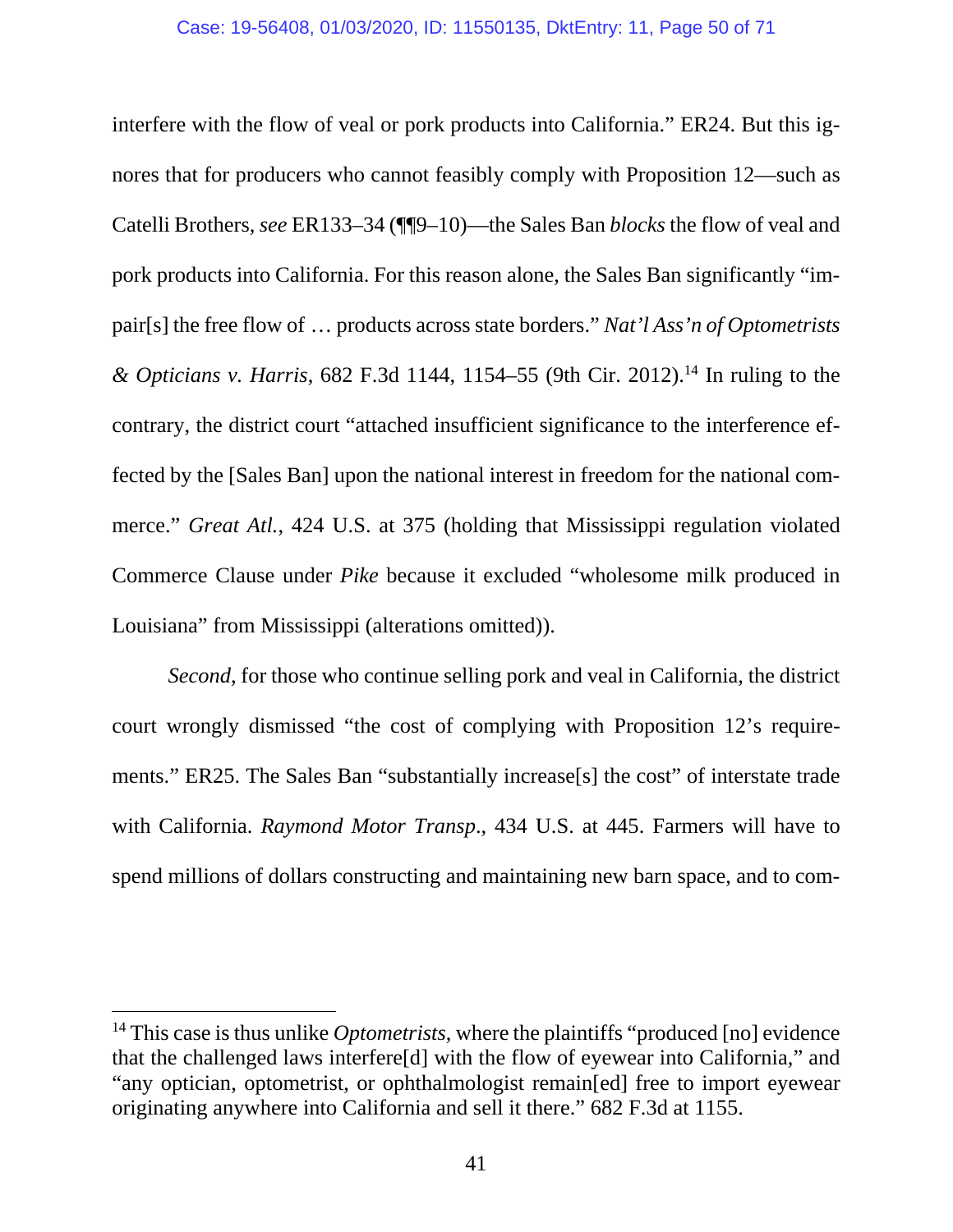interfere with the flow of veal or pork products into California." ER24. But this ignores that for producers who cannot feasibly comply with Proposition 12—such as Catelli Brothers, *see* ER133–34 (¶¶9–10)—the Sales Ban *blocks* the flow of veal and pork products into California. For this reason alone, the Sales Ban significantly "impair[s] the free flow of … products across state borders." *Nat'l Ass'n of Optometrists & Opticians v. Harris*, 682 F.3d 1144, 1154–55 (9th Cir. 2012).[14] In ruling to the contrary, the district court "attached insufficient significance to the interference effected by the [Sales Ban] upon the national interest in freedom for the national commerce." *Great Atl.*, 424 U.S. at 375 (holding that Mississippi regulation violated Commerce Clause under *Pike* because it excluded "wholesome milk produced in Louisiana" from Mississippi (alterations omitted)).

*Second*, for those who continue selling pork and veal in California, the district court wrongly dismissed "the cost of complying with Proposition 12's requirements." ER25. The Sales Ban "substantially increase[s] the cost" of interstate trade with California. *Raymond Motor Transp.*, 434 U.S. at 445. Farmers will have to spend millions of dollars constructing and maintaining new barn space, and to com-

---

[14] This case is thus unlike *Optometrists*, where the plaintiffs "produced [no] evidence that the challenged laws interfere[d] with the flow of eyewear into California," and "any optician, optometrist, or ophthalmologist remain[ed] free to import eyewear originating anywhere into California and sell it there." 682 F.3d at 1155.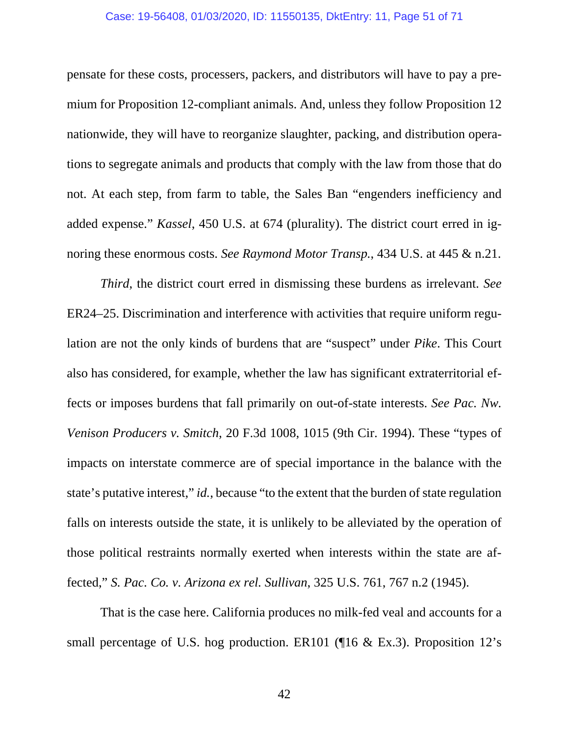pensate for these costs, processers, packers, and distributors will have to pay a premium for Proposition 12-compliant animals. And, unless they follow Proposition 12 nationwide, they will have to reorganize slaughter, packing, and distribution operations to segregate animals and products that comply with the law from those that do not. At each step, from farm to table, the Sales Ban "engenders inefficiency and added expense." *Kassel*, 450 U.S. at 674 (plurality). The district court erred in ignoring these enormous costs. *See Raymond Motor Transp.*, 434 U.S. at 445 & n.21.

*Third*, the district court erred in dismissing these burdens as irrelevant. *See* ER24–25. Discrimination and interference with activities that require uniform regulation are not the only kinds of burdens that are "suspect" under *Pike*. This Court also has considered, for example, whether the law has significant extraterritorial effects or imposes burdens that fall primarily on out-of-state interests. *See Pac. Nw. Venison Producers v. Smitch*, 20 F.3d 1008, 1015 (9th Cir. 1994). These "types of impacts on interstate commerce are of special importance in the balance with the state's putative interest," *id.*, because "to the extent that the burden of state regulation falls on interests outside the state, it is unlikely to be alleviated by the operation of those political restraints normally exerted when interests within the state are affected," *S. Pac. Co. v. Arizona ex rel. Sullivan*, 325 U.S. 761, 767 n.2 (1945).

That is the case here. California produces no milk-fed veal and accounts for a small percentage of U.S. hog production. ER101 (¶16 & Ex.3). Proposition 12's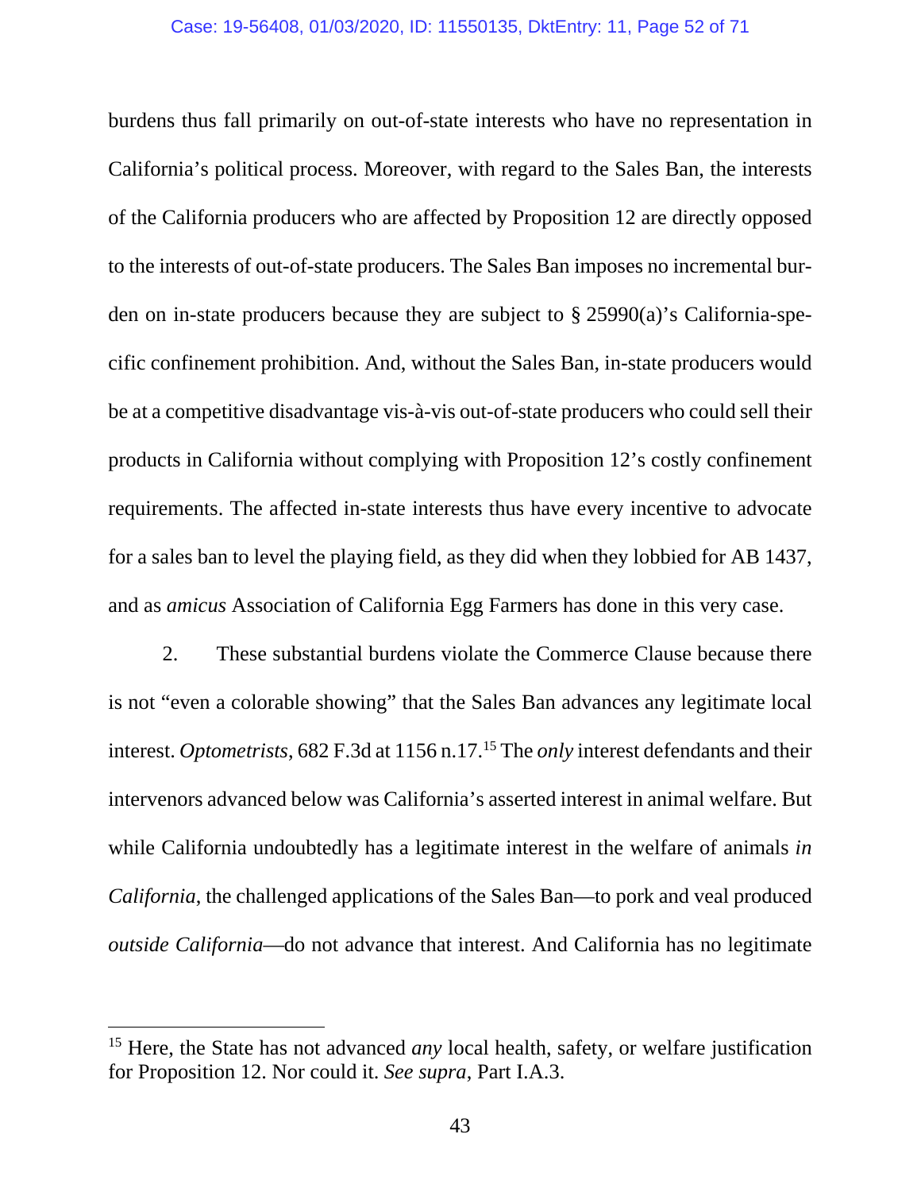burdens thus fall primarily on out-of-state interests who have no representation in California's political process. Moreover, with regard to the Sales Ban, the interests of the California producers who are affected by Proposition 12 are directly opposed to the interests of out-of-state producers. The Sales Ban imposes no incremental burden on in-state producers because they are subject to § 25990(a)'s California-specific confinement prohibition. And, without the Sales Ban, in-state producers would be at a competitive disadvantage vis-à-vis out-of-state producers who could sell their products in California without complying with Proposition 12's costly confinement requirements. The affected in-state interests thus have every incentive to advocate for a sales ban to level the playing field, as they did when they lobbied for AB 1437, and as *amicus* Association of California Egg Farmers has done in this very case.

2. These substantial burdens violate the Commerce Clause because there is not "even a colorable showing" that the Sales Ban advances any legitimate local interest. *Optometrists*, 682 F.3d at 1156 n.17.[15] The *only* interest defendants and their intervenors advanced below was California's asserted interest in animal welfare. But while California undoubtedly has a legitimate interest in the welfare of animals *in California*, the challenged applications of the Sales Ban—to pork and veal produced *outside California*—do not advance that interest. And California has no legitimate

[15] Here, the State has not advanced *any* local health, safety, or welfare justification for Proposition 12. Nor could it. *See supra*, Part I.A.3.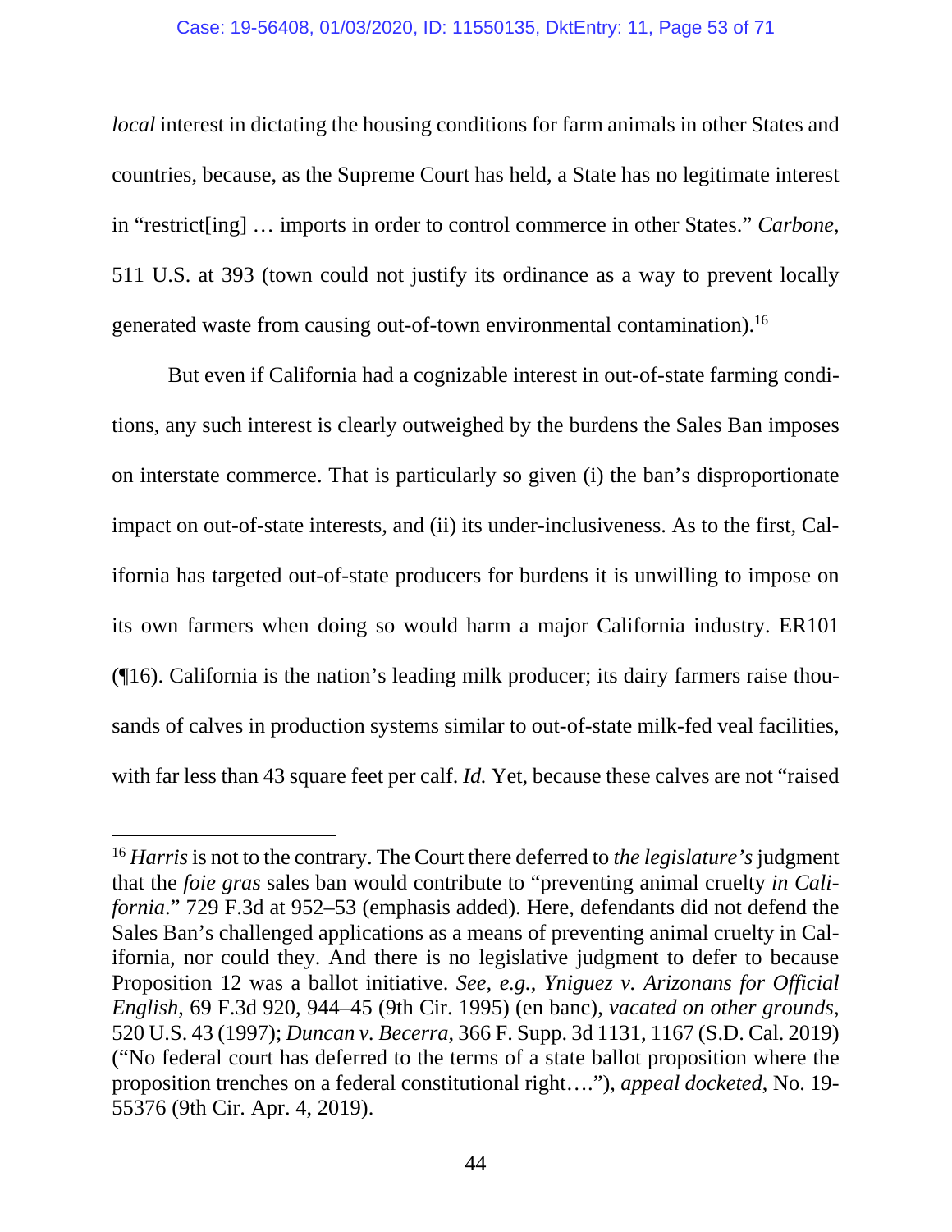*local* interest in dictating the housing conditions for farm animals in other States and countries, because, as the Supreme Court has held, a State has no legitimate interest in "restrict[ing] … imports in order to control commerce in other States." *Carbone*, 511 U.S. at 393 (town could not justify its ordinance as a way to prevent locally generated waste from causing out-of-town environmental contamination).[16]

But even if California had a cognizable interest in out-of-state farming conditions, any such interest is clearly outweighed by the burdens the Sales Ban imposes on interstate commerce. That is particularly so given (i) the ban's disproportionate impact on out-of-state interests, and (ii) its under-inclusiveness. As to the first, California has targeted out-of-state producers for burdens it is unwilling to impose on its own farmers when doing so would harm a major California industry. ER101 (¶16). California is the nation's leading milk producer; its dairy farmers raise thousands of calves in production systems similar to out-of-state milk-fed veal facilities, with far less than 43 square feet per calf. *Id.* Yet, because these calves are not "raised

---

[16] *Harris* is not to the contrary. The Court there deferred to *the legislature's* judgment that the *foie gras* sales ban would contribute to "preventing animal cruelty *in California*." 729 F.3d at 952–53 (emphasis added). Here, defendants did not defend the Sales Ban's challenged applications as a means of preventing animal cruelty in California, nor could they. And there is no legislative judgment to defer to because Proposition 12 was a ballot initiative. *See, e.g.*, *Yniguez v. Arizonans for Official English*, 69 F.3d 920, 944–45 (9th Cir. 1995) (en banc), *vacated on other grounds*, 520 U.S. 43 (1997); *Duncan v. Becerra*, 366 F. Supp. 3d 1131, 1167 (S.D. Cal. 2019) ("No federal court has deferred to the terms of a state ballot proposition where the proposition trenches on a federal constitutional right…."), *appeal docketed*, No. 19-55376 (9th Cir. Apr. 4, 2019).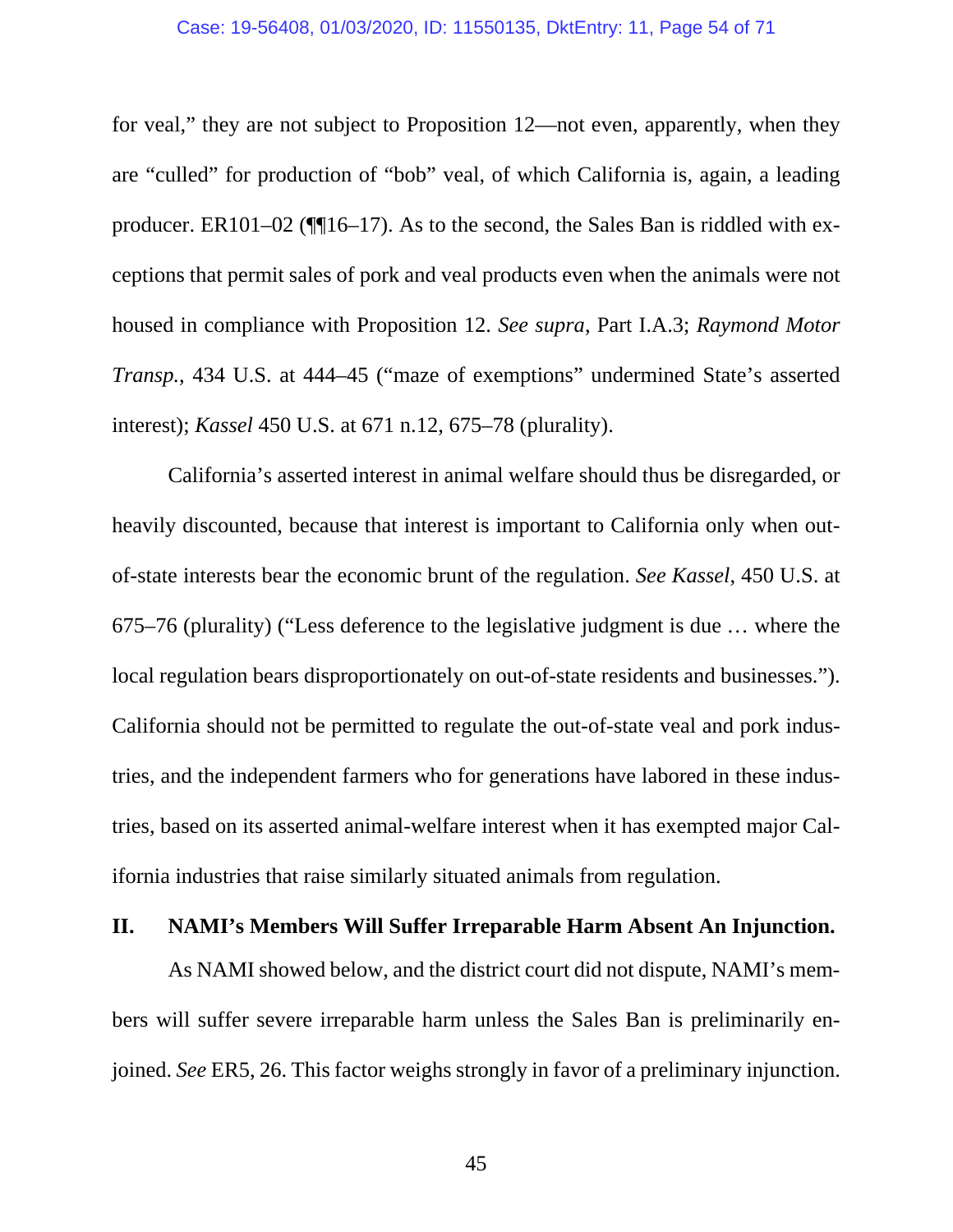for veal," they are not subject to Proposition 12—not even, apparently, when they are "culled" for production of "bob" veal, of which California is, again, a leading producer. ER101–02 (¶¶16–17). As to the second, the Sales Ban is riddled with exceptions that permit sales of pork and veal products even when the animals were not housed in compliance with Proposition 12. *See supra*, Part I.A.3; *Raymond Motor Transp.*, 434 U.S. at 444–45 ("maze of exemptions" undermined State's asserted interest); *Kassel* 450 U.S. at 671 n.12, 675–78 (plurality).

California's asserted interest in animal welfare should thus be disregarded, or heavily discounted, because that interest is important to California only when out-of-state interests bear the economic brunt of the regulation. *See Kassel*, 450 U.S. at 675–76 (plurality) ("Less deference to the legislative judgment is due … where the local regulation bears disproportionately on out-of-state residents and businesses."). California should not be permitted to regulate the out-of-state veal and pork industries, and the independent farmers who for generations have labored in these industries, based on its asserted animal-welfare interest when it has exempted major California industries that raise similarly situated animals from regulation.

## II. NAMI's Members Will Suffer Irreparable Harm Absent An Injunction.

As NAMI showed below, and the district court did not dispute, NAMI's members will suffer severe irreparable harm unless the Sales Ban is preliminarily enjoined. *See* ER5, 26. This factor weighs strongly in favor of a preliminary injunction.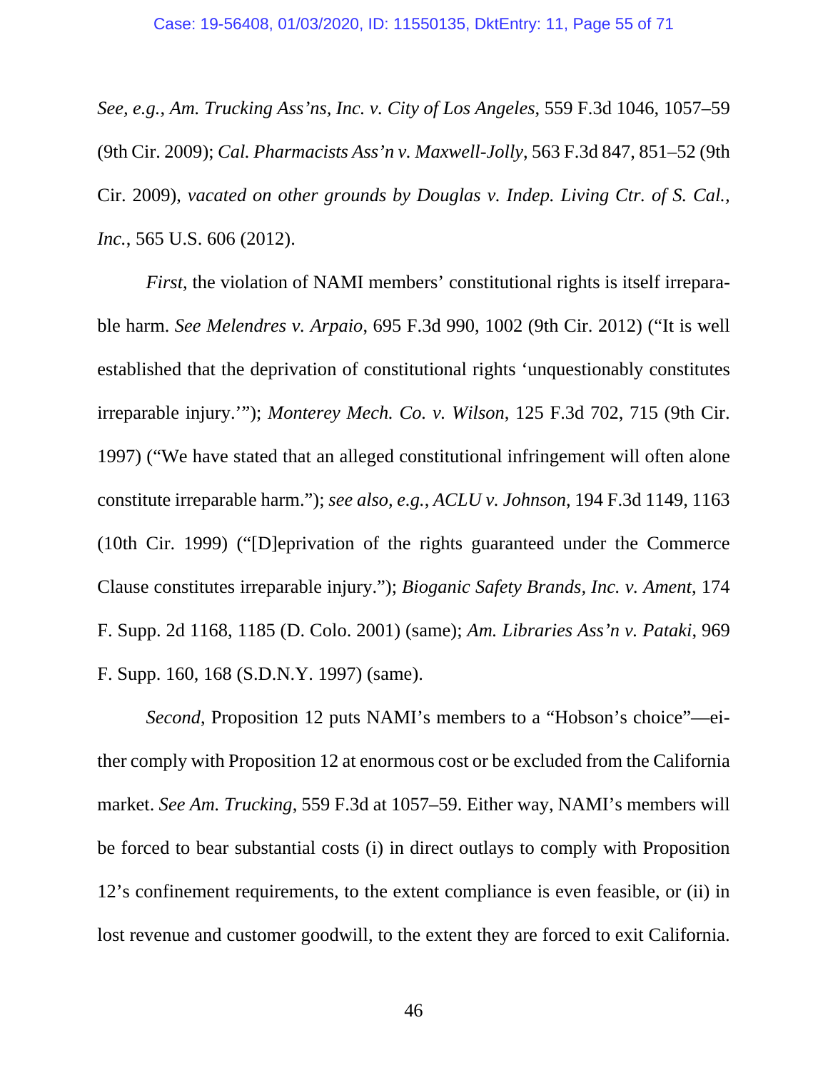*See, e.g.*, *Am. Trucking Ass'ns, Inc. v. City of Los Angeles*, 559 F.3d 1046, 1057–59 (9th Cir. 2009); *Cal. Pharmacists Ass'n v. Maxwell-Jolly*, 563 F.3d 847, 851–52 (9th Cir. 2009), *vacated on other grounds by Douglas v. Indep. Living Ctr. of S. Cal., Inc.*, 565 U.S. 606 (2012).

*First*, the violation of NAMI members' constitutional rights is itself irreparable harm. *See Melendres v. Arpaio*, 695 F.3d 990, 1002 (9th Cir. 2012) ("It is well established that the deprivation of constitutional rights 'unquestionably constitutes irreparable injury.'"); *Monterey Mech. Co. v. Wilson*, 125 F.3d 702, 715 (9th Cir. 1997) ("We have stated that an alleged constitutional infringement will often alone constitute irreparable harm."); *see also, e.g.*, *ACLU v. Johnson*, 194 F.3d 1149, 1163 (10th Cir. 1999) ("[D]eprivation of the rights guaranteed under the Commerce Clause constitutes irreparable injury."); *Bioganic Safety Brands, Inc. v. Ament*, 174 F. Supp. 2d 1168, 1185 (D. Colo. 2001) (same); *Am. Libraries Ass'n v. Pataki*, 969 F. Supp. 160, 168 (S.D.N.Y. 1997) (same).

*Second*, Proposition 12 puts NAMI's members to a "Hobson's choice"—either comply with Proposition 12 at enormous cost or be excluded from the California market. *See Am. Trucking*, 559 F.3d at 1057–59. Either way, NAMI's members will be forced to bear substantial costs (i) in direct outlays to comply with Proposition 12's confinement requirements, to the extent compliance is even feasible, or (ii) in lost revenue and customer goodwill, to the extent they are forced to exit California.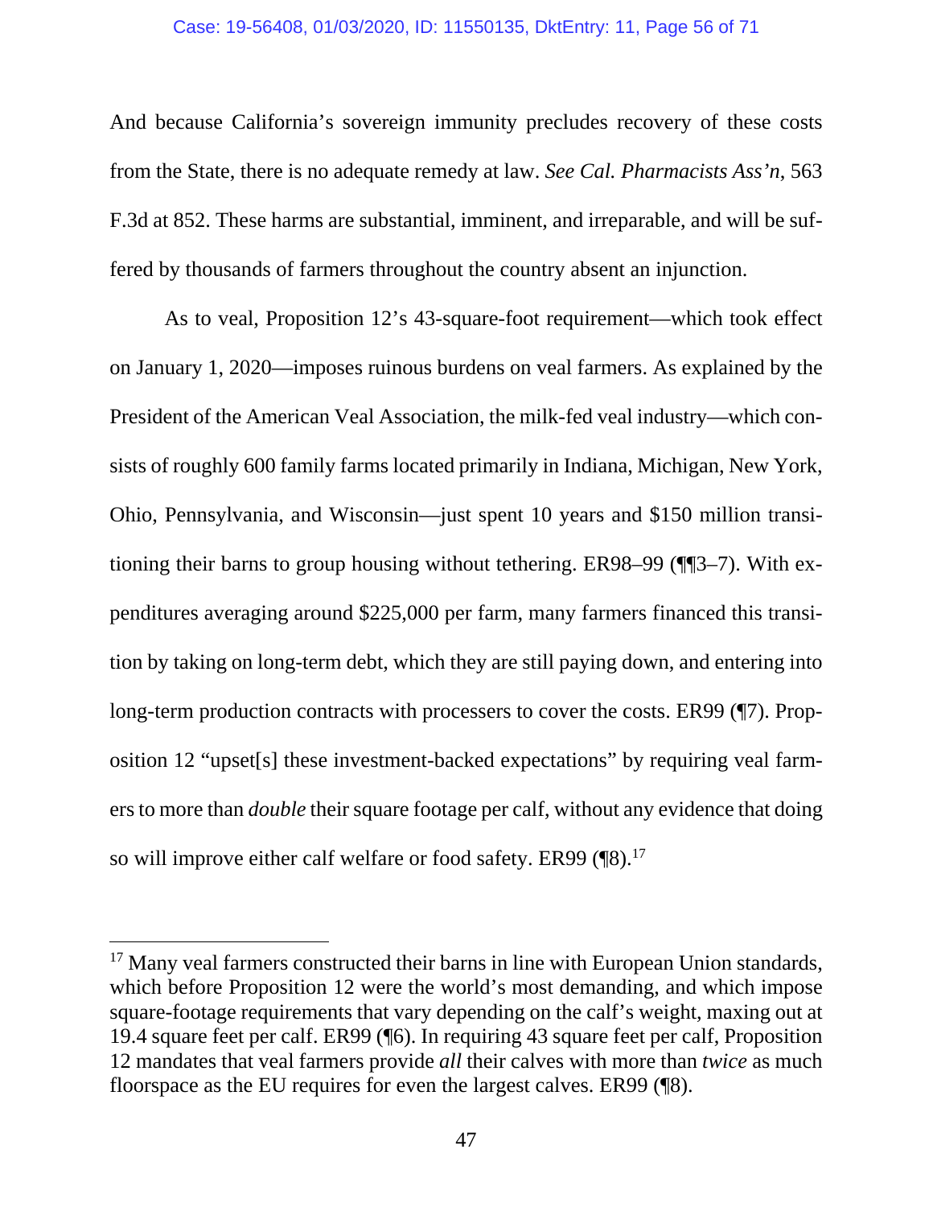And because California's sovereign immunity precludes recovery of these costs from the State, there is no adequate remedy at law. *See Cal. Pharmacists Ass'n*, 563 F.3d at 852. These harms are substantial, imminent, and irreparable, and will be suffered by thousands of farmers throughout the country absent an injunction.

As to veal, Proposition 12's 43-square-foot requirement—which took effect on January 1, 2020—imposes ruinous burdens on veal farmers. As explained by the President of the American Veal Association, the milk-fed veal industry—which consists of roughly 600 family farms located primarily in Indiana, Michigan, New York, Ohio, Pennsylvania, and Wisconsin—just spent 10 years and $150 million transitioning their barns to group housing without tethering. ER98–99 (¶¶3–7). With expenditures averaging around $225,000 per farm, many farmers financed this transition by taking on long-term debt, which they are still paying down, and entering into long-term production contracts with processers to cover the costs. ER99 (¶7). Proposition 12 "upset[s] these investment-backed expectations" by requiring veal farmers to more than *double* their square footage per calf, without any evidence that doing so will improve either calf welfare or food safety. ER99 (¶8).[17]

[17] Many veal farmers constructed their barns in line with European Union standards, which before Proposition 12 were the world's most demanding, and which impose square-footage requirements that vary depending on the calf's weight, maxing out at 19.4 square feet per calf. ER99 (¶6). In requiring 43 square feet per calf, Proposition 12 mandates that veal farmers provide *all* their calves with more than *twice* as much floorspace as the EU requires for even the largest calves. ER99 (¶8).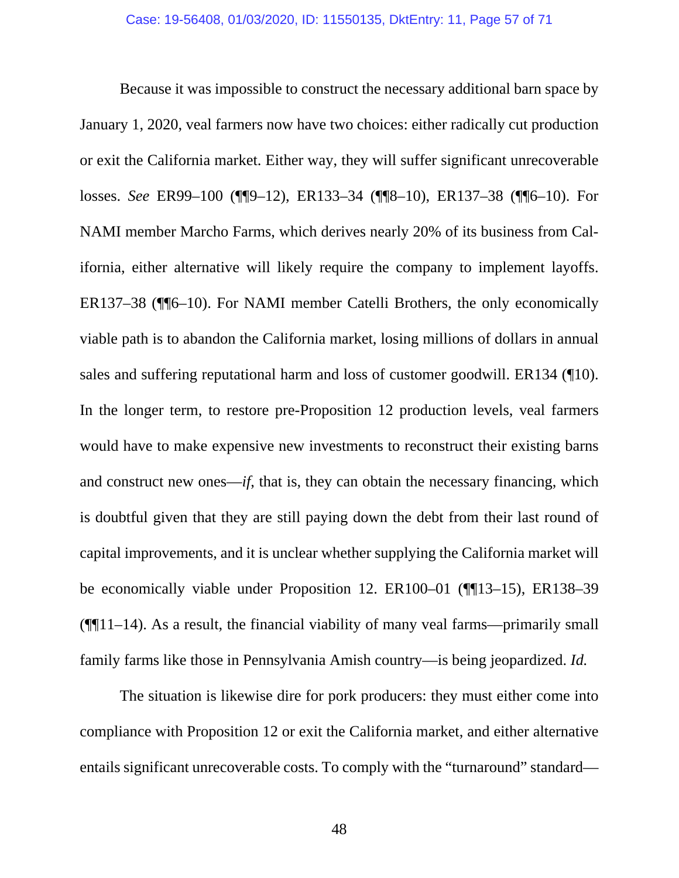Because it was impossible to construct the necessary additional barn space by January 1, 2020, veal farmers now have two choices: either radically cut production or exit the California market. Either way, they will suffer significant unrecoverable losses. *See* ER99–100 (¶¶9–12), ER133–34 (¶¶8–10), ER137–38 (¶¶6–10). For NAMI member Marcho Farms, which derives nearly 20% of its business from California, either alternative will likely require the company to implement layoffs. ER137–38 (¶¶6–10). For NAMI member Catelli Brothers, the only economically viable path is to abandon the California market, losing millions of dollars in annual sales and suffering reputational harm and loss of customer goodwill. ER134 (¶10). In the longer term, to restore pre-Proposition 12 production levels, veal farmers would have to make expensive new investments to reconstruct their existing barns and construct new ones—*if*, that is, they can obtain the necessary financing, which is doubtful given that they are still paying down the debt from their last round of capital improvements, and it is unclear whether supplying the California market will be economically viable under Proposition 12. ER100–01 (¶¶13–15), ER138–39 (¶¶11–14). As a result, the financial viability of many veal farms—primarily small family farms like those in Pennsylvania Amish country—is being jeopardized. *Id.*

The situation is likewise dire for pork producers: they must either come into compliance with Proposition 12 or exit the California market, and either alternative entails significant unrecoverable costs. To comply with the "turnaround" standard—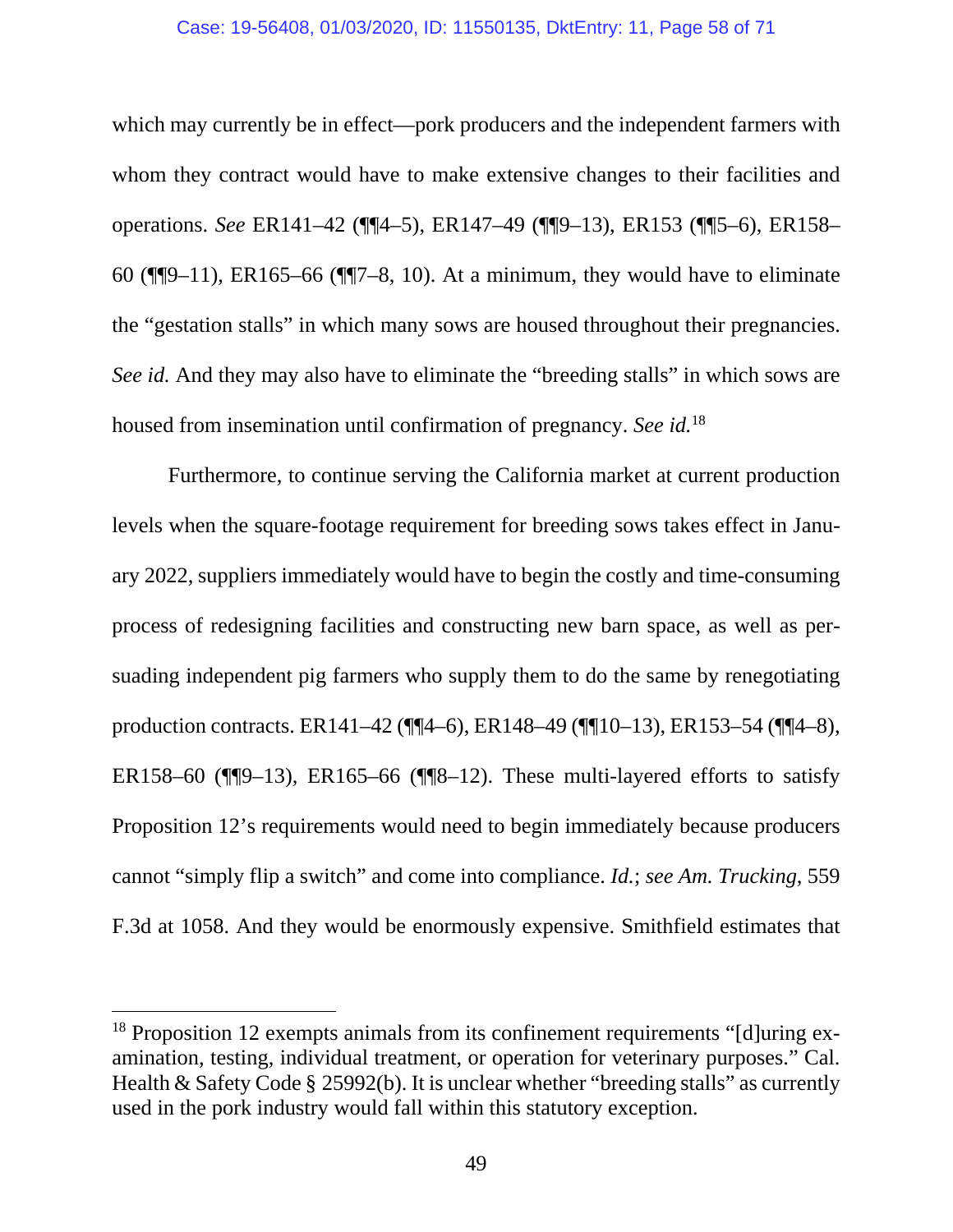which may currently be in effect—pork producers and the independent farmers with whom they contract would have to make extensive changes to their facilities and operations. *See* ER141–42 (¶¶4–5), ER147–49 (¶¶9–13), ER153 (¶¶5–6), ER158–60 (¶¶9–11), ER165–66 (¶¶7–8, 10). At a minimum, they would have to eliminate the "gestation stalls" in which many sows are housed throughout their pregnancies. *See id.* And they may also have to eliminate the "breeding stalls" in which sows are housed from insemination until confirmation of pregnancy. *See id.*[18]

Furthermore, to continue serving the California market at current production levels when the square-footage requirement for breeding sows takes effect in January 2022, suppliers immediately would have to begin the costly and time-consuming process of redesigning facilities and constructing new barn space, as well as persuading independent pig farmers who supply them to do the same by renegotiating production contracts. ER141–42 (¶¶4–6), ER148–49 (¶¶10–13), ER153–54 (¶¶4–8), ER158–60 (¶¶9–13), ER165–66 (¶¶8–12). These multi-layered efforts to satisfy Proposition 12's requirements would need to begin immediately because producers cannot "simply flip a switch" and come into compliance. *Id.*; *see Am. Trucking*, 559 F.3d at 1058. And they would be enormously expensive. Smithfield estimates that

---

[18] Proposition 12 exempts animals from its confinement requirements "[d]uring examination, testing, individual treatment, or operation for veterinary purposes." Cal. Health & Safety Code § 25992(b). It is unclear whether "breeding stalls" as currently used in the pork industry would fall within this statutory exception.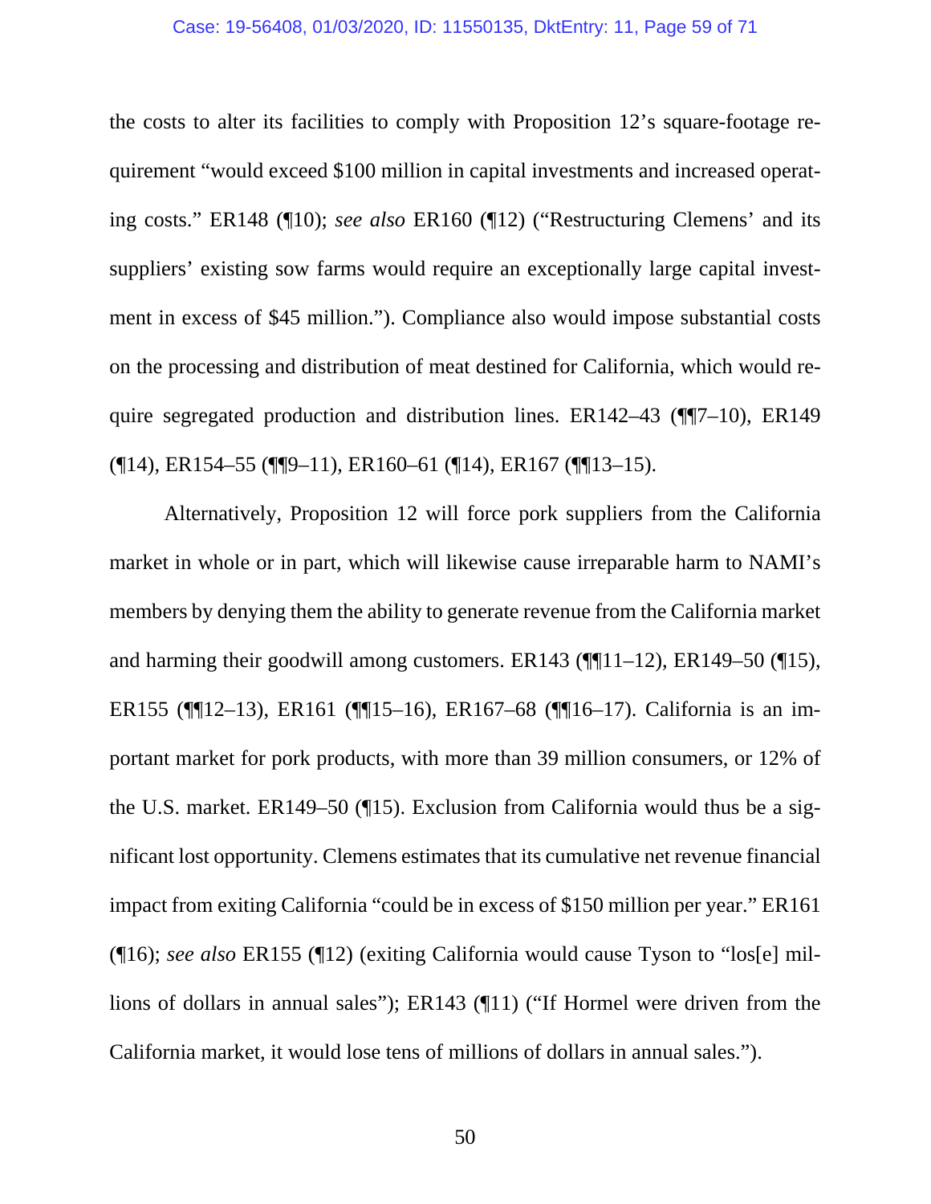the costs to alter its facilities to comply with Proposition 12's square-footage requirement "would exceed $100 million in capital investments and increased operating costs." ER148 (¶10); *see also* ER160 (¶12) ("Restructuring Clemens' and its suppliers' existing sow farms would require an exceptionally large capital investment in excess of $45 million."). Compliance also would impose substantial costs on the processing and distribution of meat destined for California, which would require segregated production and distribution lines. ER142–43 (¶¶7–10), ER149 (¶14), ER154–55 (¶¶9–11), ER160–61 (¶14), ER167 (¶¶13–15).

Alternatively, Proposition 12 will force pork suppliers from the California market in whole or in part, which will likewise cause irreparable harm to NAMI's members by denying them the ability to generate revenue from the California market and harming their goodwill among customers. ER143 (¶¶11–12), ER149–50 (¶15), ER155 (¶¶12–13), ER161 (¶¶15–16), ER167–68 (¶¶16–17). California is an important market for pork products, with more than 39 million consumers, or 12% of the U.S. market. ER149–50 (¶15). Exclusion from California would thus be a significant lost opportunity. Clemens estimates that its cumulative net revenue financial impact from exiting California "could be in excess of $150 million per year." ER161 (¶16); *see also* ER155 (¶12) (exiting California would cause Tyson to "los[e] millions of dollars in annual sales"); ER143 (¶11) ("If Hormel were driven from the California market, it would lose tens of millions of dollars in annual sales.").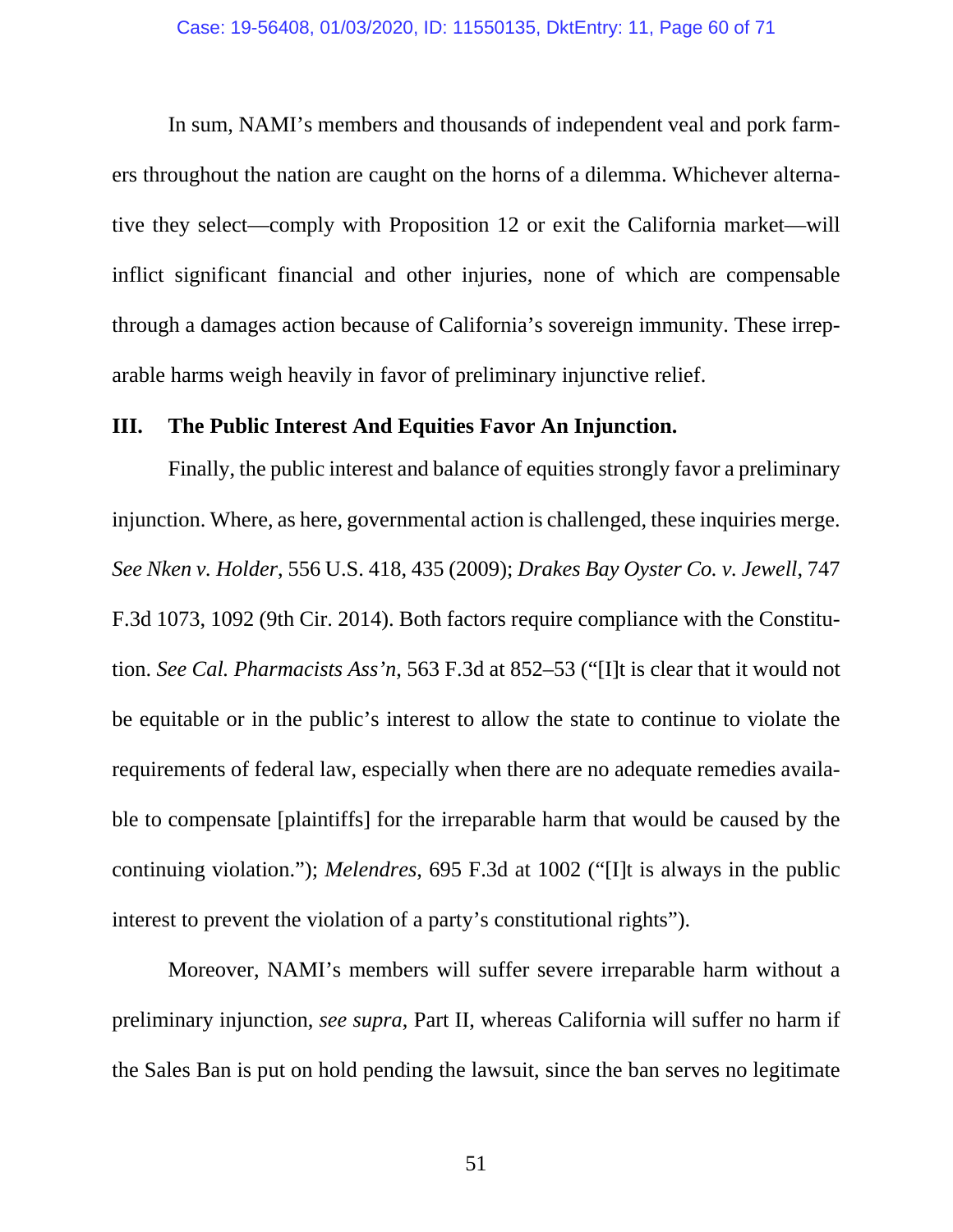In sum, NAMI's members and thousands of independent veal and pork farmers throughout the nation are caught on the horns of a dilemma. Whichever alternative they select—comply with Proposition 12 or exit the California market—will inflict significant financial and other injuries, none of which are compensable through a damages action because of California's sovereign immunity. These irreparable harms weigh heavily in favor of preliminary injunctive relief.

## III. The Public Interest And Equities Favor An Injunction.

Finally, the public interest and balance of equities strongly favor a preliminary injunction. Where, as here, governmental action is challenged, these inquiries merge. *See Nken v. Holder*, 556 U.S. 418, 435 (2009); *Drakes Bay Oyster Co. v. Jewell*, 747 F.3d 1073, 1092 (9th Cir. 2014). Both factors require compliance with the Constitution. *See Cal. Pharmacists Ass'n*, 563 F.3d at 852–53 ("[I]t is clear that it would not be equitable or in the public's interest to allow the state to continue to violate the requirements of federal law, especially when there are no adequate remedies available to compensate [plaintiffs] for the irreparable harm that would be caused by the continuing violation."); *Melendres*, 695 F.3d at 1002 ("[I]t is always in the public interest to prevent the violation of a party's constitutional rights").

Moreover, NAMI's members will suffer severe irreparable harm without a preliminary injunction, *see supra*, Part II, whereas California will suffer no harm if the Sales Ban is put on hold pending the lawsuit, since the ban serves no legitimate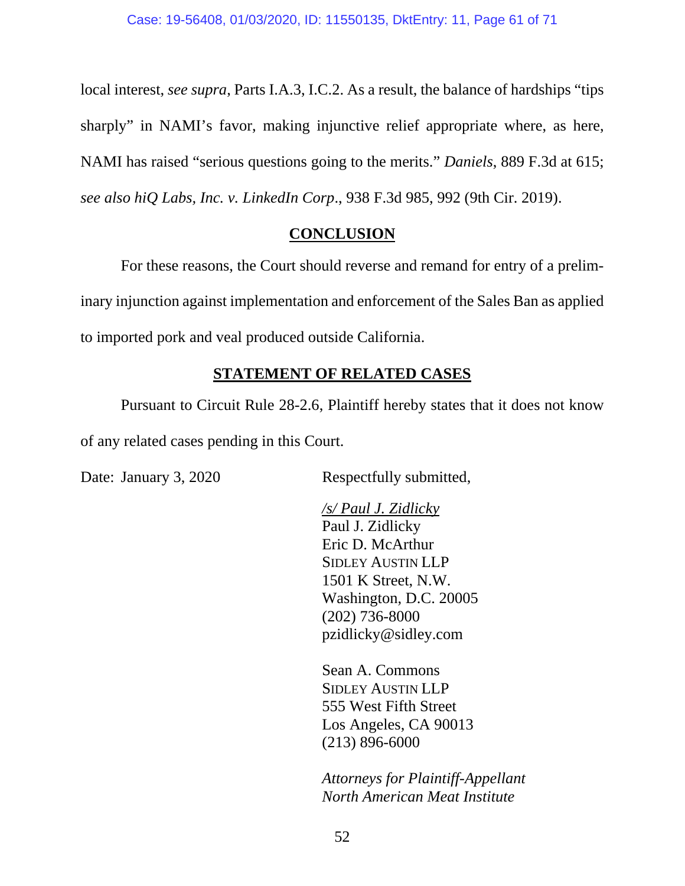local interest, *see supra*, Parts I.A.3, I.C.2. As a result, the balance of hardships "tips sharply" in NAMI's favor, making injunctive relief appropriate where, as here, NAMI has raised "serious questions going to the merits." *Daniels*, 889 F.3d at 615; *see also hiQ Labs, Inc. v. LinkedIn Corp*., 938 F.3d 985, 992 (9th Cir. 2019).

## CONCLUSION

For these reasons, the Court should reverse and remand for entry of a preliminary injunction against implementation and enforcement of the Sales Ban as applied to imported pork and veal produced outside California.

## STATEMENT OF RELATED CASES

Pursuant to Circuit Rule 28-2.6, Plaintiff hereby states that it does not know of any related cases pending in this Court.

Date: January 3, 2020

Respectfully submitted,

/s/ Paul J. Zidlicky
Paul J. Zidlicky
Eric D. McArthur
SIDLEY AUSTIN LLP
1501 K Street, N.W.
Washington, D.C. 20005
(202) 736-8000
pzidlicky@sidley.com

Sean A. Commons
SIDLEY AUSTIN LLP
555 West Fifth Street
Los Angeles, CA 90013
(213) 896-6000

*Attorneys for Plaintiff-Appellant North American Meat Institute*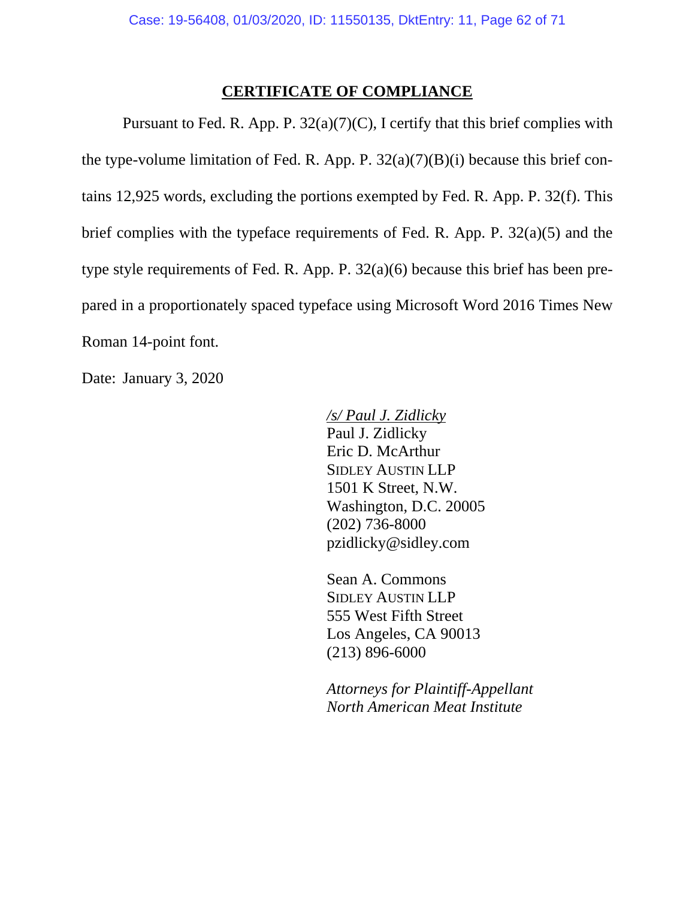## CERTIFICATE OF COMPLIANCE

Pursuant to Fed. R. App. P. 32(a)(7)(C), I certify that this brief complies with the type-volume limitation of Fed. R. App. P. 32(a)(7)(B)(i) because this brief contains 12,925 words, excluding the portions exempted by Fed. R. App. P. 32(f). This brief complies with the typeface requirements of Fed. R. App. P. 32(a)(5) and the type style requirements of Fed. R. App. P. 32(a)(6) because this brief has been prepared in a proportionately spaced typeface using Microsoft Word 2016 Times New Roman 14-point font.

Date: January 3, 2020

*/s/ Paul J. Zidlicky*
Paul J. Zidlicky
Eric D. McArthur
SIDLEY AUSTIN LLP
1501 K Street, N.W.
Washington, D.C. 20005
(202) 736-8000
pzidlicky@sidley.com

Sean A. Commons
SIDLEY AUSTIN LLP
555 West Fifth Street
Los Angeles, CA 90013
(213) 896-6000

*Attorneys for Plaintiff-Appellant North American Meat Institute*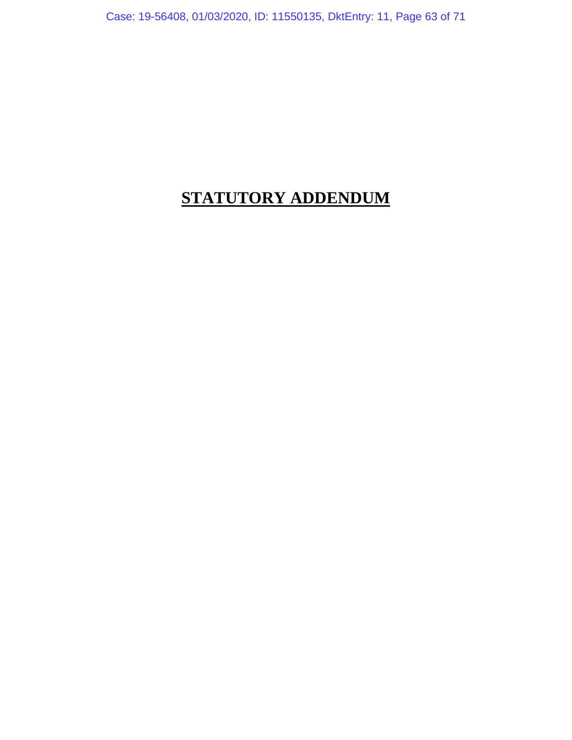# **STATUTORY ADDENDUM**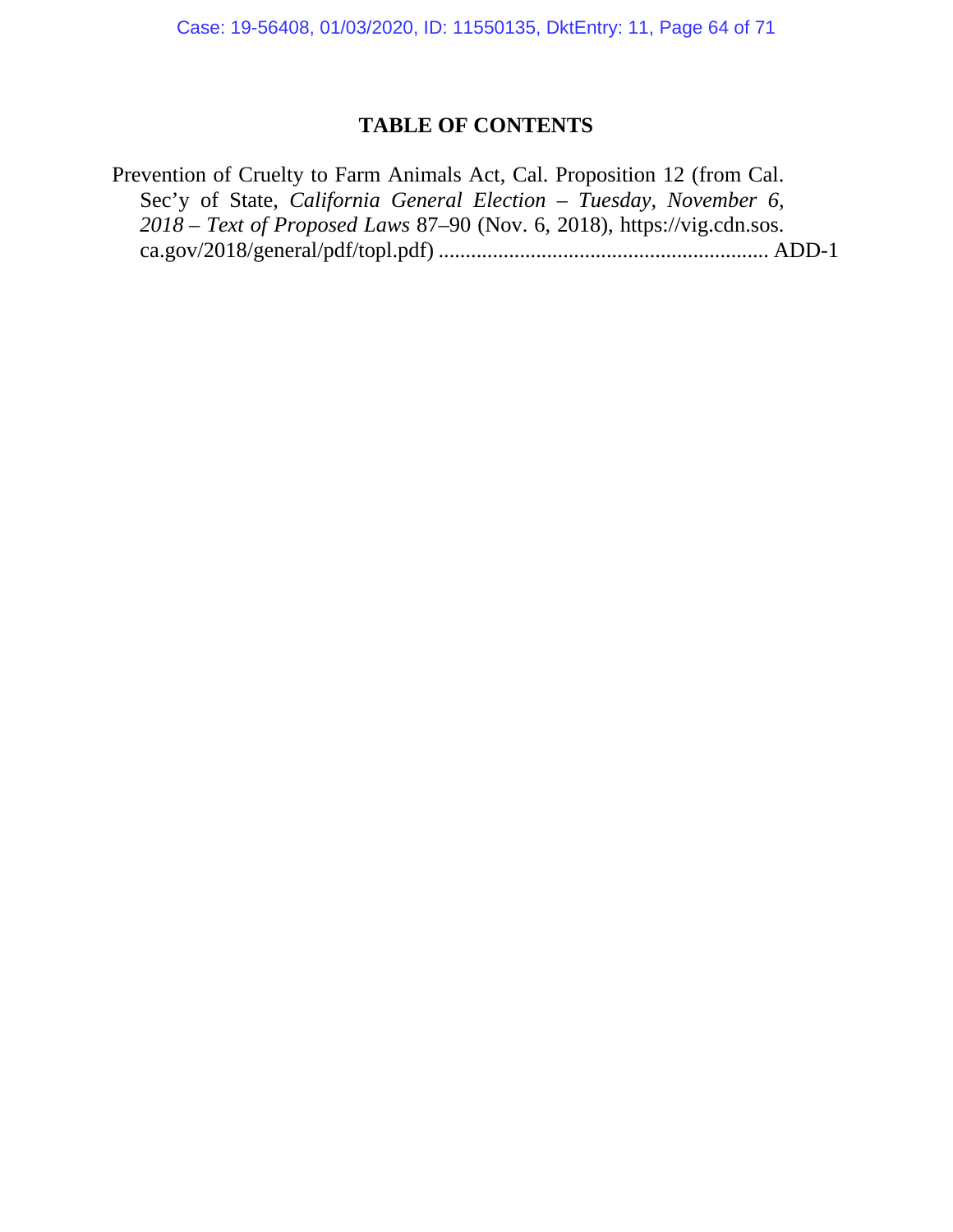## TABLE OF CONTENTS

Prevention of Cruelty to Farm Animals Act, Cal. Proposition 12 (from Cal. Sec'y of State, *California General Election – Tuesday, November 6, 2018 – Text of Proposed Laws* 87–90 (Nov. 6, 2018), https://vig.cdn.sos.ca.gov/2018/general/pdf/topl.pdf) ............................................................ ADD-1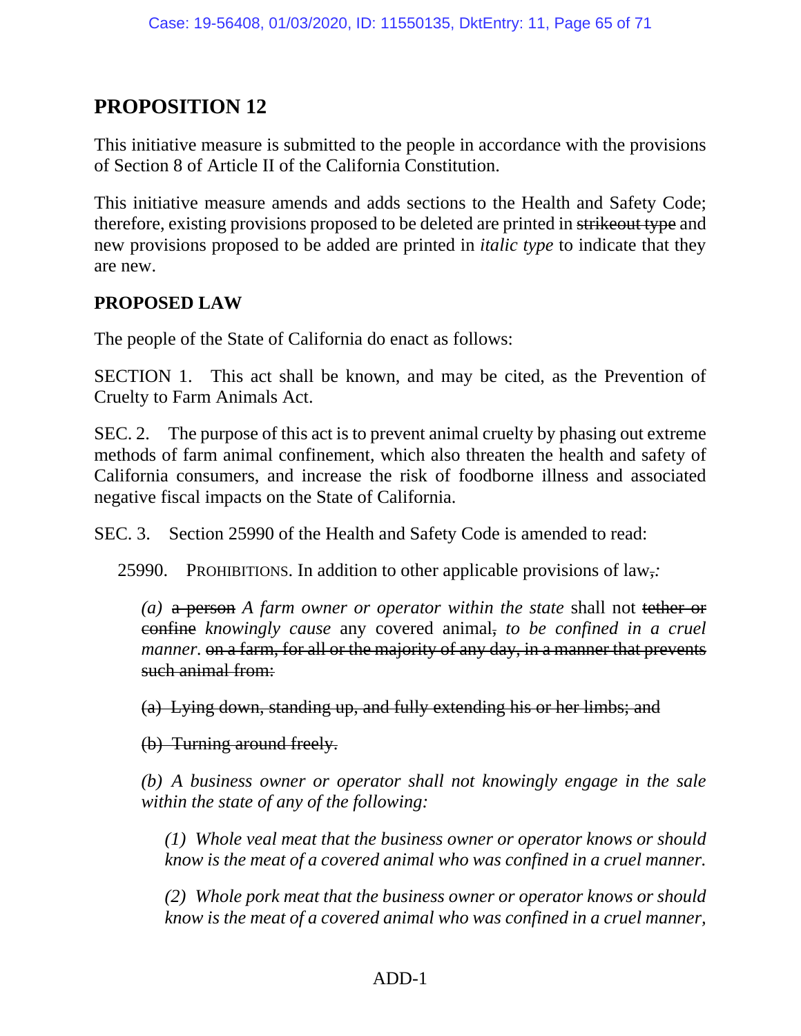# PROPOSITION 12

This initiative measure is submitted to the people in accordance with the provisions of Section 8 of Article II of the California Constitution.

This initiative measure amends and adds sections to the Health and Safety Code; therefore, existing provisions proposed to be deleted are printed in ~~strikeout type~~ and new provisions proposed to be added are printed in *italic type* to indicate that they are new.

## PROPOSED LAW

The people of the State of California do enact as follows:

SECTION 1. This act shall be known, and may be cited, as the Prevention of Cruelty to Farm Animals Act.

SEC. 2. The purpose of this act is to prevent animal cruelty by phasing out extreme methods of farm animal confinement, which also threaten the health and safety of California consumers, and increase the risk of foodborne illness and associated negative fiscal impacts on the State of California.

SEC. 3. Section 25990 of the Health and Safety Code is amended to read:

25990. PROHIBITIONS. In addition to other applicable provisions of law~~,~~*:*

*(a)* ~~a person~~ *A farm owner or operator within the state* shall not ~~tether or confine~~ *knowingly cause* any covered animal~~,~~ *to be confined in a cruel manner.* ~~on a farm, for all or the majority of any day, in a manner that prevents such animal from:~~

~~(a) Lying down, standing up, and fully extending his or her limbs; and~~

~~(b) Turning around freely.~~

*(b) A business owner or operator shall not knowingly engage in the sale within the state of any of the following:*

*(1) Whole veal meat that the business owner or operator knows or should know is the meat of a covered animal who was confined in a cruel manner.*

*(2) Whole pork meat that the business owner or operator knows or should know is the meat of a covered animal who was confined in a cruel manner,*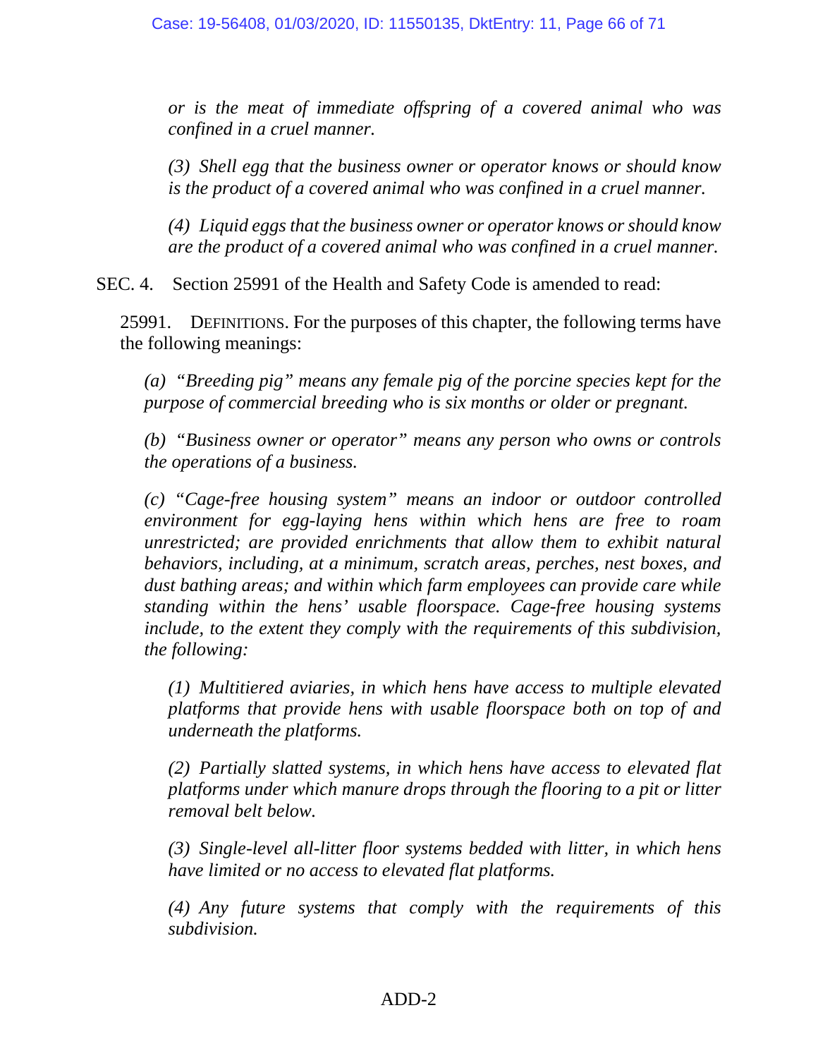*or is the meat of immediate offspring of a covered animal who was confined in a cruel manner.*

*(3) Shell egg that the business owner or operator knows or should know is the product of a covered animal who was confined in a cruel manner.*

*(4) Liquid eggs that the business owner or operator knows or should know are the product of a covered animal who was confined in a cruel manner.*

SEC. 4. Section 25991 of the Health and Safety Code is amended to read:

25991. DEFINITIONS. For the purposes of this chapter, the following terms have the following meanings:

*(a) "Breeding pig" means any female pig of the porcine species kept for the purpose of commercial breeding who is six months or older or pregnant.*

*(b) "Business owner or operator" means any person who owns or controls the operations of a business.*

*(c) "Cage-free housing system" means an indoor or outdoor controlled environment for egg-laying hens within which hens are free to roam unrestricted; are provided enrichments that allow them to exhibit natural behaviors, including, at a minimum, scratch areas, perches, nest boxes, and dust bathing areas; and within which farm employees can provide care while standing within the hens' usable floorspace. Cage-free housing systems include, to the extent they comply with the requirements of this subdivision, the following:*

*(1) Multitiered aviaries, in which hens have access to multiple elevated platforms that provide hens with usable floorspace both on top of and underneath the platforms.*

*(2) Partially slatted systems, in which hens have access to elevated flat platforms under which manure drops through the flooring to a pit or litter removal belt below.*

*(3) Single-level all-litter floor systems bedded with litter, in which hens have limited or no access to elevated flat platforms.*

*(4) Any future systems that comply with the requirements of this subdivision.*

ADD-2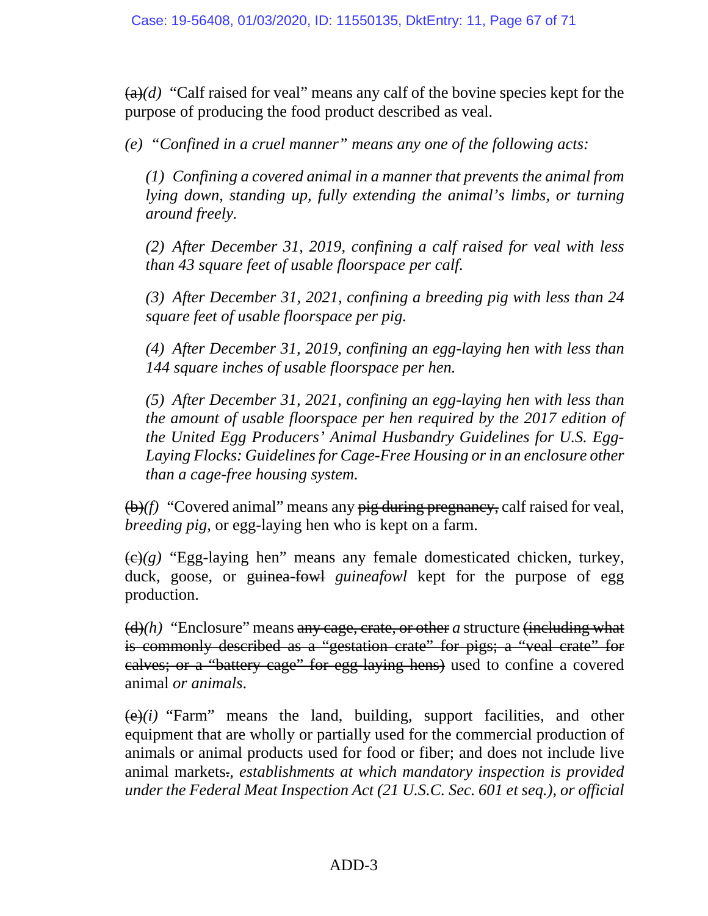~~(a)~~*(d)* "Calf raised for veal" means any calf of the bovine species kept for the purpose of producing the food product described as veal.

*(e) "Confined in a cruel manner" means any one of the following acts:*

> *(1) Confining a covered animal in a manner that prevents the animal from lying down, standing up, fully extending the animal's limbs, or turning around freely.*
>
> *(2) After December 31, 2019, confining a calf raised for veal with less than 43 square feet of usable floorspace per calf.*
>
> *(3) After December 31, 2021, confining a breeding pig with less than 24 square feet of usable floorspace per pig.*
>
> *(4) After December 31, 2019, confining an egg-laying hen with less than 144 square inches of usable floorspace per hen.*
>
> *(5) After December 31, 2021, confining an egg-laying hen with less than the amount of usable floorspace per hen required by the 2017 edition of the United Egg Producers' Animal Husbandry Guidelines for U.S. Egg-Laying Flocks: Guidelines for Cage-Free Housing or in an enclosure other than a cage-free housing system.*

~~(b)~~*(f)* "Covered animal" means any ~~pig during pregnancy,~~ calf raised for veal, *breeding pig,* or egg-laying hen who is kept on a farm.

~~(c)~~*(g)* "Egg-laying hen" means any female domesticated chicken, turkey, duck, goose, or ~~guinea-fowl~~ *guineafowl* kept for the purpose of egg production.

~~(d)~~*(h)* "Enclosure" means ~~any cage, crate, or other~~ *a* structure ~~(including what is commonly described as a "gestation crate" for pigs; a "veal crate" for calves; or a "battery cage" for egg laying hens)~~ used to confine a covered animal *or animals*.

~~(e)~~*(i)* "Farm" means the land, building, support facilities, and other equipment that are wholly or partially used for the commercial production of animals or animal products used for food or fiber; and does not include live animal markets~~.~~*, establishments at which mandatory inspection is provided under the Federal Meat Inspection Act (21 U.S.C. Sec. 601 et seq.), or official*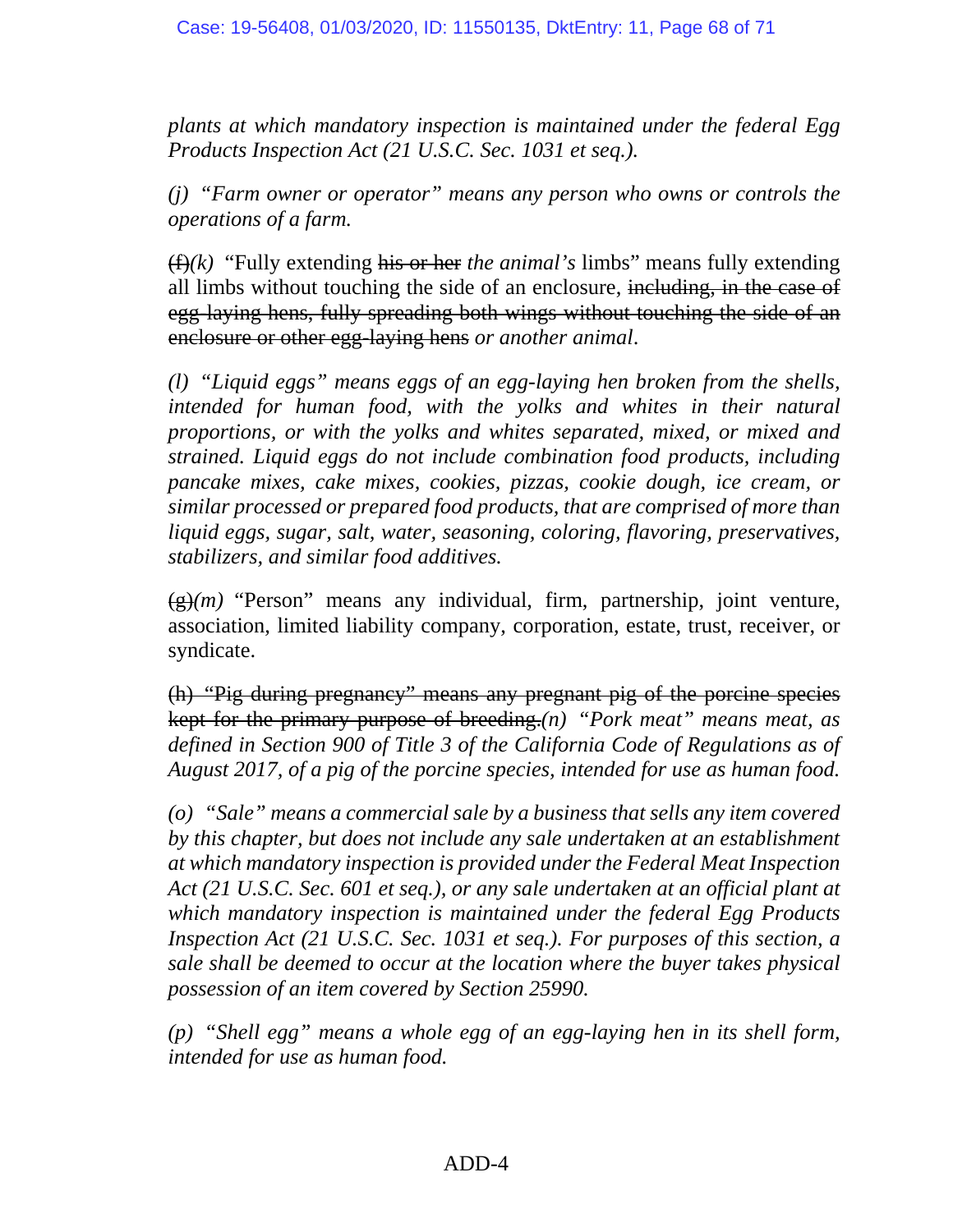*plants at which mandatory inspection is maintained under the federal Egg Products Inspection Act (21 U.S.C. Sec. 1031 et seq.).*

*(j) "Farm owner or operator" means any person who owns or controls the operations of a farm.*

~~(f)~~*(k)* "Fully extending ~~his or her~~ *the animal's* limbs" means fully extending all limbs without touching the side of an enclosure, ~~including, in the case of egg-laying hens, fully spreading both wings without touching the side of an enclosure or other egg-laying hens~~ *or another animal*.

*(l) "Liquid eggs" means eggs of an egg-laying hen broken from the shells, intended for human food, with the yolks and whites in their natural proportions, or with the yolks and whites separated, mixed, or mixed and strained. Liquid eggs do not include combination food products, including pancake mixes, cake mixes, cookies, pizzas, cookie dough, ice cream, or similar processed or prepared food products, that are comprised of more than liquid eggs, sugar, salt, water, seasoning, coloring, flavoring, preservatives, stabilizers, and similar food additives.*

~~(g)~~*(m)* "Person" means any individual, firm, partnership, joint venture, association, limited liability company, corporation, estate, trust, receiver, or syndicate.

~~(h) "Pig during pregnancy" means any pregnant pig of the porcine species kept for the primary purpose of breeding.~~*(n) "Pork meat" means meat, as defined in Section 900 of Title 3 of the California Code of Regulations as of August 2017, of a pig of the porcine species, intended for use as human food.*

*(o) "Sale" means a commercial sale by a business that sells any item covered by this chapter, but does not include any sale undertaken at an establishment at which mandatory inspection is provided under the Federal Meat Inspection Act (21 U.S.C. Sec. 601 et seq.), or any sale undertaken at an official plant at which mandatory inspection is maintained under the federal Egg Products Inspection Act (21 U.S.C. Sec. 1031 et seq.). For purposes of this section, a sale shall be deemed to occur at the location where the buyer takes physical possession of an item covered by Section 25990.*

*(p) "Shell egg" means a whole egg of an egg-laying hen in its shell form, intended for use as human food.*

ADD-4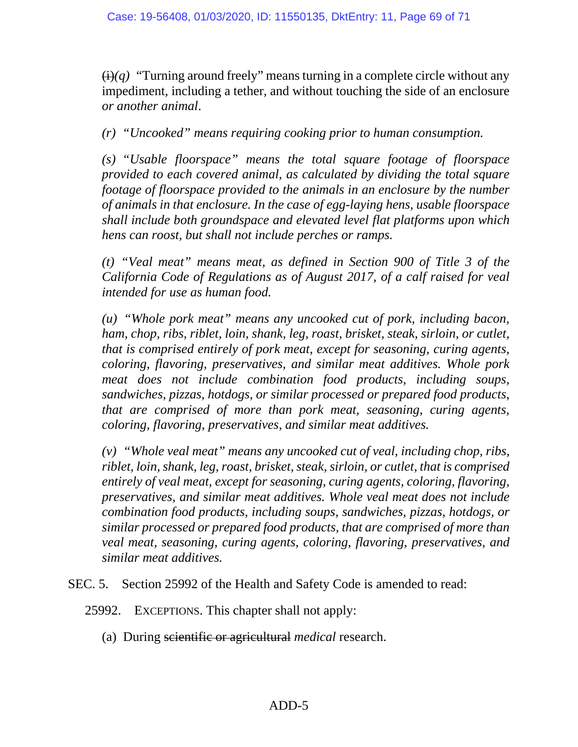~~(i)~~*(q)* "Turning around freely" means turning in a complete circle without any impediment, including a tether, and without touching the side of an enclosure *or another animal*.

*(r) "Uncooked" means requiring cooking prior to human consumption.*

*(s) "Usable floorspace" means the total square footage of floorspace provided to each covered animal, as calculated by dividing the total square footage of floorspace provided to the animals in an enclosure by the number of animals in that enclosure. In the case of egg-laying hens, usable floorspace shall include both groundspace and elevated level flat platforms upon which hens can roost, but shall not include perches or ramps.*

*(t) "Veal meat" means meat, as defined in Section 900 of Title 3 of the California Code of Regulations as of August 2017, of a calf raised for veal intended for use as human food.*

*(u) "Whole pork meat" means any uncooked cut of pork, including bacon, ham, chop, ribs, riblet, loin, shank, leg, roast, brisket, steak, sirloin, or cutlet, that is comprised entirely of pork meat, except for seasoning, curing agents, coloring, flavoring, preservatives, and similar meat additives. Whole pork meat does not include combination food products, including soups, sandwiches, pizzas, hotdogs, or similar processed or prepared food products, that are comprised of more than pork meat, seasoning, curing agents, coloring, flavoring, preservatives, and similar meat additives.*

*(v) "Whole veal meat" means any uncooked cut of veal, including chop, ribs, riblet, loin, shank, leg, roast, brisket, steak, sirloin, or cutlet, that is comprised entirely of veal meat, except for seasoning, curing agents, coloring, flavoring, preservatives, and similar meat additives. Whole veal meat does not include combination food products, including soups, sandwiches, pizzas, hotdogs, or similar processed or prepared food products, that are comprised of more than veal meat, seasoning, curing agents, coloring, flavoring, preservatives, and similar meat additives.*

SEC. 5. Section 25992 of the Health and Safety Code is amended to read:

25992. EXCEPTIONS. This chapter shall not apply:

(a) During ~~scientific or agricultural~~ *medical* research.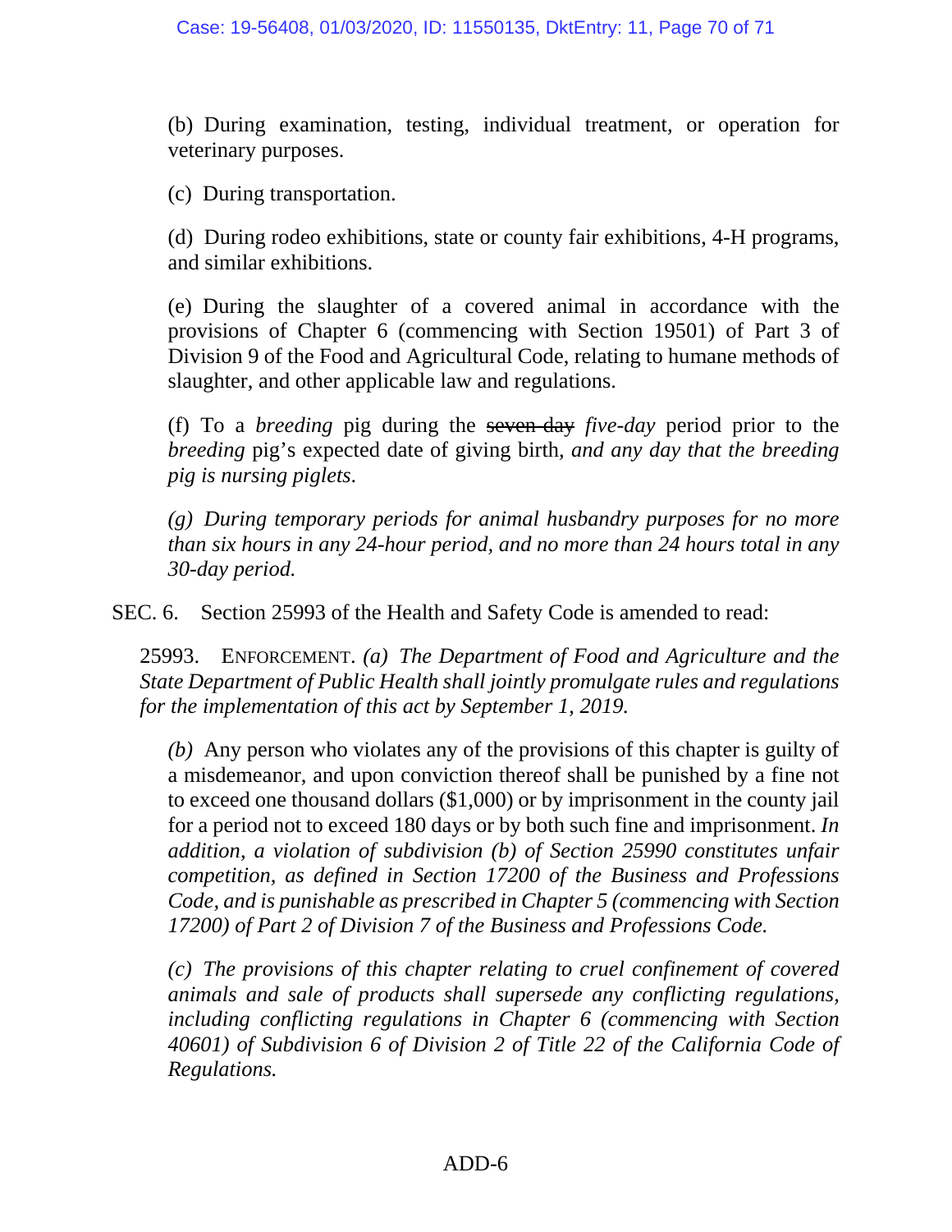(b) During examination, testing, individual treatment, or operation for veterinary purposes.

(c) During transportation.

(d) During rodeo exhibitions, state or county fair exhibitions, 4-H programs, and similar exhibitions.

(e) During the slaughter of a covered animal in accordance with the provisions of Chapter 6 (commencing with Section 19501) of Part 3 of Division 9 of the Food and Agricultural Code, relating to humane methods of slaughter, and other applicable law and regulations.

(f) To a *breeding* pig during the ~~seven-day~~ *five-day* period prior to the *breeding* pig's expected date of giving birth*, and any day that the breeding pig is nursing piglets*.

*(g) During temporary periods for animal husbandry purposes for no more than six hours in any 24-hour period, and no more than 24 hours total in any 30-day period.*

SEC. 6. Section 25993 of the Health and Safety Code is amended to read:

25993. ENFORCEMENT. *(a) The Department of Food and Agriculture and the State Department of Public Health shall jointly promulgate rules and regulations for the implementation of this act by September 1, 2019.*

*(b)* Any person who violates any of the provisions of this chapter is guilty of a misdemeanor, and upon conviction thereof shall be punished by a fine not to exceed one thousand dollars ($1,000) or by imprisonment in the county jail for a period not to exceed 180 days or by both such fine and imprisonment. *In addition, a violation of subdivision (b) of Section 25990 constitutes unfair competition, as defined in Section 17200 of the Business and Professions Code, and is punishable as prescribed in Chapter 5 (commencing with Section 17200) of Part 2 of Division 7 of the Business and Professions Code.*

*(c) The provisions of this chapter relating to cruel confinement of covered animals and sale of products shall supersede any conflicting regulations, including conflicting regulations in Chapter 6 (commencing with Section 40601) of Subdivision 6 of Division 2 of Title 22 of the California Code of Regulations.*

ADD-6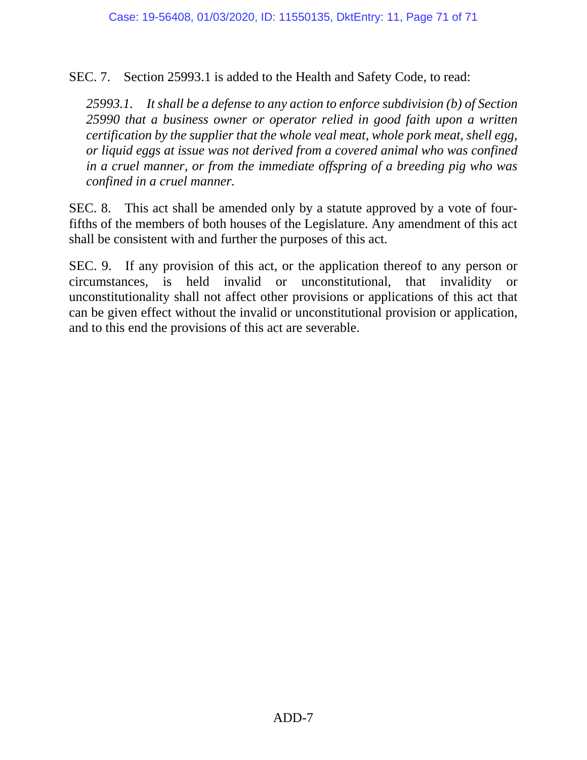SEC. 7. Section 25993.1 is added to the Health and Safety Code, to read:

> *25993.1. It shall be a defense to any action to enforce subdivision (b) of Section 25990 that a business owner or operator relied in good faith upon a written certification by the supplier that the whole veal meat, whole pork meat, shell egg, or liquid eggs at issue was not derived from a covered animal who was confined in a cruel manner, or from the immediate offspring of a breeding pig who was confined in a cruel manner.*

SEC. 8. This act shall be amended only by a statute approved by a vote of four-fifths of the members of both houses of the Legislature. Any amendment of this act shall be consistent with and further the purposes of this act.

SEC. 9. If any provision of this act, or the application thereof to any person or circumstances, is held invalid or unconstitutional, that invalidity or unconstitutionality shall not affect other provisions or applications of this act that can be given effect without the invalid or unconstitutional provision or application, and to this end the provisions of this act are severable.